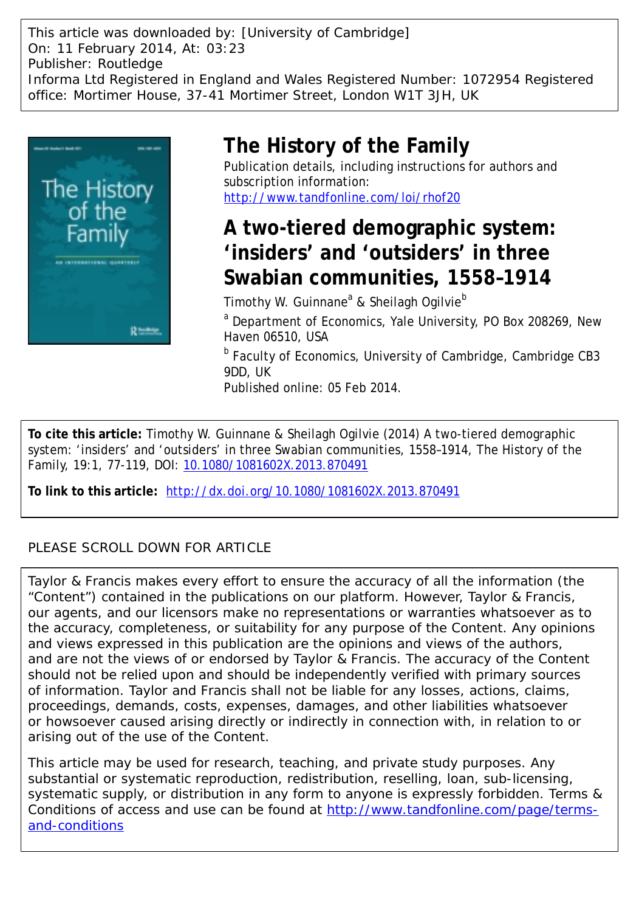This article was downloaded by: [University of Cambridge]
On: 11 February 2014, At: 03:23
Publisher: Routledge
Informa Ltd Registered in England and Wales Registered Number: 1072954 Registered office: Mortimer House, 37-41 Mortimer Street, London W1T 3JH, UK

# The History of the Family

Publication details, including instructions for authors and subscription information:
http://www.tandfonline.com/loi/rhof20

## A two-tiered demographic system: 'insiders' and 'outsiders' in three Swabian communities, 1558–1914

Timothy W. Guinnane[a] & Sheilagh Ogilvie[b]

[a] Department of Economics, Yale University, PO Box 208269, New Haven 06510, USA

[b] Faculty of Economics, University of Cambridge, Cambridge CB3 9DD, UK

Published online: 05 Feb 2014.

**To cite this article:** Timothy W. Guinnane & Sheilagh Ogilvie (2014) A two-tiered demographic system: 'insiders' and 'outsiders' in three Swabian communities, 1558–1914, The History of the Family, 19:1, 77-119, DOI: 10.1080/1081602X.2013.870491

**To link to this article:** http://dx.doi.org/10.1080/1081602X.2013.870491

PLEASE SCROLL DOWN FOR ARTICLE

Taylor & Francis makes every effort to ensure the accuracy of all the information (the "Content") contained in the publications on our platform. However, Taylor & Francis, our agents, and our licensors make no representations or warranties whatsoever as to the accuracy, completeness, or suitability for any purpose of the Content. Any opinions and views expressed in this publication are the opinions and views of the authors, and are not the views of or endorsed by Taylor & Francis. The accuracy of the Content should not be relied upon and should be independently verified with primary sources of information. Taylor and Francis shall not be liable for any losses, actions, claims, proceedings, demands, costs, expenses, damages, and other liabilities whatsoever or howsoever caused arising directly or indirectly in connection with, in relation to or arising out of the use of the Content.

This article may be used for research, teaching, and private study purposes. Any substantial or systematic reproduction, redistribution, reselling, loan, sub-licensing, systematic supply, or distribution in any form to anyone is expressly forbidden. Terms & Conditions of access and use can be found at http://www.tandfonline.com/page/terms-and-conditions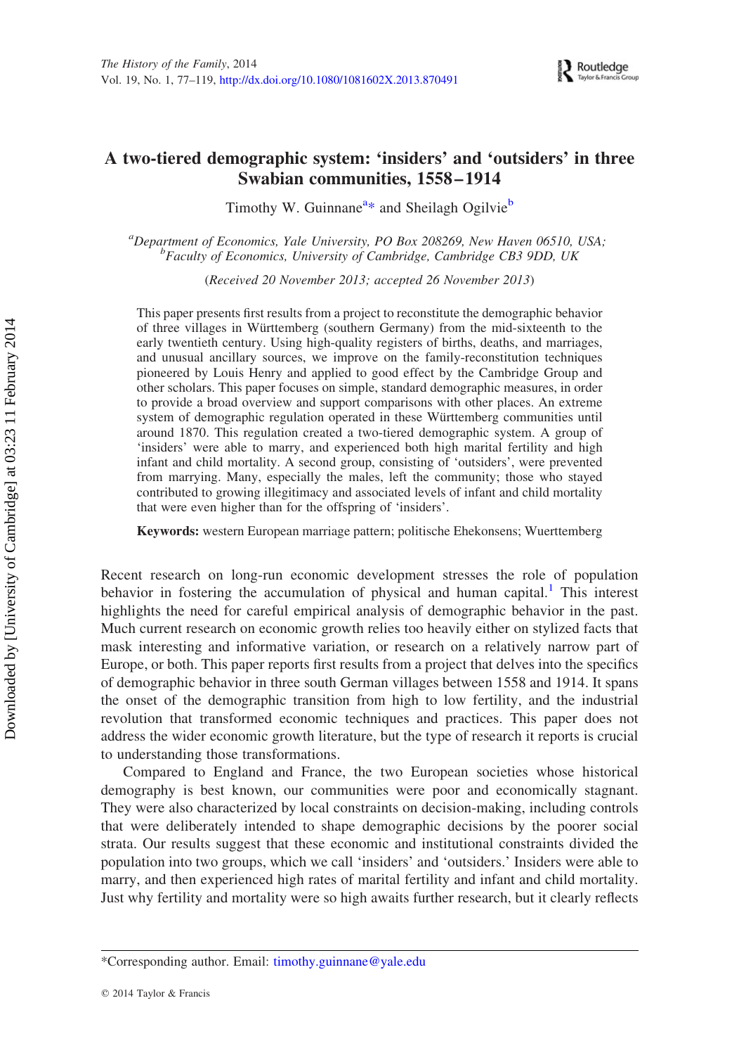# A two-tiered demographic system: 'insiders' and 'outsiders' in three Swabian communities, 1558–1914

Timothy W. Guinnane[a]* and Sheilagh Ogilvie[b]

[a]*Department of Economics, Yale University, PO Box 208269, New Haven 06510, USA;*
[b]*Faculty of Economics, University of Cambridge, Cambridge CB3 9DD, UK*

(*Received 20 November 2013; accepted 26 November 2013*)

This paper presents first results from a project to reconstitute the demographic behavior of three villages in Württemberg (southern Germany) from the mid-sixteenth to the early twentieth century. Using high-quality registers of births, deaths, and marriages, and unusual ancillary sources, we improve on the family-reconstitution techniques pioneered by Louis Henry and applied to good effect by the Cambridge Group and other scholars. This paper focuses on simple, standard demographic measures, in order to provide a broad overview and support comparisons with other places. An extreme system of demographic regulation operated in these Württemberg communities until around 1870. This regulation created a two-tiered demographic system. A group of 'insiders' were able to marry, and experienced both high marital fertility and high infant and child mortality. A second group, consisting of 'outsiders', were prevented from marrying. Many, especially the males, left the community; those who stayed contributed to growing illegitimacy and associated levels of infant and child mortality that were even higher than for the offspring of 'insiders'.

**Keywords:** western European marriage pattern; politische Ehekonsens; Wuerttemberg

Recent research on long-run economic development stresses the role of population behavior in fostering the accumulation of physical and human capital.[1] This interest highlights the need for careful empirical analysis of demographic behavior in the past. Much current research on economic growth relies too heavily either on stylized facts that mask interesting and informative variation, or research on a relatively narrow part of Europe, or both. This paper reports first results from a project that delves into the specifics of demographic behavior in three south German villages between 1558 and 1914. It spans the onset of the demographic transition from high to low fertility, and the industrial revolution that transformed economic techniques and practices. This paper does not address the wider economic growth literature, but the type of research it reports is crucial to understanding those transformations.

Compared to England and France, the two European societies whose historical demography is best known, our communities were poor and economically stagnant. They were also characterized by local constraints on decision-making, including controls that were deliberately intended to shape demographic decisions by the poorer social strata. Our results suggest that these economic and institutional constraints divided the population into two groups, which we call 'insiders' and 'outsiders.' Insiders were able to marry, and then experienced high rates of marital fertility and infant and child mortality. Just why fertility and mortality were so high awaits further research, but it clearly reflects

*Corresponding author. Email: timothy.guinnane@yale.edu

© 2014 Taylor & Francis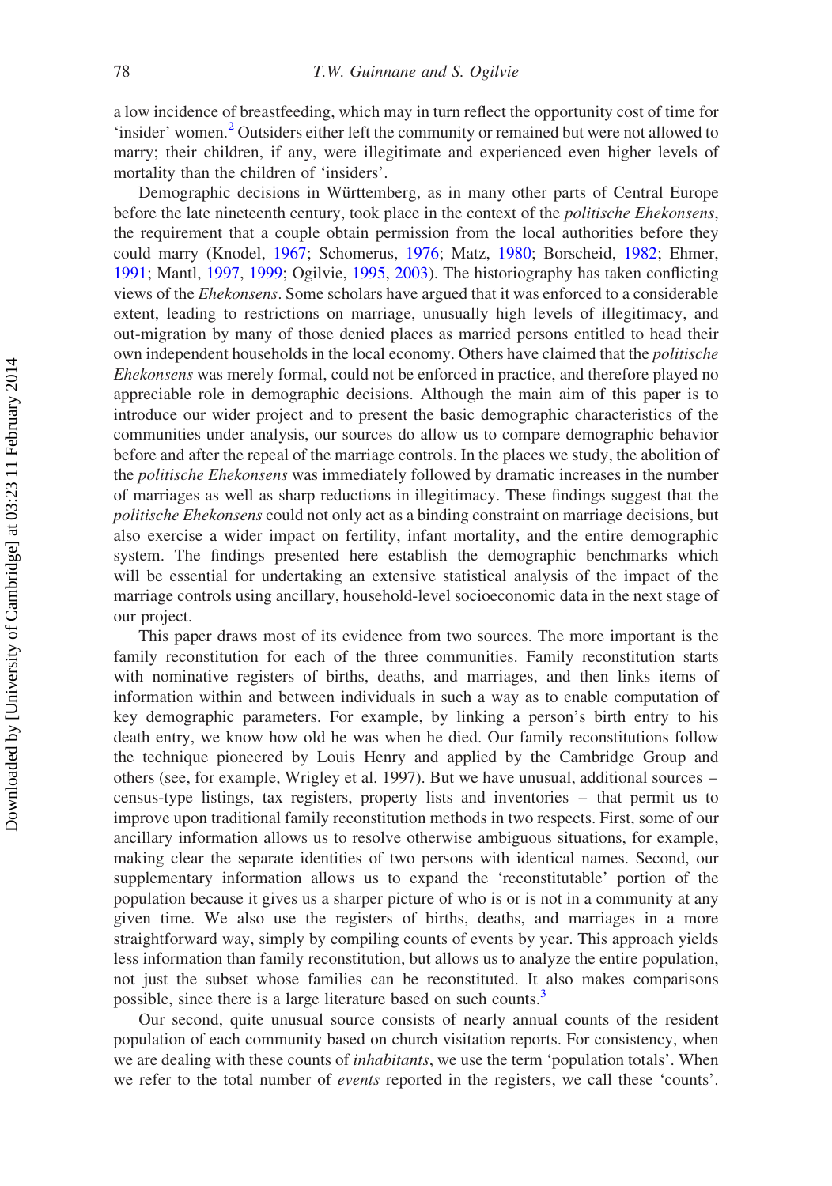a low incidence of breastfeeding, which may in turn reflect the opportunity cost of time for 'insider' women.[2] Outsiders either left the community or remained but were not allowed to marry; their children, if any, were illegitimate and experienced even higher levels of mortality than the children of 'insiders'.

Demographic decisions in Württemberg, as in many other parts of Central Europe before the late nineteenth century, took place in the context of the *politische Ehekonsens*, the requirement that a couple obtain permission from the local authorities before they could marry (Knodel, 1967; Schomerus, 1976; Matz, 1980; Borscheid, 1982; Ehmer, 1991; Mantl, 1997, 1999; Ogilvie, 1995, 2003). The historiography has taken conflicting views of the *Ehekonsens*. Some scholars have argued that it was enforced to a considerable extent, leading to restrictions on marriage, unusually high levels of illegitimacy, and out-migration by many of those denied places as married persons entitled to head their own independent households in the local economy. Others have claimed that the *politische Ehekonsens* was merely formal, could not be enforced in practice, and therefore played no appreciable role in demographic decisions. Although the main aim of this paper is to introduce our wider project and to present the basic demographic characteristics of the communities under analysis, our sources do allow us to compare demographic behavior before and after the repeal of the marriage controls. In the places we study, the abolition of the *politische Ehekonsens* was immediately followed by dramatic increases in the number of marriages as well as sharp reductions in illegitimacy. These findings suggest that the *politische Ehekonsens* could not only act as a binding constraint on marriage decisions, but also exercise a wider impact on fertility, infant mortality, and the entire demographic system. The findings presented here establish the demographic benchmarks which will be essential for undertaking an extensive statistical analysis of the impact of the marriage controls using ancillary, household-level socioeconomic data in the next stage of our project.

This paper draws most of its evidence from two sources. The more important is the family reconstitution for each of the three communities. Family reconstitution starts with nominative registers of births, deaths, and marriages, and then links items of information within and between individuals in such a way as to enable computation of key demographic parameters. For example, by linking a person's birth entry to his death entry, we know how old he was when he died. Our family reconstitutions follow the technique pioneered by Louis Henry and applied by the Cambridge Group and others (see, for example, Wrigley et al. 1997). But we have unusual, additional sources – census-type listings, tax registers, property lists and inventories – that permit us to improve upon traditional family reconstitution methods in two respects. First, some of our ancillary information allows us to resolve otherwise ambiguous situations, for example, making clear the separate identities of two persons with identical names. Second, our supplementary information allows us to expand the 'reconstitutable' portion of the population because it gives us a sharper picture of who is or is not in a community at any given time. We also use the registers of births, deaths, and marriages in a more straightforward way, simply by compiling counts of events by year. This approach yields less information than family reconstitution, but allows us to analyze the entire population, not just the subset whose families can be reconstituted. It also makes comparisons possible, since there is a large literature based on such counts.[3]

Our second, quite unusual source consists of nearly annual counts of the resident population of each community based on church visitation reports. For consistency, when we are dealing with these counts of *inhabitants*, we use the term 'population totals'. When we refer to the total number of *events* reported in the registers, we call these 'counts'.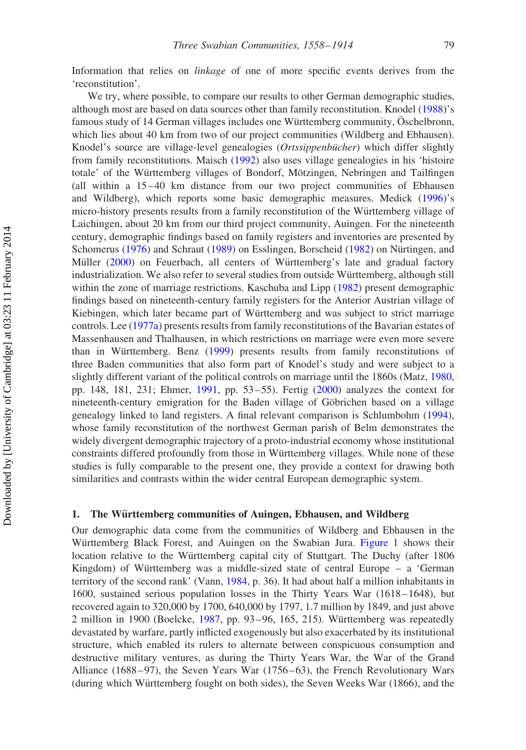Information that relies on *linkage* of one of more specific events derives from the 'reconstitution'.

We try, where possible, to compare our results to other German demographic studies, although most are based on data sources other than family reconstitution. Knodel (1988)'s famous study of 14 German villages includes one Württemberg community, Öschelbronn, which lies about 40 km from two of our project communities (Wildberg and Ebhausen). Knodel's source are village-level genealogies (*Ortssippenbücher*) which differ slightly from family reconstitutions. Maisch (1992) also uses village genealogies in his 'histoire totale' of the Württemberg villages of Bondorf, Mötzingen, Nebringen and Tailfingen (all within a 15–40 km distance from our two project communities of Ebhausen and Wildberg), which reports some basic demographic measures. Medick (1996)'s micro-history presents results from a family reconstitution of the Württemberg village of Laichingen, about 20 km from our third project community, Auingen. For the nineteenth century, demographic findings based on family registers and inventories are presented by Schomerus (1976) and Schraut (1989) on Esslingen, Borscheid (1982) on Nürtingen, and Müller (2000) on Feuerbach, all centers of Württemberg's late and gradual factory industrialization. We also refer to several studies from outside Württemberg, although still within the zone of marriage restrictions. Kaschuba and Lipp (1982) present demographic findings based on nineteenth-century family registers for the Anterior Austrian village of Kiebingen, which later became part of Württemberg and was subject to strict marriage controls. Lee (1977a) presents results from family reconstitutions of the Bavarian estates of Massenhausen and Thalhausen, in which restrictions on marriage were even more severe than in Württemberg. Benz (1999) presents results from family reconstitutions of three Baden communities that also form part of Knodel's study and were subject to a slightly different variant of the political controls on marriage until the 1860s (Matz, 1980, pp. 148, 181, 231; Ehmer, 1991, pp. 53–55). Fertig (2000) analyzes the context for nineteenth-century emigration for the Baden village of Göbrichen based on a village genealogy linked to land registers. A final relevant comparison is Schlumbohm (1994), whose family reconstitution of the northwest German parish of Belm demonstrates the widely divergent demographic trajectory of a proto-industrial economy whose institutional constraints differed profoundly from those in Württemberg villages. While none of these studies is fully comparable to the present one, they provide a context for drawing both similarities and contrasts within the wider central European demographic system.

## 1. The Württemberg communities of Auingen, Ebhausen, and Wildberg

Our demographic data come from the communities of Wildberg and Ebhausen in the Württemberg Black Forest, and Auingen on the Swabian Jura. Figure 1 shows their location relative to the Württemberg capital city of Stuttgart. The Duchy (after 1806 Kingdom) of Württemberg was a middle-sized state of central Europe – a 'German territory of the second rank' (Vann, 1984, p. 36). It had about half a million inhabitants in 1600, sustained serious population losses in the Thirty Years War (1618–1648), but recovered again to 320,000 by 1700, 640,000 by 1797, 1.7 million by 1849, and just above 2 million in 1900 (Boelcke, 1987, pp. 93–96, 165, 215). Württemberg was repeatedly devastated by warfare, partly inflicted exogenously but also exacerbated by its institutional structure, which enabled its rulers to alternate between conspicuous consumption and destructive military ventures, as during the Thirty Years War, the War of the Grand Alliance (1688–97), the Seven Years War (1756–63), the French Revolutionary Wars (during which Württemberg fought on both sides), the Seven Weeks War (1866), and the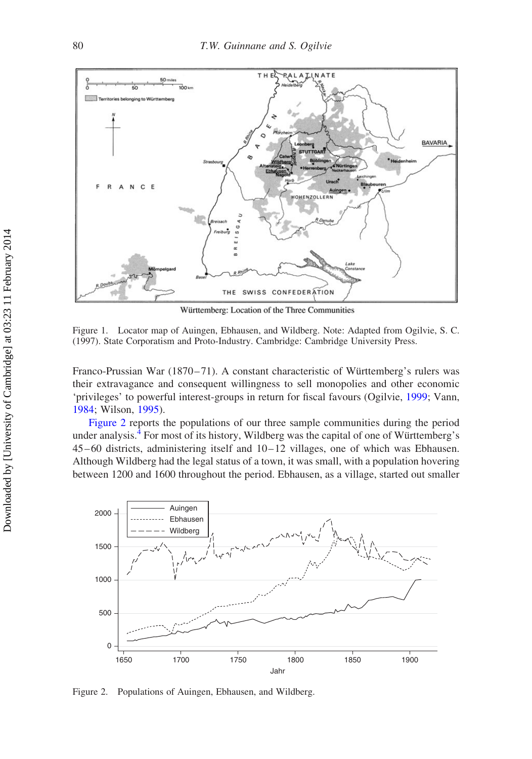Figure 1. Locator map of Auingen, Ebhausen, and Wildberg. Note: Adapted from Ogilvie, S. C. (1997). State Corporatism and Proto-Industry. Cambridge: Cambridge University Press.

Franco-Prussian War (1870–71). A constant characteristic of Württemberg's rulers was their extravagance and consequent willingness to sell monopolies and other economic 'privileges' to powerful interest-groups in return for fiscal favours (Ogilvie, 1999; Vann, 1984; Wilson, 1995).

Figure 2 reports the populations of our three sample communities during the period under analysis.[4] For most of its history, Wildberg was the capital of one of Württemberg's 45–60 districts, administering itself and 10–12 villages, one of which was Ebhausen. Although Wildberg had the legal status of a town, it was small, with a population hovering between 1200 and 1600 throughout the period. Ebhausen, as a village, started out smaller

Figure 2. Populations of Auingen, Ebhausen, and Wildberg.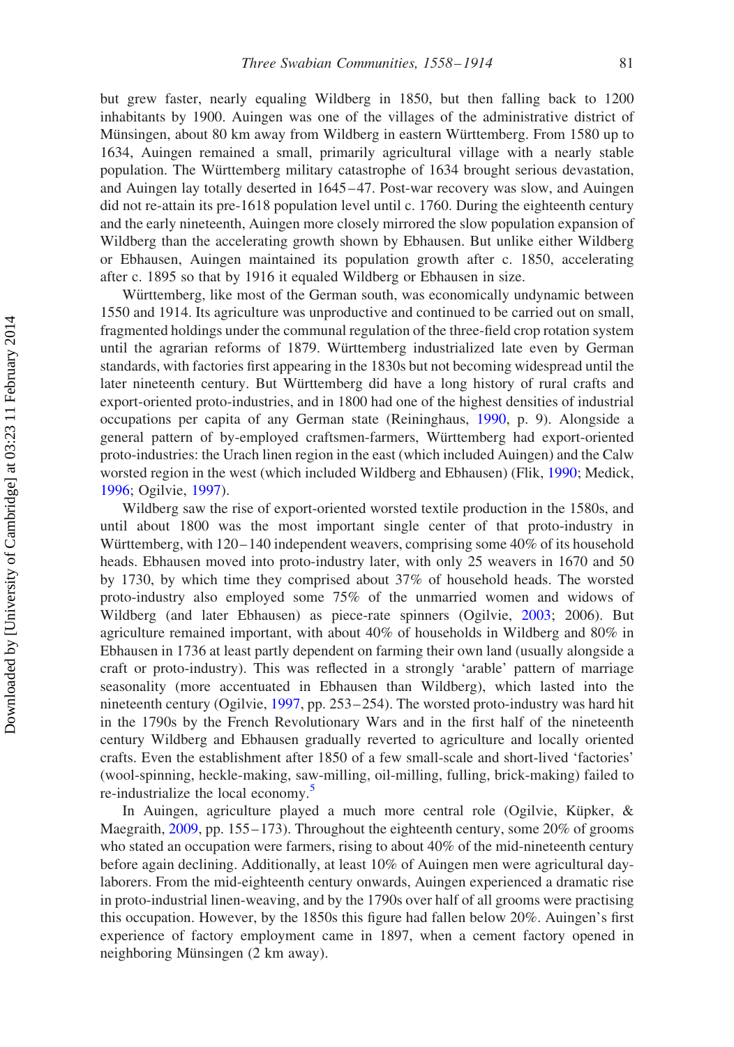but grew faster, nearly equaling Wildberg in 1850, but then falling back to 1200 inhabitants by 1900. Auingen was one of the villages of the administrative district of Münsingen, about 80 km away from Wildberg in eastern Württemberg. From 1580 up to 1634, Auingen remained a small, primarily agricultural village with a nearly stable population. The Württemberg military catastrophe of 1634 brought serious devastation, and Auingen lay totally deserted in 1645–47. Post-war recovery was slow, and Auingen did not re-attain its pre-1618 population level until c. 1760. During the eighteenth century and the early nineteenth, Auingen more closely mirrored the slow population expansion of Wildberg than the accelerating growth shown by Ebhausen. But unlike either Wildberg or Ebhausen, Auingen maintained its population growth after c. 1850, accelerating after c. 1895 so that by 1916 it equaled Wildberg or Ebhausen in size.

Württemberg, like most of the German south, was economically undynamic between 1550 and 1914. Its agriculture was unproductive and continued to be carried out on small, fragmented holdings under the communal regulation of the three-field crop rotation system until the agrarian reforms of 1879. Württemberg industrialized late even by German standards, with factories first appearing in the 1830s but not becoming widespread until the later nineteenth century. But Württemberg did have a long history of rural crafts and export-oriented proto-industries, and in 1800 had one of the highest densities of industrial occupations per capita of any German state (Reininghaus, 1990, p. 9). Alongside a general pattern of by-employed craftsmen-farmers, Württemberg had export-oriented proto-industries: the Urach linen region in the east (which included Auingen) and the Calw worsted region in the west (which included Wildberg and Ebhausen) (Flik, 1990; Medick, 1996; Ogilvie, 1997).

Wildberg saw the rise of export-oriented worsted textile production in the 1580s, and until about 1800 was the most important single center of that proto-industry in Württemberg, with 120–140 independent weavers, comprising some 40% of its household heads. Ebhausen moved into proto-industry later, with only 25 weavers in 1670 and 50 by 1730, by which time they comprised about 37% of household heads. The worsted proto-industry also employed some 75% of the unmarried women and widows of Wildberg (and later Ebhausen) as piece-rate spinners (Ogilvie, 2003; 2006). But agriculture remained important, with about 40% of households in Wildberg and 80% in Ebhausen in 1736 at least partly dependent on farming their own land (usually alongside a craft or proto-industry). This was reflected in a strongly 'arable' pattern of marriage seasonality (more accentuated in Ebhausen than Wildberg), which lasted into the nineteenth century (Ogilvie, 1997, pp. 253–254). The worsted proto-industry was hard hit in the 1790s by the French Revolutionary Wars and in the first half of the nineteenth century Wildberg and Ebhausen gradually reverted to agriculture and locally oriented crafts. Even the establishment after 1850 of a few small-scale and short-lived 'factories' (wool-spinning, heckle-making, saw-milling, oil-milling, fulling, brick-making) failed to re-industrialize the local economy.[5]

In Auingen, agriculture played a much more central role (Ogilvie, Küpker, & Maegraith, 2009, pp. 155–173). Throughout the eighteenth century, some 20% of grooms who stated an occupation were farmers, rising to about 40% of the mid-nineteenth century before again declining. Additionally, at least 10% of Auingen men were agricultural day-laborers. From the mid-eighteenth century onwards, Auingen experienced a dramatic rise in proto-industrial linen-weaving, and by the 1790s over half of all grooms were practising this occupation. However, by the 1850s this figure had fallen below 20%. Auingen's first experience of factory employment came in 1897, when a cement factory opened in neighboring Münsingen (2 km away).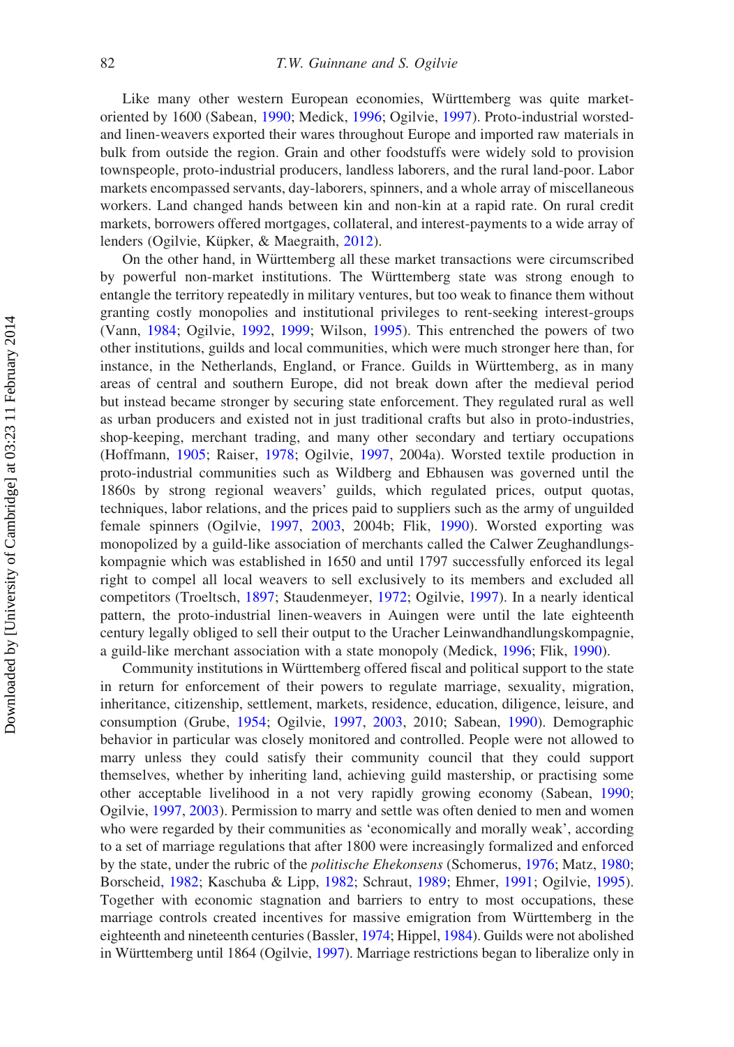Like many other western European economies, Württemberg was quite market-oriented by 1600 (Sabean, 1990; Medick, 1996; Ogilvie, 1997). Proto-industrial worsted- and linen-weavers exported their wares throughout Europe and imported raw materials in bulk from outside the region. Grain and other foodstuffs were widely sold to provision townspeople, proto-industrial producers, landless laborers, and the rural land-poor. Labor markets encompassed servants, day-laborers, spinners, and a whole array of miscellaneous workers. Land changed hands between kin and non-kin at a rapid rate. On rural credit markets, borrowers offered mortgages, collateral, and interest-payments to a wide array of lenders (Ogilvie, Küpker, & Maegraith, 2012).

On the other hand, in Württemberg all these market transactions were circumscribed by powerful non-market institutions. The Württemberg state was strong enough to entangle the territory repeatedly in military ventures, but too weak to finance them without granting costly monopolies and institutional privileges to rent-seeking interest-groups (Vann, 1984; Ogilvie, 1992, 1999; Wilson, 1995). This entrenched the powers of two other institutions, guilds and local communities, which were much stronger here than, for instance, in the Netherlands, England, or France. Guilds in Württemberg, as in many areas of central and southern Europe, did not break down after the medieval period but instead became stronger by securing state enforcement. They regulated rural as well as urban producers and existed not in just traditional crafts but also in proto-industries, shop-keeping, merchant trading, and many other secondary and tertiary occupations (Hoffmann, 1905; Raiser, 1978; Ogilvie, 1997, 2004a). Worsted textile production in proto-industrial communities such as Wildberg and Ebhausen was governed until the 1860s by strong regional weavers' guilds, which regulated prices, output quotas, techniques, labor relations, and the prices paid to suppliers such as the army of unguilded female spinners (Ogilvie, 1997, 2003, 2004b; Flik, 1990). Worsted exporting was monopolized by a guild-like association of merchants called the Calwer Zeughandlungs-kompagnie which was established in 1650 and until 1797 successfully enforced its legal right to compel all local weavers to sell exclusively to its members and excluded all competitors (Troeltsch, 1897; Staudenmeyer, 1972; Ogilvie, 1997). In a nearly identical pattern, the proto-industrial linen-weavers in Auingen were until the late eighteenth century legally obliged to sell their output to the Uracher Leinwandhandlungskompagnie, a guild-like merchant association with a state monopoly (Medick, 1996; Flik, 1990).

Community institutions in Württemberg offered fiscal and political support to the state in return for enforcement of their powers to regulate marriage, sexuality, migration, inheritance, citizenship, settlement, markets, residence, education, diligence, leisure, and consumption (Grube, 1954; Ogilvie, 1997, 2003, 2010; Sabean, 1990). Demographic behavior in particular was closely monitored and controlled. People were not allowed to marry unless they could satisfy their community council that they could support themselves, whether by inheriting land, achieving guild mastership, or practising some other acceptable livelihood in a not very rapidly growing economy (Sabean, 1990; Ogilvie, 1997, 2003). Permission to marry and settle was often denied to men and women who were regarded by their communities as 'economically and morally weak', according to a set of marriage regulations that after 1800 were increasingly formalized and enforced by the state, under the rubric of the *politische Ehekonsens* (Schomerus, 1976; Matz, 1980; Borscheid, 1982; Kaschuba & Lipp, 1982; Schraut, 1989; Ehmer, 1991; Ogilvie, 1995). Together with economic stagnation and barriers to entry to most occupations, these marriage controls created incentives for massive emigration from Württemberg in the eighteenth and nineteenth centuries (Bassler, 1974; Hippel, 1984). Guilds were not abolished in Württemberg until 1864 (Ogilvie, 1997). Marriage restrictions began to liberalize only in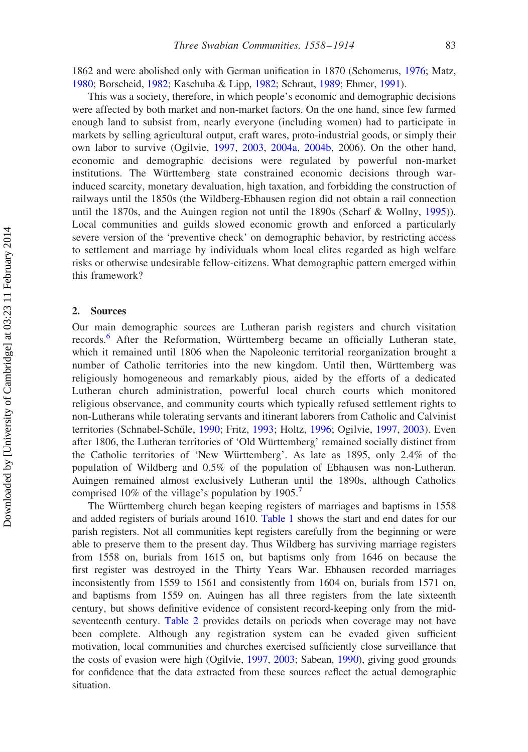1862 and were abolished only with German unification in 1870 (Schomerus, 1976; Matz, 1980; Borscheid, 1982; Kaschuba & Lipp, 1982; Schraut, 1989; Ehmer, 1991).

This was a society, therefore, in which people's economic and demographic decisions were affected by both market and non-market factors. On the one hand, since few farmed enough land to subsist from, nearly everyone (including women) had to participate in markets by selling agricultural output, craft wares, proto-industrial goods, or simply their own labor to survive (Ogilvie, 1997, 2003, 2004a, 2004b, 2006). On the other hand, economic and demographic decisions were regulated by powerful non-market institutions. The Württemberg state constrained economic decisions through war-induced scarcity, monetary devaluation, high taxation, and forbidding the construction of railways until the 1850s (the Wildberg-Ebhausen region did not obtain a rail connection until the 1870s, and the Auingen region not until the 1890s (Scharf & Wollny, 1995)). Local communities and guilds slowed economic growth and enforced a particularly severe version of the 'preventive check' on demographic behavior, by restricting access to settlement and marriage by individuals whom local elites regarded as high welfare risks or otherwise undesirable fellow-citizens. What demographic pattern emerged within this framework?

## 2. Sources

Our main demographic sources are Lutheran parish registers and church visitation records.[6] After the Reformation, Württemberg became an officially Lutheran state, which it remained until 1806 when the Napoleonic territorial reorganization brought a number of Catholic territories into the new kingdom. Until then, Württemberg was religiously homogeneous and remarkably pious, aided by the efforts of a dedicated Lutheran church administration, powerful local church courts which monitored religious observance, and community courts which typically refused settlement rights to non-Lutherans while tolerating servants and itinerant laborers from Catholic and Calvinist territories (Schnabel-Schüle, 1990; Fritz, 1993; Holtz, 1996; Ogilvie, 1997, 2003). Even after 1806, the Lutheran territories of 'Old Württemberg' remained socially distinct from the Catholic territories of 'New Württemberg'. As late as 1895, only 2.4% of the population of Wildberg and 0.5% of the population of Ebhausen was non-Lutheran. Auingen remained almost exclusively Lutheran until the 1890s, although Catholics comprised 10% of the village's population by 1905.[7]

The Württemberg church began keeping registers of marriages and baptisms in 1558 and added registers of burials around 1610. Table 1 shows the start and end dates for our parish registers. Not all communities kept registers carefully from the beginning or were able to preserve them to the present day. Thus Wildberg has surviving marriage registers from 1558 on, burials from 1615 on, but baptisms only from 1646 on because the first register was destroyed in the Thirty Years War. Ebhausen recorded marriages inconsistently from 1559 to 1561 and consistently from 1604 on, burials from 1571 on, and baptisms from 1559 on. Auingen has all three registers from the late sixteenth century, but shows definitive evidence of consistent record-keeping only from the mid-seventeenth century. Table 2 provides details on periods when coverage may not have been complete. Although any registration system can be evaded given sufficient motivation, local communities and churches exercised sufficiently close surveillance that the costs of evasion were high (Ogilvie, 1997, 2003; Sabean, 1990), giving good grounds for confidence that the data extracted from these sources reflect the actual demographic situation.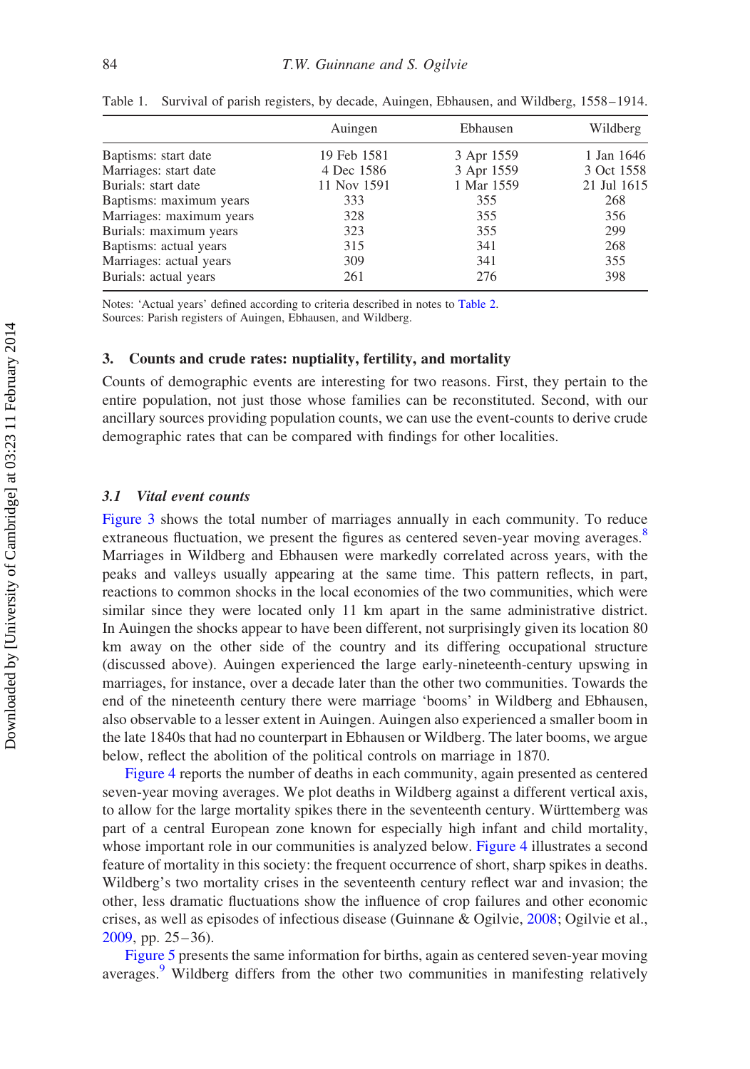Table 1. Survival of parish registers, by decade, Auingen, Ebhausen, and Wildberg, 1558–1914.

| | Auingen | Ebhausen | Wildberg |
|---|---|---|---|
| Baptisms: start date | 19 Feb 1581 | 3 Apr 1559 | 1 Jan 1646 |
| Marriages: start date | 4 Dec 1586 | 3 Apr 1559 | 3 Oct 1558 |
| Burials: start date | 11 Nov 1591 | 1 Mar 1559 | 21 Jul 1615 |
| Baptisms: maximum years | 333 | 355 | 268 |
| Marriages: maximum years | 328 | 355 | 356 |
| Burials: maximum years | 323 | 355 | 299 |
| Baptisms: actual years | 315 | 341 | 268 |
| Marriages: actual years | 309 | 341 | 355 |
| Burials: actual years | 261 | 276 | 398 |

Notes: 'Actual years' defined according to criteria described in notes to Table 2.
Sources: Parish registers of Auingen, Ebhausen, and Wildberg.

## 3. Counts and crude rates: nuptiality, fertility, and mortality

Counts of demographic events are interesting for two reasons. First, they pertain to the entire population, not just those whose families can be reconstituted. Second, with our ancillary sources providing population counts, we can use the event-counts to derive crude demographic rates that can be compared with findings for other localities.

### 3.1 *Vital event counts*

Figure 3 shows the total number of marriages annually in each community. To reduce extraneous fluctuation, we present the figures as centered seven-year moving averages.[8] Marriages in Wildberg and Ebhausen were markedly correlated across years, with the peaks and valleys usually appearing at the same time. This pattern reflects, in part, reactions to common shocks in the local economies of the two communities, which were similar since they were located only 11 km apart in the same administrative district. In Auingen the shocks appear to have been different, not surprisingly given its location 80 km away on the other side of the country and its differing occupational structure (discussed above). Auingen experienced the large early-nineteenth-century upswing in marriages, for instance, over a decade later than the other two communities. Towards the end of the nineteenth century there were marriage 'booms' in Wildberg and Ebhausen, also observable to a lesser extent in Auingen. Auingen also experienced a smaller boom in the late 1840s that had no counterpart in Ebhausen or Wildberg. The later booms, we argue below, reflect the abolition of the political controls on marriage in 1870.

Figure 4 reports the number of deaths in each community, again presented as centered seven-year moving averages. We plot deaths in Wildberg against a different vertical axis, to allow for the large mortality spikes there in the seventeenth century. Württemberg was part of a central European zone known for especially high infant and child mortality, whose important role in our communities is analyzed below. Figure 4 illustrates a second feature of mortality in this society: the frequent occurrence of short, sharp spikes in deaths. Wildberg's two mortality crises in the seventeenth century reflect war and invasion; the other, less dramatic fluctuations show the influence of crop failures and other economic crises, as well as episodes of infectious disease (Guinnane & Ogilvie, 2008; Ogilvie et al., 2009, pp. 25–36).

Figure 5 presents the same information for births, again as centered seven-year moving averages.[9] Wildberg differs from the other two communities in manifesting relatively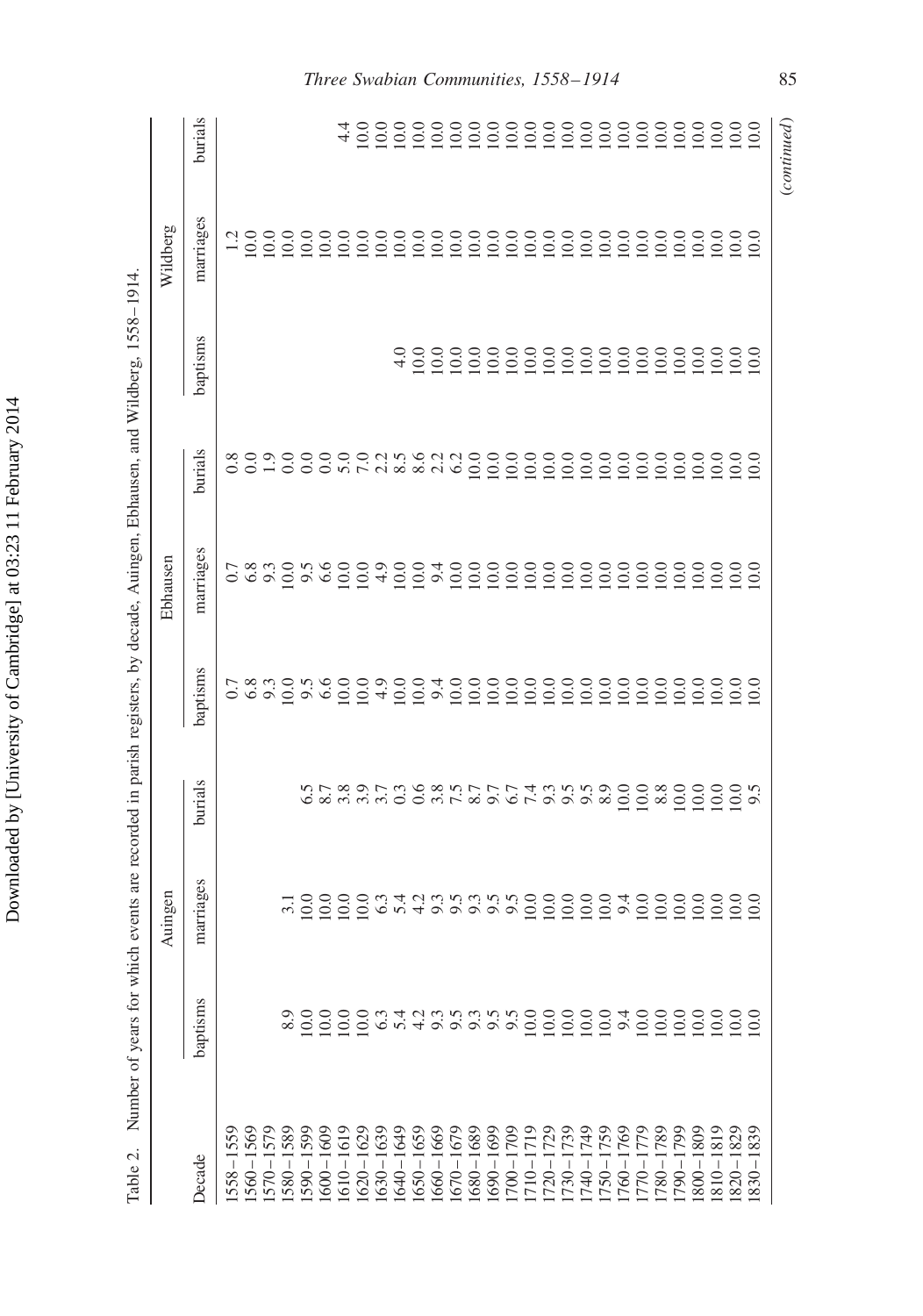Table 2. Number of years for which events are recorded in parish registers, by decade, Auingen, Ebhausen, and Wildberg, 1558–1914.

| | Auingen | | | Ebhausen | | | Wildberg | | |
|---|---|---|---|---|---|---|---|---|---|
| Decade | baptisms | marriages | burials | baptisms | marriages | burials | baptisms | marriages | burials |
| 1558–1559 | | | | 0.7 | 0.7 | 0.8 | | 1.2 | |
| 1560–1569 | | | | 6.8 | 6.8 | 0.0 | | 10.0 | |
| 1570–1579 | | | | 9.3 | 9.3 | 1.9 | | 10.0 | |
| 1580–1589 | 8.9 | 3.1 | | 10.0 | 10.0 | 0.0 | | 10.0 | |
| 1590–1599 | 10.0 | 10.0 | 6.5 | 9.5 | 9.5 | 0.0 | | 10.0 | |
| 1600–1609 | 10.0 | 10.0 | 8.7 | 6.6 | 6.6 | 0.0 | | 10.0 | |
| 1610–1619 | 10.0 | 10.0 | 3.8 | 10.0 | 10.0 | 5.0 | | 10.0 | 4.4 |
| 1620–1629 | 10.0 | 10.0 | 3.9 | 10.0 | 10.0 | 7.0 | | 10.0 | 10.0 |
| 1630–1639 | 6.3 | 6.3 | 3.7 | 4.9 | 4.9 | 2.2 | | 10.0 | 10.0 |
| 1640–1649 | 5.4 | 5.4 | 0.3 | 10.0 | 10.0 | 8.5 | 4.0 | 10.0 | 10.0 |
| 1650–1659 | 4.2 | 4.2 | 0.6 | 10.0 | 10.0 | 8.6 | 10.0 | 10.0 | 10.0 |
| 1660–1669 | 9.3 | 9.3 | 3.8 | 9.4 | 9.4 | 2.2 | 10.0 | 10.0 | 10.0 |
| 1670–1679 | 9.5 | 9.5 | 7.5 | 10.0 | 10.0 | 6.2 | 10.0 | 10.0 | 10.0 |
| 1680–1689 | 9.3 | 9.3 | 8.7 | 10.0 | 10.0 | 10.0 | 10.0 | 10.0 | 10.0 |
| 1690–1699 | 9.5 | 9.5 | 9.7 | 10.0 | 10.0 | 10.0 | 10.0 | 10.0 | 10.0 |
| 1700–1709 | 9.5 | 9.5 | 6.7 | 10.0 | 10.0 | 10.0 | 10.0 | 10.0 | 10.0 |
| 1710–1719 | 10.0 | 10.0 | 7.4 | 10.0 | 10.0 | 10.0 | 10.0 | 10.0 | 10.0 |
| 1720–1729 | 10.0 | 10.0 | 9.3 | 10.0 | 10.0 | 10.0 | 10.0 | 10.0 | 10.0 |
| 1730–1739 | 10.0 | 10.0 | 9.5 | 10.0 | 10.0 | 10.0 | 10.0 | 10.0 | 10.0 |
| 1740–1749 | 10.0 | 10.0 | 9.5 | 10.0 | 10.0 | 10.0 | 10.0 | 10.0 | 10.0 |
| 1750–1759 | 10.0 | 10.0 | 8.9 | 10.0 | 10.0 | 10.0 | 10.0 | 10.0 | 10.0 |
| 1760–1769 | 9.4 | 9.4 | 10.0 | 10.0 | 10.0 | 10.0 | 10.0 | 10.0 | 10.0 |
| 1770–1779 | 10.0 | 10.0 | 10.0 | 10.0 | 10.0 | 10.0 | 10.0 | 10.0 | 10.0 |
| 1780–1789 | 10.0 | 10.0 | 8.8 | 10.0 | 10.0 | 10.0 | 10.0 | 10.0 | 10.0 |
| 1790–1799 | 10.0 | 10.0 | 10.0 | 10.0 | 10.0 | 10.0 | 10.0 | 10.0 | 10.0 |
| 1800–1809 | 10.0 | 10.0 | 10.0 | 10.0 | 10.0 | 10.0 | 10.0 | 10.0 | 10.0 |
| 1810–1819 | 10.0 | 10.0 | 10.0 | 10.0 | 10.0 | 10.0 | 10.0 | 10.0 | 10.0 |
| 1820–1829 | 10.0 | 10.0 | 10.0 | 10.0 | 10.0 | 10.0 | 10.0 | 10.0 | 10.0 |
| 1830–1839 | 10.0 | 10.0 | 9.5 | 10.0 | 10.0 | 10.0 | 10.0 | 10.0 | 10.0 |

*(continued)*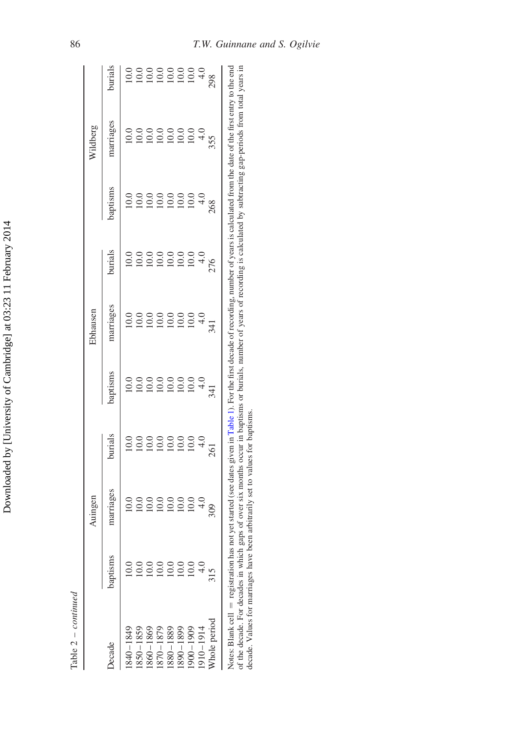Table 2 – *continued*

| Decade | Auingen | | | Ebhausen | | | Wildberg | | |
|---|---|---|---|---|---|---|---|---|---|
| | baptisms | marriages | burials | baptisms | marriages | burials | baptisms | marriages | burials |
| 1840–1849 | 10.0 | 10.0 | 10.0 | 10.0 | 10.0 | 10.0 | 10.0 | 10.0 | 10.0 |
| 1850–1859 | 10.0 | 10.0 | 10.0 | 10.0 | 10.0 | 10.0 | 10.0 | 10.0 | 10.0 |
| 1860–1869 | 10.0 | 10.0 | 10.0 | 10.0 | 10.0 | 10.0 | 10.0 | 10.0 | 10.0 |
| 1870–1879 | 10.0 | 10.0 | 10.0 | 10.0 | 10.0 | 10.0 | 10.0 | 10.0 | 10.0 |
| 1880–1889 | 10.0 | 10.0 | 10.0 | 10.0 | 10.0 | 10.0 | 10.0 | 10.0 | 10.0 |
| 1890–1899 | 10.0 | 10.0 | 10.0 | 10.0 | 10.0 | 10.0 | 10.0 | 10.0 | 10.0 |
| 1900–1909 | 10.0 | 10.0 | 10.0 | 10.0 | 10.0 | 10.0 | 10.0 | 10.0 | 10.0 |
| 1910–1914 | 4.0 | 4.0 | 4.0 | 4.0 | 4.0 | 4.0 | 4.0 | 4.0 | 4.0 |
| Whole period | 315 | 309 | 261 | 341 | 341 | 276 | 268 | 355 | 298 |

Notes: Blank cell = registration has not yet started (see dates given in Table 1). For the first decade of recording, number of years is calculated from the date of the first entry to the end of the decade. For decades in which gaps of over six months occur in baptisms or burials, number of years of recording is calculated by subtracting gap-periods from total years in decade. Values for marriages have been arbitrarily set to values for baptisms.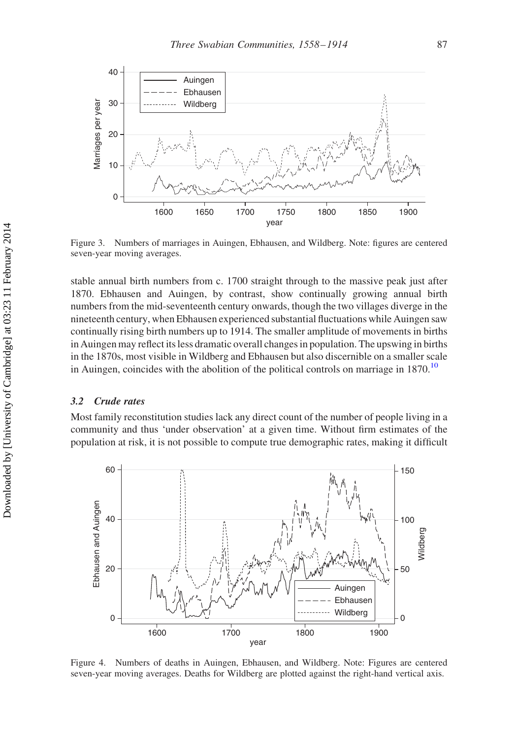Figure 3. Numbers of marriages in Auingen, Ebhausen, and Wildberg. Note: figures are centered seven-year moving averages.

stable annual birth numbers from c. 1700 straight through to the massive peak just after 1870. Ebhausen and Auingen, by contrast, show continually growing annual birth numbers from the mid-seventeenth century onwards, though the two villages diverge in the nineteenth century, when Ebhausen experienced substantial fluctuations while Auingen saw continually rising birth numbers up to 1914. The smaller amplitude of movements in births in Auingen may reflect its less dramatic overall changes in population. The upswing in births in the 1870s, most visible in Wildberg and Ebhausen but also discernible on a smaller scale in Auingen, coincides with the abolition of the political controls on marriage in 1870.[10]

### *3.2 Crude rates*

Most family reconstitution studies lack any direct count of the number of people living in a community and thus 'under observation' at a given time. Without firm estimates of the population at risk, it is not possible to compute true demographic rates, making it difficult

Figure 4. Numbers of deaths in Auingen, Ebhausen, and Wildberg. Note: Figures are centered seven-year moving averages. Deaths for Wildberg are plotted against the right-hand vertical axis.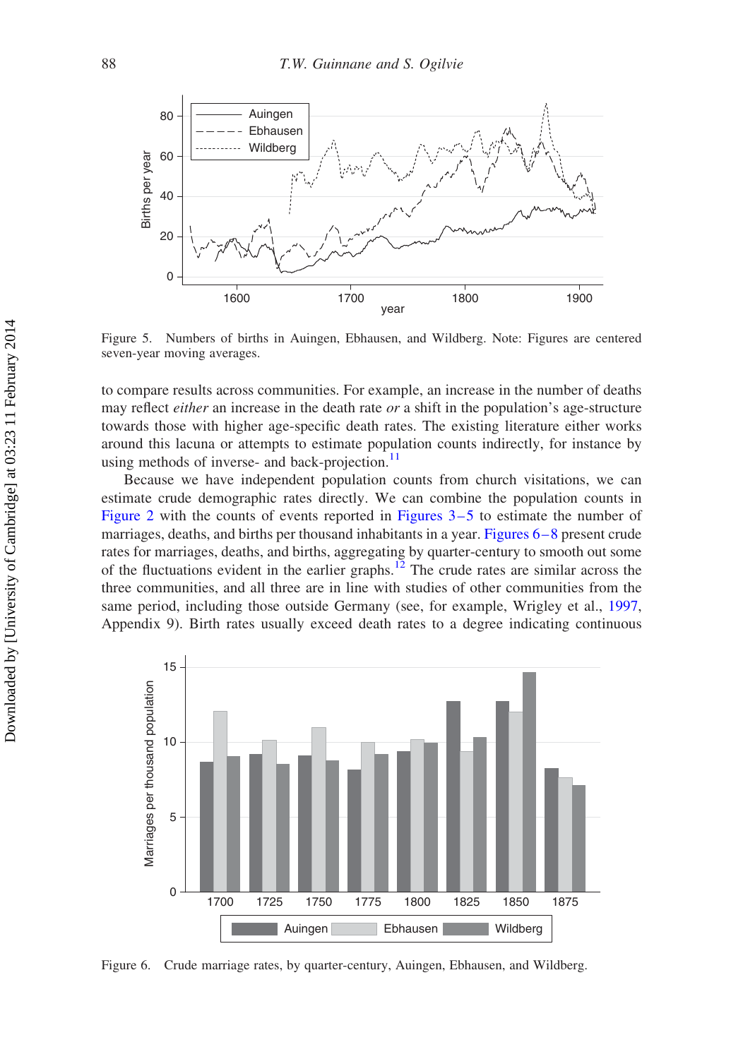Figure 5. Numbers of births in Auingen, Ebhausen, and Wildberg. Note: Figures are centered seven-year moving averages.

to compare results across communities. For example, an increase in the number of deaths may reflect *either* an increase in the death rate *or* a shift in the population's age-structure towards those with higher age-specific death rates. The existing literature either works around this lacuna or attempts to estimate population counts indirectly, for instance by using methods of inverse- and back-projection.[11]

Because we have independent population counts from church visitations, we can estimate crude demographic rates directly. We can combine the population counts in Figure 2 with the counts of events reported in Figures 3–5 to estimate the number of marriages, deaths, and births per thousand inhabitants in a year. Figures 6–8 present crude rates for marriages, deaths, and births, aggregating by quarter-century to smooth out some of the fluctuations evident in the earlier graphs.[12] The crude rates are similar across the three communities, and all three are in line with studies of other communities from the same period, including those outside Germany (see, for example, Wrigley et al., 1997, Appendix 9). Birth rates usually exceed death rates to a degree indicating continuous

Figure 6. Crude marriage rates, by quarter-century, Auingen, Ebhausen, and Wildberg.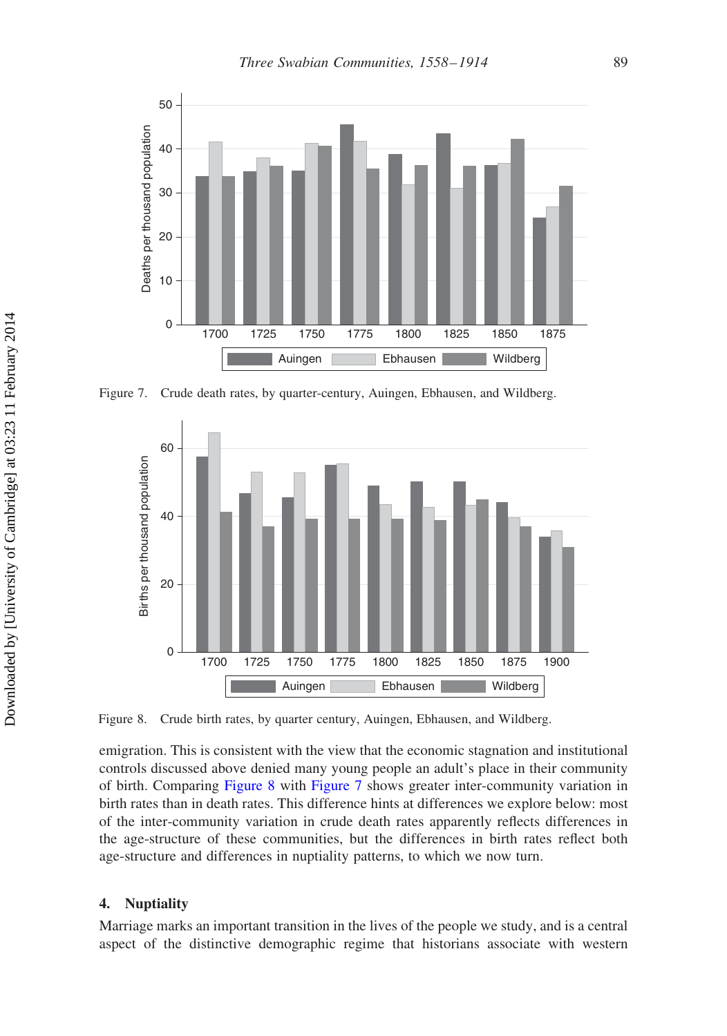Figure 7. Crude death rates, by quarter-century, Auingen, Ebhausen, and Wildberg.

Figure 8. Crude birth rates, by quarter century, Auingen, Ebhausen, and Wildberg.

emigration. This is consistent with the view that the economic stagnation and institutional controls discussed above denied many young people an adult's place in their community of birth. Comparing Figure 8 with Figure 7 shows greater inter-community variation in birth rates than in death rates. This difference hints at differences we explore below: most of the inter-community variation in crude death rates apparently reflects differences in the age-structure of these communities, but the differences in birth rates reflect both age-structure and differences in nuptiality patterns, to which we now turn.

## 4. Nuptiality

Marriage marks an important transition in the lives of the people we study, and is a central aspect of the distinctive demographic regime that historians associate with western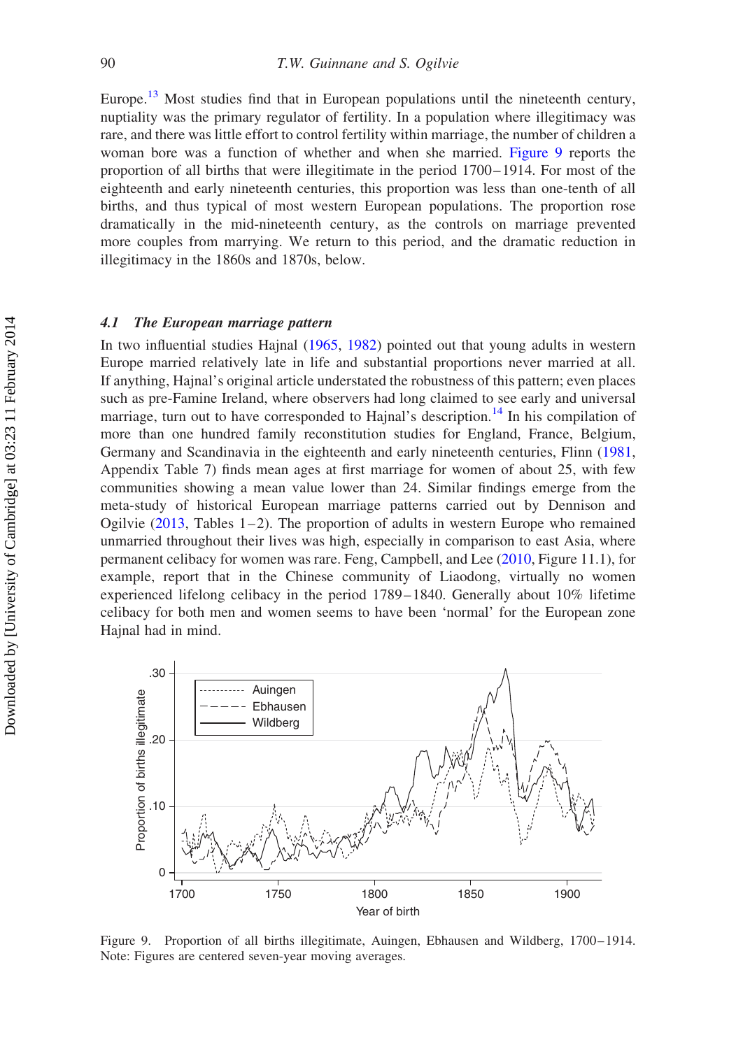Europe.[13] Most studies find that in European populations until the nineteenth century, nuptiality was the primary regulator of fertility. In a population where illegitimacy was rare, and there was little effort to control fertility within marriage, the number of children a woman bore was a function of whether and when she married. Figure 9 reports the proportion of all births that were illegitimate in the period 1700–1914. For most of the eighteenth and early nineteenth centuries, this proportion was less than one-tenth of all births, and thus typical of most western European populations. The proportion rose dramatically in the mid-nineteenth century, as the controls on marriage prevented more couples from marrying. We return to this period, and the dramatic reduction in illegitimacy in the 1860s and 1870s, below.

### *4.1 The European marriage pattern*

In two influential studies Hajnal (1965, 1982) pointed out that young adults in western Europe married relatively late in life and substantial proportions never married at all. If anything, Hajnal's original article understated the robustness of this pattern; even places such as pre-Famine Ireland, where observers had long claimed to see early and universal marriage, turn out to have corresponded to Hajnal's description.[14] In his compilation of more than one hundred family reconstitution studies for England, France, Belgium, Germany and Scandinavia in the eighteenth and early nineteenth centuries, Flinn (1981, Appendix Table 7) finds mean ages at first marriage for women of about 25, with few communities showing a mean value lower than 24. Similar findings emerge from the meta-study of historical European marriage patterns carried out by Dennison and Ogilvie (2013, Tables 1–2). The proportion of adults in western Europe who remained unmarried throughout their lives was high, especially in comparison to east Asia, where permanent celibacy for women was rare. Feng, Campbell, and Lee (2010, Figure 11.1), for example, report that in the Chinese community of Liaodong, virtually no women experienced lifelong celibacy in the period 1789–1840. Generally about 10% lifetime celibacy for both men and women seems to have been 'normal' for the European zone Hajnal had in mind.

Figure 9. Proportion of all births illegitimate, Auingen, Ebhausen and Wildberg, 1700–1914. Note: Figures are centered seven-year moving averages.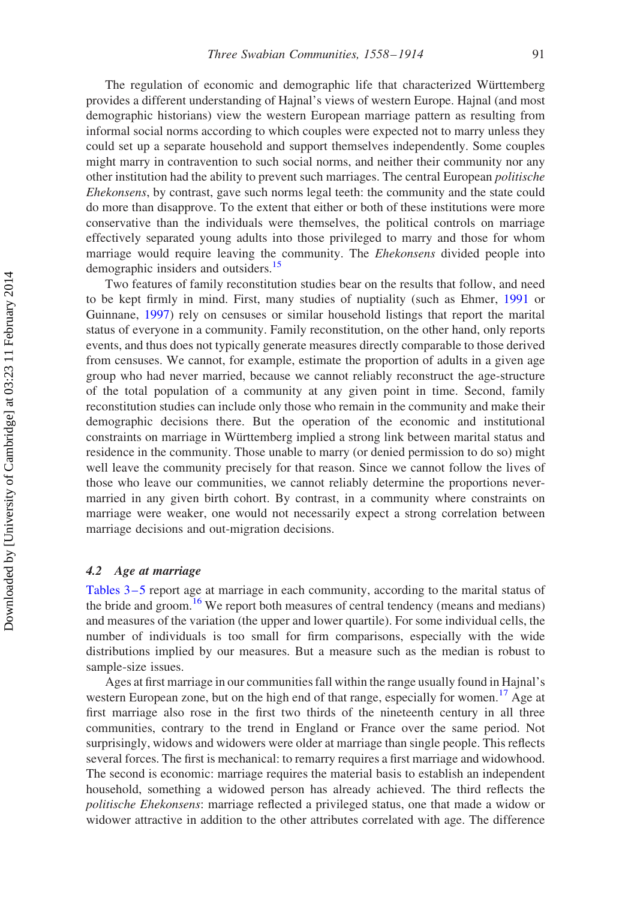The regulation of economic and demographic life that characterized Württemberg provides a different understanding of Hajnal's views of western Europe. Hajnal (and most demographic historians) view the western European marriage pattern as resulting from informal social norms according to which couples were expected not to marry unless they could set up a separate household and support themselves independently. Some couples might marry in contravention to such social norms, and neither their community nor any other institution had the ability to prevent such marriages. The central European *politische Ehekonsens*, by contrast, gave such norms legal teeth: the community and the state could do more than disapprove. To the extent that either or both of these institutions were more conservative than the individuals were themselves, the political controls on marriage effectively separated young adults into those privileged to marry and those for whom marriage would require leaving the community. The *Ehekonsens* divided people into demographic insiders and outsiders.[15]

Two features of family reconstitution studies bear on the results that follow, and need to be kept firmly in mind. First, many studies of nuptiality (such as Ehmer, 1991 or Guinnane, 1997) rely on censuses or similar household listings that report the marital status of everyone in a community. Family reconstitution, on the other hand, only reports events, and thus does not typically generate measures directly comparable to those derived from censuses. We cannot, for example, estimate the proportion of adults in a given age group who had never married, because we cannot reliably reconstruct the age-structure of the total population of a community at any given point in time. Second, family reconstitution studies can include only those who remain in the community and make their demographic decisions there. But the operation of the economic and institutional constraints on marriage in Württemberg implied a strong link between marital status and residence in the community. Those unable to marry (or denied permission to do so) might well leave the community precisely for that reason. Since we cannot follow the lives of those who leave our communities, we cannot reliably determine the proportions never-married in any given birth cohort. By contrast, in a community where constraints on marriage were weaker, one would not necessarily expect a strong correlation between marriage decisions and out-migration decisions.

### 4.2 Age at marriage

Tables 3–5 report age at marriage in each community, according to the marital status of the bride and groom.[16] We report both measures of central tendency (means and medians) and measures of the variation (the upper and lower quartile). For some individual cells, the number of individuals is too small for firm comparisons, especially with the wide distributions implied by our measures. But a measure such as the median is robust to sample-size issues.

Ages at first marriage in our communities fall within the range usually found in Hajnal's western European zone, but on the high end of that range, especially for women.[17] Age at first marriage also rose in the first two thirds of the nineteenth century in all three communities, contrary to the trend in England or France over the same period. Not surprisingly, widows and widowers were older at marriage than single people. This reflects several forces. The first is mechanical: to remarry requires a first marriage and widowhood. The second is economic: marriage requires the material basis to establish an independent household, something a widowed person has already achieved. The third reflects the *politische Ehekonsens*: marriage reflected a privileged status, one that made a widow or widower attractive in addition to the other attributes correlated with age. The difference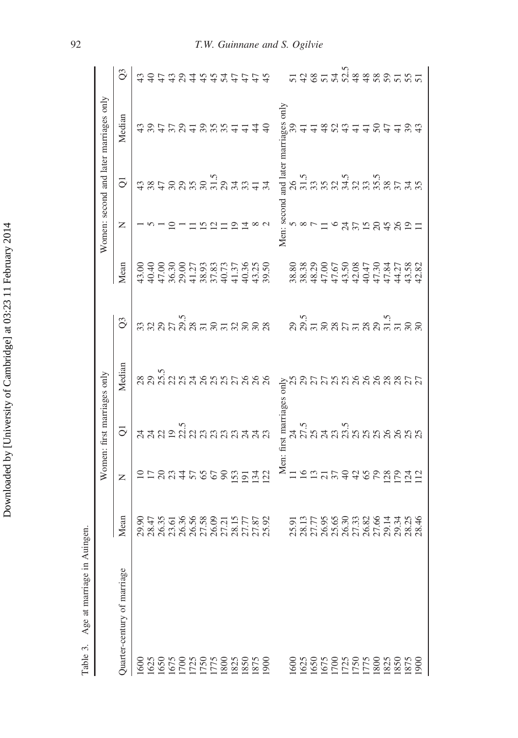Table 3. Age at marriage in Auingen.

| Quarter-century of marriage | Women: first marriages only | | | | | Women: second and later marriages only | | | | |
|---|---|---|---|---|---|---|---|---|---|---|
| | Mean | N | Q1 | Median | Q3 | Mean | N | Q1 | Median | Q3 |
| 1600 | 29.90 | 10 | 24 | 28 | 33 | 43.00 | 1 | 43 | 43 | 43 |
| 1625 | 28.47 | 17 | 24 | 29 | 32 | 40.40 | 5 | 38 | 39 | 40 |
| 1650 | 26.35 | 20 | 22 | 25.5 | 29 | 47.00 | 1 | 47 | 47 | 47 |
| 1675 | 23.61 | 23 | 19 | 22 | 27 | 36.30 | 10 | 30 | 37 | 43 |
| 1700 | 26.36 | 44 | 22.5 | 25 | 29.5 | 29.00 | 1 | 29 | 29 | 29 |
| 1725 | 26.56 | 57 | 22 | 24 | 28 | 41.27 | 11 | 35 | 41 | 44 |
| 1750 | 27.58 | 65 | 23 | 26 | 31 | 38.93 | 15 | 30 | 39 | 45 |
| 1775 | 26.09 | 67 | 23 | 25 | 30 | 37.83 | 12 | 31.5 | 35 | 45 |
| 1800 | 27.21 | 90 | 23 | 25 | 31 | 40.73 | 11 | 29 | 35 | 54 |
| 1825 | 28.15 | 153 | 23 | 27 | 32 | 41.37 | 19 | 34 | 41 | 47 |
| 1850 | 27.77 | 191 | 24 | 26 | 30 | 40.36 | 14 | 33 | 41 | 47 |
| 1875 | 27.87 | 134 | 24 | 26 | 30 | 43.25 | 8 | 41 | 44 | 47 |
| 1900 | 25.92 | 122 | 23 | 26 | 28 | 39.50 | 2 | 34 | 40 | 45 |
| | Men: first marriages only | | | | | Men: second and later marriages only | | | | |
| 1600 | 25.91 | 11 | 24 | 25 | 29 | 38.80 | 5 | 26 | 39 | 51 |
| 1625 | 28.13 | 16 | 27.5 | 29 | 29.5 | 38.38 | 8 | 31.5 | 41 | 42 |
| 1650 | 27.77 | 13 | 25 | 27 | 31 | 48.29 | 7 | 33 | 41 | 68 |
| 1675 | 26.95 | 21 | 24 | 27 | 30 | 47.00 | 11 | 35 | 48 | 51 |
| 1700 | 25.65 | 37 | 23 | 25 | 28 | 47.67 | 6 | 32 | 52 | 54 |
| 1725 | 26.30 | 40 | 23.5 | 25 | 27 | 43.50 | 24 | 34.5 | 43 | 52.5 |
| 1750 | 27.33 | 42 | 25 | 26 | 31 | 42.08 | 37 | 32 | 41 | 48 |
| 1775 | 26.82 | 65 | 25 | 26 | 28 | 40.47 | 15 | 33 | 41 | 48 |
| 1800 | 27.66 | 79 | 25 | 26 | 29 | 47.30 | 20 | 35.5 | 50 | 58 |
| 1825 | 29.14 | 128 | 26 | 28 | 31.5 | 47.84 | 45 | 38 | 47 | 59 |
| 1850 | 29.34 | 179 | 26 | 28 | 31 | 44.27 | 26 | 37 | 41 | 51 |
| 1875 | 28.25 | 124 | 25 | 27 | 30 | 43.58 | 19 | 34 | 39 | 55 |
| 1900 | 28.46 | 112 | 25 | 27 | 30 | 42.82 | 11 | 35 | 43 | 51 |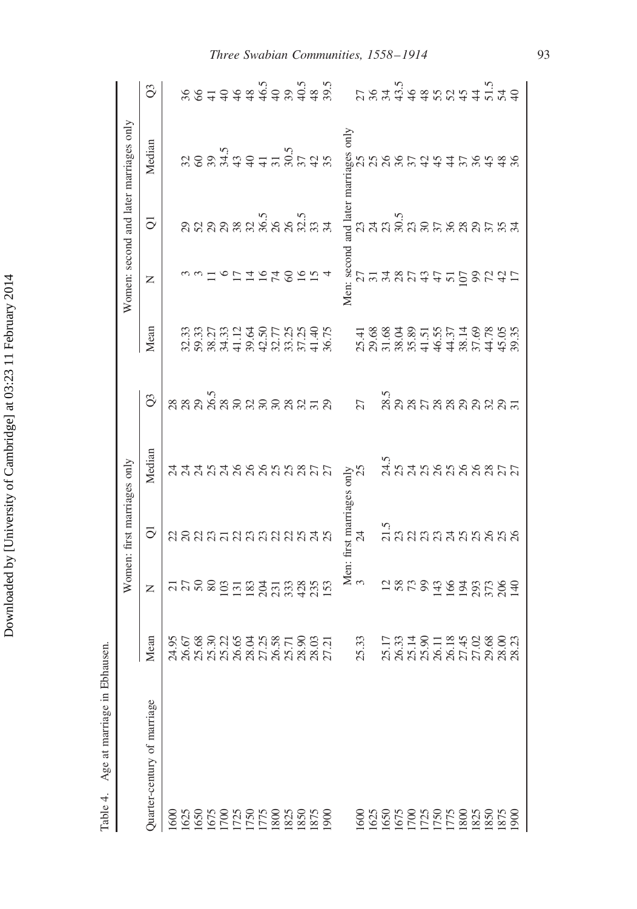Table 4. Age at marriage in Ebhausen.

| Quarter-century of marriage | Women: first marriages only | | | | | Women: second and later marriages only | | | | |
|---|---|---|---|---|---|---|---|---|---|---|
| | Mean | N | Q1 | Median | Q3 | Mean | N | Q1 | Median | Q3 |
| 1600 | 24.95 | 21 | 22 | 24 | 28 | | | | | |
| 1625 | 26.67 | 27 | 20 | 24 | 28 | 32.33 | 3 | 29 | 32 | 36 |
| 1650 | 25.68 | 50 | 22 | 24 | 29 | 59.33 | 3 | 52 | 60 | 66 |
| 1675 | 25.30 | 80 | 23 | 25 | 26.5 | 38.27 | 11 | 29 | 39 | 41 |
| 1700 | 25.22 | 103 | 21 | 24 | 28 | 34.33 | 6 | 29 | 34.5 | 40 |
| 1725 | 26.65 | 131 | 22 | 26 | 30 | 41.12 | 17 | 38 | 43 | 46 |
| 1750 | 28.04 | 183 | 23 | 26 | 32 | 39.64 | 14 | 32 | 40 | 48 |
| 1775 | 27.25 | 204 | 23 | 26 | 30 | 42.50 | 16 | 36.5 | 41 | 46.5 |
| 1800 | 26.58 | 231 | 22 | 25 | 30 | 32.77 | 74 | 26 | 31 | 40 |
| 1825 | 25.71 | 333 | 22 | 25 | 28 | 33.25 | 60 | 26 | 30.5 | 39 |
| 1850 | 28.90 | 428 | 25 | 28 | 32 | 37.25 | 16 | 32.5 | 37 | 40.5 |
| 1875 | 28.03 | 235 | 24 | 27 | 31 | 41.40 | 15 | 33 | 42 | 48 |
| 1900 | 27.21 | 153 | 25 | 27 | 29 | 36.75 | 4 | 34 | 35 | 39.5 |
| | Men: first marriages only | | | | | Men: second and later marriages only | | | | |
| 1600 | 25.33 | 3 | 24 | 25 | 27 | 25.41 | 27 | 23 | 25 | 27 |
| 1625 | | | | | | 29.68 | 31 | 24 | 25 | 36 |
| 1650 | 25.17 | 12 | 21.5 | 24.5 | 28.5 | 31.68 | 34 | 23 | 26 | 34 |
| 1675 | 26.33 | 58 | 23 | 25 | 29 | 38.04 | 28 | 30.5 | 36 | 43.5 |
| 1700 | 25.14 | 73 | 22 | 24 | 28 | 35.89 | 27 | 23 | 37 | 46 |
| 1725 | 25.90 | 99 | 23 | 25 | 27 | 41.51 | 43 | 30 | 42 | 48 |
| 1750 | 26.11 | 143 | 23 | 26 | 28 | 46.55 | 47 | 37 | 45 | 55 |
| 1775 | 26.18 | 166 | 24 | 25 | 28 | 44.37 | 51 | 36 | 44 | 52 |
| 1800 | 27.45 | 194 | 25 | 26 | 29 | 38.14 | 107 | 28 | 37 | 45 |
| 1825 | 27.02 | 293 | 25 | 26 | 29 | 37.69 | 99 | 29 | 36 | 44 |
| 1850 | 29.68 | 373 | 26 | 28 | 32 | 44.78 | 72 | 37 | 45 | 51.5 |
| 1875 | 28.00 | 206 | 25 | 27 | 29 | 45.05 | 42 | 35 | 48 | 54 |
| 1900 | 28.23 | 140 | 26 | 27 | 31 | 39.35 | 17 | 34 | 36 | 40 |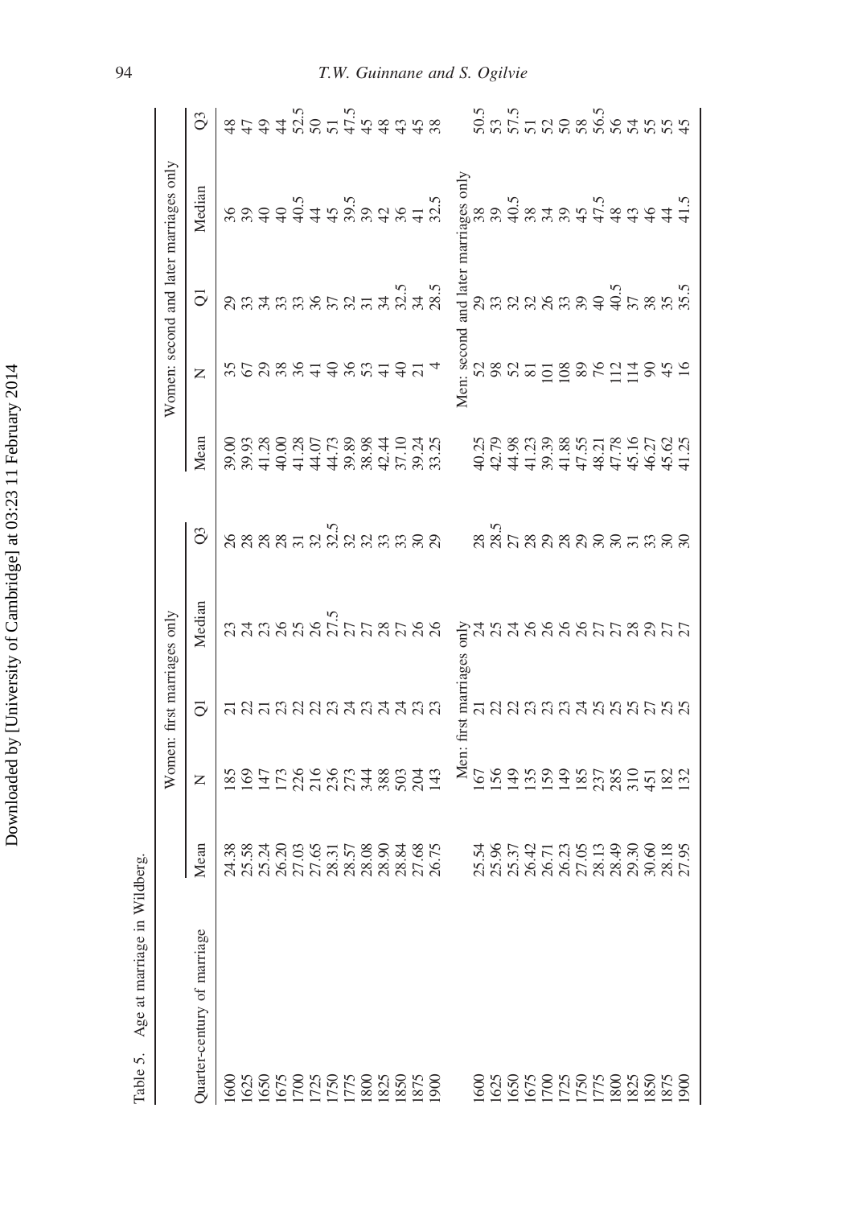Table 5. Age at marriage in Wildberg.

| Quarter-century of marriage | Women: first marriages only | | | | | Women: second and later marriages only | | | | |
|---|---|---|---|---|---|---|---|---|---|---|
| | Mean | N | Q1 | Median | Q3 | Mean | N | Q1 | Median | Q3 |
| 1600 | 24.38 | 185 | 21 | 23 | 26 | 39.00 | 35 | 29 | 36 | 48 |
| 1625 | 25.58 | 169 | 22 | 24 | 28 | 39.93 | 67 | 33 | 39 | 47 |
| 1650 | 25.24 | 147 | 21 | 23 | 28 | 41.28 | 29 | 34 | 40 | 49 |
| 1675 | 26.20 | 173 | 23 | 26 | 28 | 40.00 | 38 | 33 | 40 | 44 |
| 1700 | 27.03 | 226 | 22 | 25 | 31 | 41.28 | 36 | 33 | 40.5 | 52.5 |
| 1725 | 27.65 | 216 | 22 | 26 | 32 | 44.07 | 41 | 36 | 44 | 50 |
| 1750 | 28.31 | 236 | 23 | 27.5 | 32.5 | 44.73 | 40 | 37 | 45 | 51 |
| 1775 | 28.57 | 273 | 24 | 27 | 32 | 39.89 | 36 | 32 | 39.5 | 47.5 |
| 1800 | 28.08 | 344 | 23 | 27 | 32 | 38.98 | 53 | 31 | 39 | 45 |
| 1825 | 28.90 | 388 | 24 | 28 | 33 | 42.44 | 41 | 34 | 42 | 48 |
| 1850 | 28.84 | 503 | 24 | 27 | 33 | 37.10 | 40 | 32.5 | 36 | 43 |
| 1875 | 27.68 | 204 | 23 | 26 | 30 | 39.24 | 21 | 34 | 41 | 45 |
| 1900 | 26.75 | 143 | 23 | 26 | 29 | 33.25 | 4 | 28.5 | 32.5 | 38 |
| | Men: first marriages only | | | | | Men: second and later marriages only | | | | |
| 1600 | 25.54 | 167 | 21 | 24 | 28 | 40.25 | 52 | 29 | 38 | 50.5 |
| 1625 | 25.96 | 156 | 22 | 25 | 28.5 | 42.79 | 98 | 33 | 39 | 53 |
| 1650 | 25.37 | 149 | 22 | 24 | 27 | 44.98 | 52 | 32 | 40.5 | 57.5 |
| 1675 | 26.42 | 135 | 23 | 26 | 28 | 41.23 | 81 | 32 | 38 | 51 |
| 1700 | 26.71 | 159 | 23 | 26 | 29 | 39.39 | 101 | 26 | 34 | 52 |
| 1725 | 26.23 | 149 | 23 | 26 | 28 | 41.88 | 108 | 33 | 39 | 50 |
| 1750 | 27.05 | 185 | 24 | 26 | 29 | 47.55 | 89 | 39 | 45 | 58 |
| 1775 | 28.13 | 237 | 25 | 27 | 30 | 48.21 | 76 | 40 | 47.5 | 56.5 |
| 1800 | 28.49 | 285 | 25 | 27 | 30 | 47.78 | 112 | 40.5 | 48 | 56 |
| 1825 | 29.30 | 310 | 25 | 28 | 31 | 45.16 | 114 | 37 | 43 | 54 |
| 1850 | 30.60 | 451 | 27 | 29 | 33 | 46.27 | 90 | 38 | 46 | 55 |
| 1875 | 28.18 | 182 | 25 | 27 | 30 | 45.62 | 45 | 35 | 44 | 55 |
| 1900 | 27.95 | 132 | 25 | 27 | 30 | 41.25 | 16 | 35.5 | 41.5 | 45 |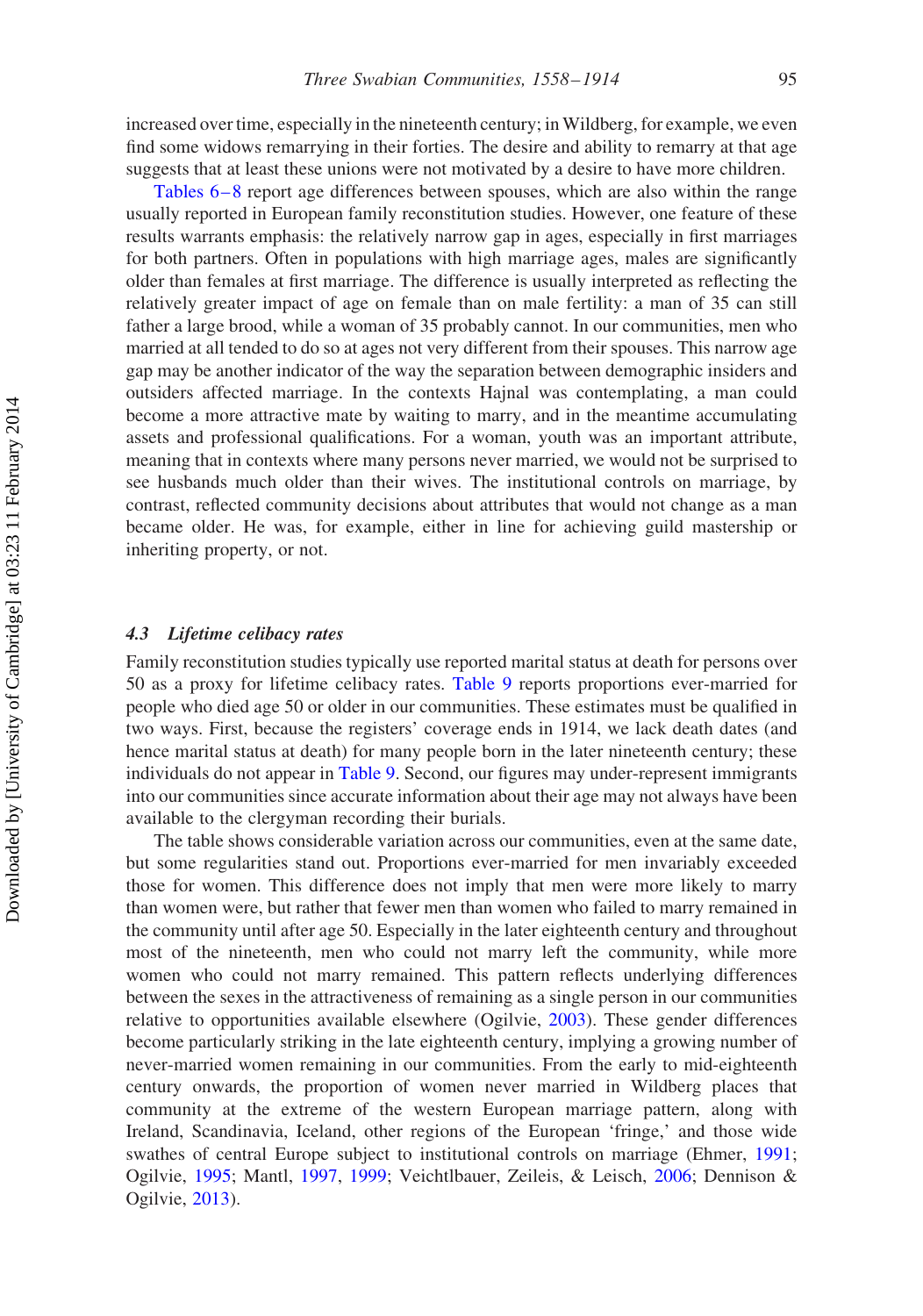increased over time, especially in the nineteenth century; in Wildberg, for example, we even find some widows remarrying in their forties. The desire and ability to remarry at that age suggests that at least these unions were not motivated by a desire to have more children.

Tables 6–8 report age differences between spouses, which are also within the range usually reported in European family reconstitution studies. However, one feature of these results warrants emphasis: the relatively narrow gap in ages, especially in first marriages for both partners. Often in populations with high marriage ages, males are significantly older than females at first marriage. The difference is usually interpreted as reflecting the relatively greater impact of age on female than on male fertility: a man of 35 can still father a large brood, while a woman of 35 probably cannot. In our communities, men who married at all tended to do so at ages not very different from their spouses. This narrow age gap may be another indicator of the way the separation between demographic insiders and outsiders affected marriage. In the contexts Hajnal was contemplating, a man could become a more attractive mate by waiting to marry, and in the meantime accumulating assets and professional qualifications. For a woman, youth was an important attribute, meaning that in contexts where many persons never married, we would not be surprised to see husbands much older than their wives. The institutional controls on marriage, by contrast, reflected community decisions about attributes that would not change as a man became older. He was, for example, either in line for achieving guild mastership or inheriting property, or not.

### *4.3 Lifetime celibacy rates*

Family reconstitution studies typically use reported marital status at death for persons over 50 as a proxy for lifetime celibacy rates. Table 9 reports proportions ever-married for people who died age 50 or older in our communities. These estimates must be qualified in two ways. First, because the registers' coverage ends in 1914, we lack death dates (and hence marital status at death) for many people born in the later nineteenth century; these individuals do not appear in Table 9. Second, our figures may under-represent immigrants into our communities since accurate information about their age may not always have been available to the clergyman recording their burials.

The table shows considerable variation across our communities, even at the same date, but some regularities stand out. Proportions ever-married for men invariably exceeded those for women. This difference does not imply that men were more likely to marry than women were, but rather that fewer men than women who failed to marry remained in the community until after age 50. Especially in the later eighteenth century and throughout most of the nineteenth, men who could not marry left the community, while more women who could not marry remained. This pattern reflects underlying differences between the sexes in the attractiveness of remaining as a single person in our communities relative to opportunities available elsewhere (Ogilvie, 2003). These gender differences become particularly striking in the late eighteenth century, implying a growing number of never-married women remaining in our communities. From the early to mid-eighteenth century onwards, the proportion of women never married in Wildberg places that community at the extreme of the western European marriage pattern, along with Ireland, Scandinavia, Iceland, other regions of the European 'fringe,' and those wide swathes of central Europe subject to institutional controls on marriage (Ehmer, 1991; Ogilvie, 1995; Mantl, 1997, 1999; Veichtlbauer, Zeileis, & Leisch, 2006; Dennison & Ogilvie, 2013).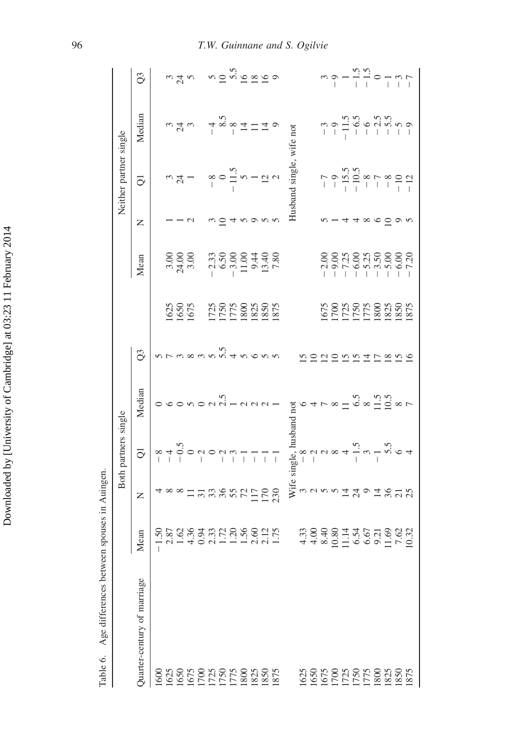Table 6. Age differences between spouses in Auingen.

| Quarter-century of marriage | Both partners single | | | | | | Neither partner single | | | | |
|---|---|---|---|---|---|---|---|---|---|---|---|
| | Mean | N | Q1 | Median | Q3 | | Mean | N | Q1 | Median | Q3 |
| 1600 | −1.50 | 4 | −8 | 0 | 5 | | | | | | |
| 1625 | 2.87 | 8 | −4 | 6 | 7 | 1625 | 3.00 | 1 | 3 | 3 | 3 |
| 1650 | 1.62 | 8 | −0.5 | 0 | 3 | 1650 | 24.00 | 1 | 24 | 24 | 24 |
| 1675 | 4.36 | 11 | 0 | 5 | 8 | 1675 | 3.00 | 2 | 1 | 3 | 5 |
| 1700 | 0.94 | 31 | −2 | 0 | 3 | | | | | | |
| 1725 | 2.33 | 33 | 0 | 2 | 5 | 1725 | −2.33 | 3 | −8 | −4 | 5 |
| 1750 | 1.72 | 36 | −2 | 2.5 | 5.5 | 1750 | 6.50 | 10 | 0 | 8.5 | 10 |
| 1775 | 1.20 | 55 | −3 | 1 | 4 | 1775 | −3.00 | 4 | −11.5 | −8 | 5.5 |
| 1800 | 1.56 | 72 | −1 | 2 | 5 | 1800 | 11.00 | 5 | 5 | 14 | 16 |
| 1825 | 2.60 | 117 | −1 | 2 | 6 | 1825 | 9.44 | 9 | 1 | 11 | 18 |
| 1850 | 2.12 | 170 | −1 | 2 | 5 | 1850 | 13.40 | 5 | 12 | 14 | 16 |
| 1875 | 1.75 | 230 | −1 | 1 | 5 | 1875 | 7.80 | 5 | 2 | 9 | 9 |
| | Wife single, husband not | | | | | | Husband single, wife not | | | | |
| 1625 | 4.33 | 3 | −8 | 6 | 15 | | | | | | |
| 1650 | 4.00 | 2 | −2 | 4 | 10 | | | | | | |
| 1675 | 8.40 | 5 | 2 | 7 | 12 | 1675 | −2.00 | 5 | −7 | −3 | 3 |
| 1700 | 10.80 | 5 | 8 | 8 | 10 | 1700 | −9.00 | 1 | −9 | −9 | −9 |
| 1725 | 11.14 | 14 | 4 | 11 | 15 | 1725 | −7.25 | 4 | −15.5 | −11.5 | 1 |
| 1750 | 6.54 | 24 | −1.5 | 6.5 | 15 | 1750 | −6.00 | 4 | −10.5 | −6.5 | −1.5 |
| 1775 | 6.67 | 9 | 3 | 8 | 14 | 1775 | −5.25 | 8 | −8 | −6 | −1.5 |
| 1800 | 9.21 | 14 | −1 | 11.5 | 17 | 1800 | −3.50 | 6 | −7 | −2.5 | 0 |
| 1825 | 11.69 | 36 | 5.5 | 10.5 | 18 | 1825 | −5.00 | 10 | −8 | −5.5 | −1 |
| 1850 | 7.62 | 21 | 6 | 8 | 15 | 1850 | −6.00 | 9 | −10 | −5 | −3 |
| 1875 | 10.32 | 25 | 4 | 7 | 16 | 1875 | −7.20 | 5 | −12 | −9 | −7 |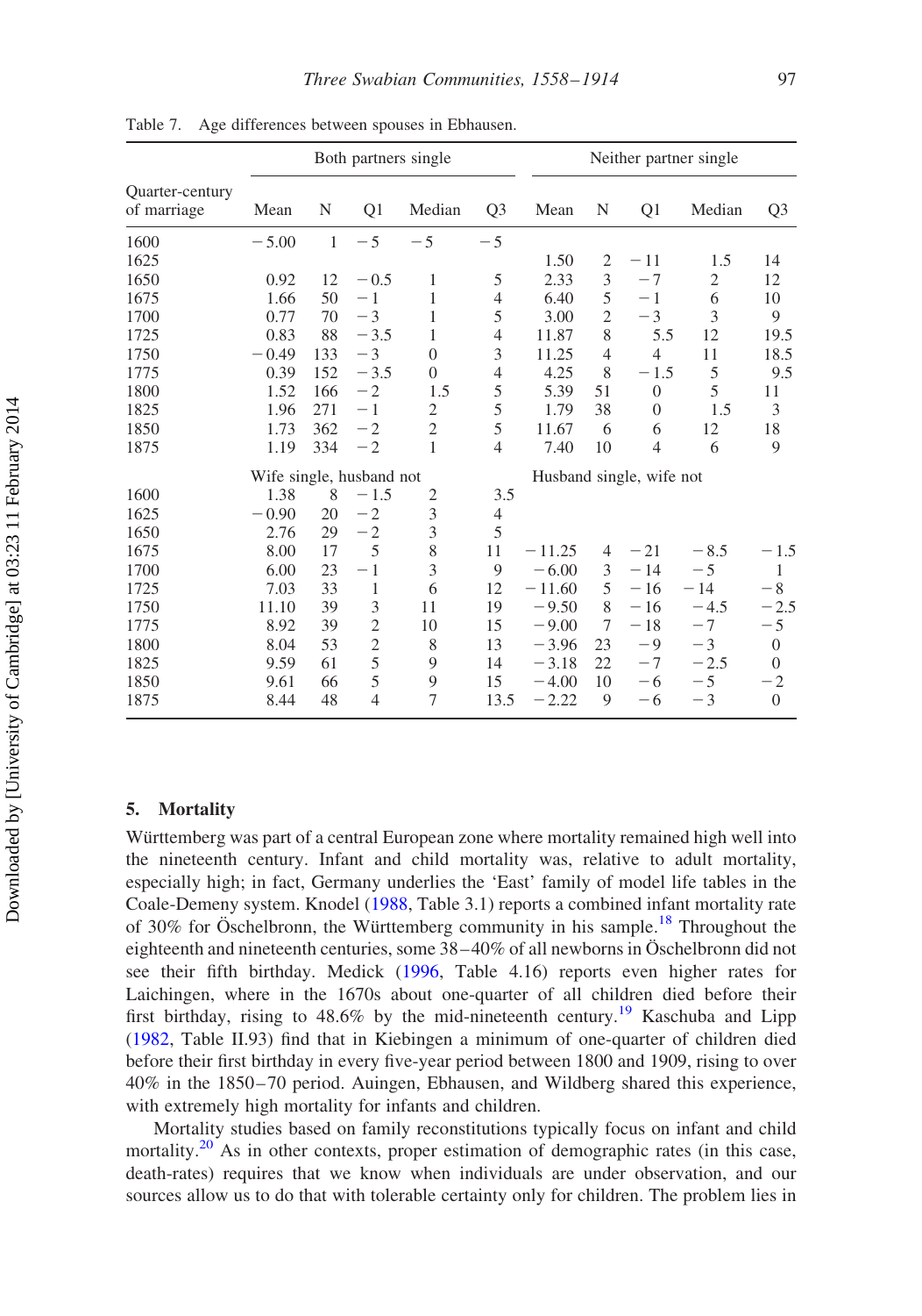Table 7. Age differences between spouses in Ebhausen.

| Quarter-century of marriage | Both partners single | | | | | Neither partner single | | | | |
|---|---|---|---|---|---|---|---|---|---|---|
| | Mean | N | Q1 | Median | Q3 | Mean | N | Q1 | Median | Q3 |
| 1600 | −5.00 | 1 | −5 | −5 | −5 | | | | | |
| 1625 | | | | | | 1.50 | 2 | −11 | 1.5 | 14 |
| 1650 | 0.92 | 12 | −0.5 | 1 | 5 | 2.33 | 3 | −7 | 2 | 12 |
| 1675 | 1.66 | 50 | −1 | 1 | 4 | 6.40 | 5 | −1 | 6 | 10 |
| 1700 | 0.77 | 70 | −3 | 1 | 5 | 3.00 | 2 | −3 | 3 | 9 |
| 1725 | 0.83 | 88 | −3.5 | 1 | 4 | 11.87 | 8 | 5.5 | 12 | 19.5 |
| 1750 | −0.49 | 133 | −3 | 0 | 3 | 11.25 | 4 | 4 | 11 | 18.5 |
| 1775 | 0.39 | 152 | −3.5 | 0 | 4 | 4.25 | 8 | −1.5 | 5 | 9.5 |
| 1800 | 1.52 | 166 | −2 | 1.5 | 5 | 5.39 | 51 | 0 | 5 | 11 |
| 1825 | 1.96 | 271 | −1 | 2 | 5 | 1.79 | 38 | 0 | 1.5 | 3 |
| 1850 | 1.73 | 362 | −2 | 2 | 5 | 11.67 | 6 | 6 | 12 | 18 |
| 1875 | 1.19 | 334 | −2 | 1 | 4 | 7.40 | 10 | 4 | 6 | 9 |
| | Wife single, husband not | | | | | Husband single, wife not | | | | |
| 1600 | 1.38 | 8 | −1.5 | 2 | 3.5 | | | | | |
| 1625 | −0.90 | 20 | −2 | 3 | 4 | | | | | |
| 1650 | 2.76 | 29 | −2 | 3 | 5 | | | | | |
| 1675 | 8.00 | 17 | 5 | 8 | 11 | −11.25 | 4 | −21 | −8.5 | −1.5 |
| 1700 | 6.00 | 23 | −1 | 3 | 9 | −6.00 | 3 | −14 | −5 | 1 |
| 1725 | 7.03 | 33 | 1 | 6 | 12 | −11.60 | 5 | −16 | −14 | −8 |
| 1750 | 11.10 | 39 | 3 | 11 | 19 | −9.50 | 8 | −16 | −4.5 | −2.5 |
| 1775 | 8.92 | 39 | 2 | 10 | 15 | −9.00 | 7 | −18 | −7 | −5 |
| 1800 | 8.04 | 53 | 2 | 8 | 13 | −3.96 | 23 | −9 | −3 | 0 |
| 1825 | 9.59 | 61 | 5 | 9 | 14 | −3.18 | 22 | −7 | −2.5 | 0 |
| 1850 | 9.61 | 66 | 5 | 9 | 15 | −4.00 | 10 | −6 | −5 | −2 |
| 1875 | 8.44 | 48 | 4 | 7 | 13.5 | −2.22 | 9 | −6 | −3 | 0 |

## 5. Mortality

Württemberg was part of a central European zone where mortality remained high well into the nineteenth century. Infant and child mortality was, relative to adult mortality, especially high; in fact, Germany underlies the 'East' family of model life tables in the Coale-Demeny system. Knodel (1988, Table 3.1) reports a combined infant mortality rate of 30% for Öschelbronn, the Württemberg community in his sample.[18] Throughout the eighteenth and nineteenth centuries, some 38–40% of all newborns in Öschelbronn did not see their fifth birthday. Medick (1996, Table 4.16) reports even higher rates for Laichingen, where in the 1670s about one-quarter of all children died before their first birthday, rising to 48.6% by the mid-nineteenth century.[19] Kaschuba and Lipp (1982, Table II.93) find that in Kiebingen a minimum of one-quarter of children died before their first birthday in every five-year period between 1800 and 1909, rising to over 40% in the 1850–70 period. Auingen, Ebhausen, and Wildberg shared this experience, with extremely high mortality for infants and children.

Mortality studies based on family reconstitutions typically focus on infant and child mortality.[20] As in other contexts, proper estimation of demographic rates (in this case, death-rates) requires that we know when individuals are under observation, and our sources allow us to do that with tolerable certainty only for children. The problem lies in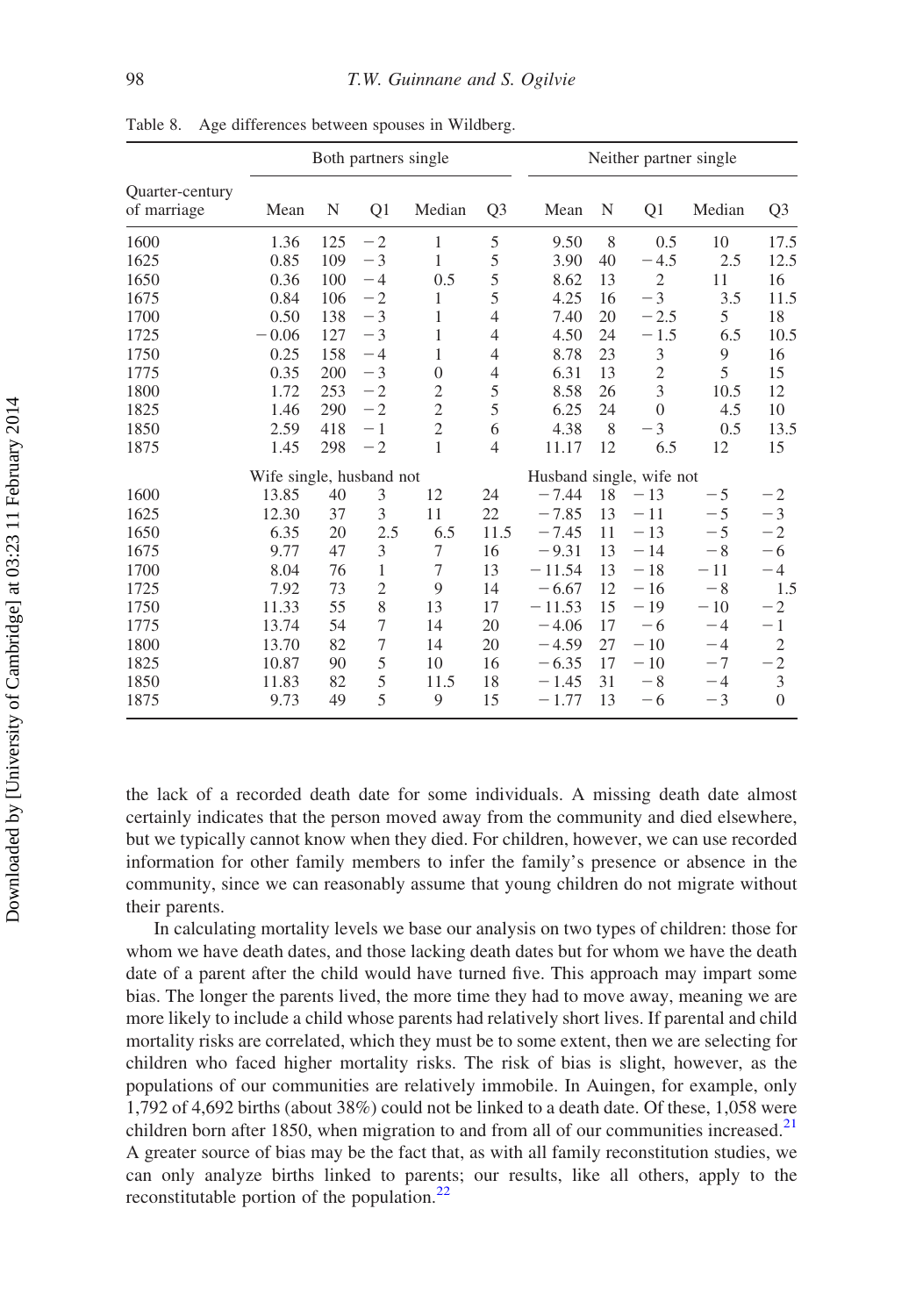Table 8. Age differences between spouses in Wildberg.

| Quarter-century of marriage | Both partners single | | | | | Neither partner single | | | | |
|---|---|---|---|---|---|---|---|---|---|---|
| | Mean | N | Q1 | Median | Q3 | Mean | N | Q1 | Median | Q3 |
| 1600 | 1.36 | 125 | −2 | 1 | 5 | 9.50 | 8 | 0.5 | 10 | 17.5 |
| 1625 | 0.85 | 109 | −3 | 1 | 5 | 3.90 | 40 | −4.5 | 2.5 | 12.5 |
| 1650 | 0.36 | 100 | −4 | 0.5 | 5 | 8.62 | 13 | 2 | 11 | 16 |
| 1675 | 0.84 | 106 | −2 | 1 | 5 | 4.25 | 16 | −3 | 3.5 | 11.5 |
| 1700 | 0.50 | 138 | −3 | 1 | 4 | 7.40 | 20 | −2.5 | 5 | 18 |
| 1725 | −0.06 | 127 | −3 | 1 | 4 | 4.50 | 24 | −1.5 | 6.5 | 10.5 |
| 1750 | 0.25 | 158 | −4 | 1 | 4 | 8.78 | 23 | 3 | 9 | 16 |
| 1775 | 0.35 | 200 | −3 | 0 | 4 | 6.31 | 13 | 2 | 5 | 15 |
| 1800 | 1.72 | 253 | −2 | 2 | 5 | 8.58 | 26 | 3 | 10.5 | 12 |
| 1825 | 1.46 | 290 | −2 | 2 | 5 | 6.25 | 24 | 0 | 4.5 | 10 |
| 1850 | 2.59 | 418 | −1 | 2 | 6 | 4.38 | 8 | −3 | 0.5 | 13.5 |
| 1875 | 1.45 | 298 | −2 | 1 | 4 | 11.17 | 12 | 6.5 | 12 | 15 |
| | Wife single, husband not | | | | | Husband single, wife not | | | | |
| 1600 | 13.85 | 40 | 3 | 12 | 24 | −7.44 | 18 | −13 | −5 | −2 |
| 1625 | 12.30 | 37 | 3 | 11 | 22 | −7.85 | 13 | −11 | −5 | −3 |
| 1650 | 6.35 | 20 | 2.5 | 6.5 | 11.5 | −7.45 | 11 | −13 | −5 | −2 |
| 1675 | 9.77 | 47 | 3 | 7 | 16 | −9.31 | 13 | −14 | −8 | −6 |
| 1700 | 8.04 | 76 | 1 | 7 | 13 | −11.54 | 13 | −18 | −11 | −4 |
| 1725 | 7.92 | 73 | 2 | 9 | 14 | −6.67 | 12 | −16 | −8 | 1.5 |
| 1750 | 11.33 | 55 | 8 | 13 | 17 | −11.53 | 15 | −19 | −10 | −2 |
| 1775 | 13.74 | 54 | 7 | 14 | 20 | −4.06 | 17 | −6 | −4 | −1 |
| 1800 | 13.70 | 82 | 7 | 14 | 20 | −4.59 | 27 | −10 | −4 | 2 |
| 1825 | 10.87 | 90 | 5 | 10 | 16 | −6.35 | 17 | −10 | −7 | −2 |
| 1850 | 11.83 | 82 | 5 | 11.5 | 18 | −1.45 | 31 | −8 | −4 | 3 |
| 1875 | 9.73 | 49 | 5 | 9 | 15 | −1.77 | 13 | −6 | −3 | 0 |

the lack of a recorded death date for some individuals. A missing death date almost certainly indicates that the person moved away from the community and died elsewhere, but we typically cannot know when they died. For children, however, we can use recorded information for other family members to infer the family's presence or absence in the community, since we can reasonably assume that young children do not migrate without their parents.

In calculating mortality levels we base our analysis on two types of children: those for whom we have death dates, and those lacking death dates but for whom we have the death date of a parent after the child would have turned five. This approach may impart some bias. The longer the parents lived, the more time they had to move away, meaning we are more likely to include a child whose parents had relatively short lives. If parental and child mortality risks are correlated, which they must be to some extent, then we are selecting for children who faced higher mortality risks. The risk of bias is slight, however, as the populations of our communities are relatively immobile. In Auingen, for example, only 1,792 of 4,692 births (about 38%) could not be linked to a death date. Of these, 1,058 were children born after 1850, when migration to and from all of our communities increased.[21] A greater source of bias may be the fact that, as with all family reconstitution studies, we can only analyze births linked to parents; our results, like all others, apply to the reconstitutable portion of the population.[22]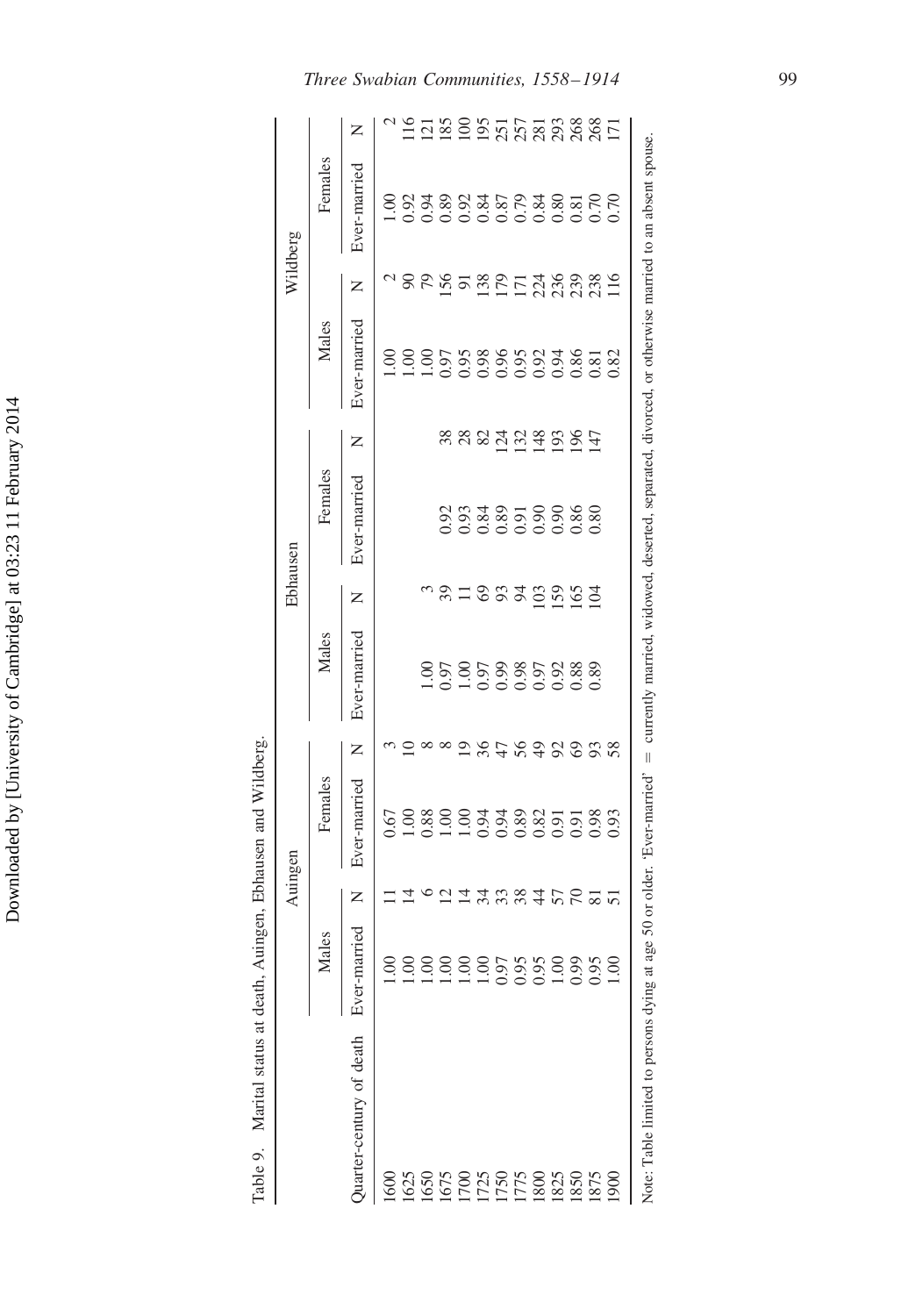Table 9. Marital status at death, Auingen, Ebhausen and Wildberg.

| Quarter-century of death | Auingen | | | | Ebhausen | | | | Wildberg | | | |
|---|---|---|---|---|---|---|---|---|---|---|---|---|
| | Males | | Females | | Males | | Females | | Males | | Females | |
| | Ever-married | N | Ever-married | N | Ever-married | N | Ever-married | N | Ever-married | N | Ever-married | N |
| 1600 | 1.00 | 11 | 0.67 | 3 | | | | | 1.00 | 2 | 1.00 | 2 |
| 1625 | 1.00 | 14 | 1.00 | 10 | | | | | 1.00 | 90 | 0.92 | 116 |
| 1650 | 1.00 | 6 | 0.88 | 8 | 1.00 | 3 | | | 1.00 | 79 | 0.94 | 121 |
| 1675 | 1.00 | 12 | 1.00 | 8 | 0.97 | 39 | 0.92 | 38 | 0.97 | 156 | 0.89 | 185 |
| 1700 | 1.00 | 14 | 1.00 | 19 | 1.00 | 11 | 0.93 | 28 | 0.95 | 91 | 0.92 | 100 |
| 1725 | 1.00 | 34 | 0.94 | 36 | 0.97 | 69 | 0.84 | 82 | 0.98 | 138 | 0.84 | 195 |
| 1750 | 0.97 | 33 | 0.94 | 47 | 0.99 | 93 | 0.89 | 124 | 0.96 | 179 | 0.87 | 251 |
| 1775 | 0.95 | 38 | 0.89 | 56 | 0.98 | 94 | 0.91 | 132 | 0.95 | 171 | 0.79 | 257 |
| 1800 | 0.95 | 44 | 0.82 | 49 | 0.97 | 103 | 0.90 | 148 | 0.92 | 224 | 0.84 | 281 |
| 1825 | 1.00 | 57 | 0.91 | 92 | 0.92 | 159 | 0.90 | 193 | 0.94 | 236 | 0.80 | 293 |
| 1850 | 0.99 | 70 | 0.91 | 69 | 0.88 | 165 | 0.86 | 196 | 0.86 | 239 | 0.81 | 268 |
| 1875 | 0.95 | 81 | 0.98 | 93 | 0.89 | 104 | 0.80 | 147 | 0.81 | 238 | 0.70 | 268 |
| 1900 | 1.00 | 51 | 0.93 | 58 | | | | | 0.82 | 116 | 0.70 | 171 |

Note: Table limited to persons dying at age 50 or older. 'Ever-married' = currently married, widowed, deserted, separated, divorced, or otherwise married to an absent spouse.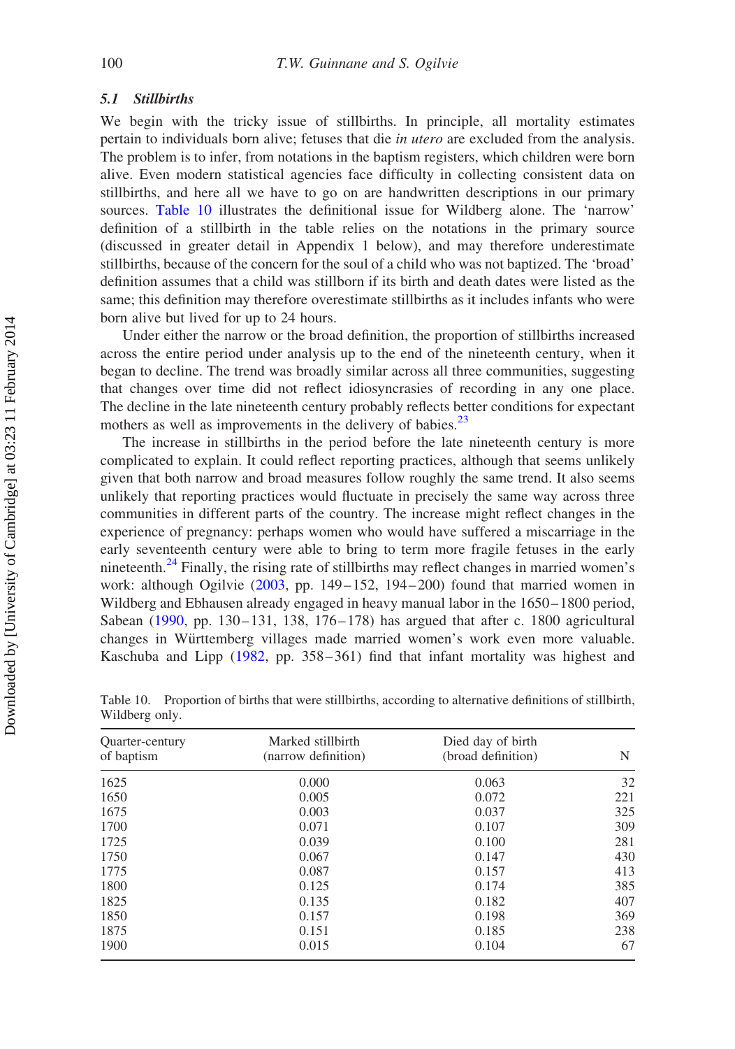### 5.1 Stillbirths

We begin with the tricky issue of stillbirths. In principle, all mortality estimates pertain to individuals born alive; fetuses that die *in utero* are excluded from the analysis. The problem is to infer, from notations in the baptism registers, which children were born alive. Even modern statistical agencies face difficulty in collecting consistent data on stillbirths, and here all we have to go on are handwritten descriptions in our primary sources. Table 10 illustrates the definitional issue for Wildberg alone. The 'narrow' definition of a stillbirth in the table relies on the notations in the primary source (discussed in greater detail in Appendix 1 below), and may therefore underestimate stillbirths, because of the concern for the soul of a child who was not baptized. The 'broad' definition assumes that a child was stillborn if its birth and death dates were listed as the same; this definition may therefore overestimate stillbirths as it includes infants who were born alive but lived for up to 24 hours.

Under either the narrow or the broad definition, the proportion of stillbirths increased across the entire period under analysis up to the end of the nineteenth century, when it began to decline. The trend was broadly similar across all three communities, suggesting that changes over time did not reflect idiosyncracies of recording in any one place. The decline in the late nineteenth century probably reflects better conditions for expectant mothers as well as improvements in the delivery of babies.[23]

The increase in stillbirths in the period before the late nineteenth century is more complicated to explain. It could reflect reporting practices, although that seems unlikely given that both narrow and broad measures follow roughly the same trend. It also seems unlikely that reporting practices would fluctuate in precisely the same way across three communities in different parts of the country. The increase might reflect changes in the experience of pregnancy: perhaps women who would have suffered a miscarriage in the early seventeenth century were able to bring to term more fragile fetuses in the early nineteenth.[24] Finally, the rising rate of stillbirths may reflect changes in married women's work: although Ogilvie (2003, pp. 149–152, 194–200) found that married women in Wildberg and Ebhausen already engaged in heavy manual labor in the 1650–1800 period, Sabean (1990, pp. 130–131, 138, 176–178) has argued that after c. 1800 agricultural changes in Württemberg villages made married women's work even more valuable. Kaschuba and Lipp (1982, pp. 358–361) find that infant mortality was highest and

Table 10. Proportion of births that were stillbirths, according to alternative definitions of stillbirth, Wildberg only.

| Quarter-century of baptism | Marked stillbirth (narrow definition) | Died day of birth (broad definition) | N |
|---|---|---|---|
| 1625 | 0.000 | 0.063 | 32 |
| 1650 | 0.005 | 0.072 | 221 |
| 1675 | 0.003 | 0.037 | 325 |
| 1700 | 0.071 | 0.107 | 309 |
| 1725 | 0.039 | 0.100 | 281 |
| 1750 | 0.067 | 0.147 | 430 |
| 1775 | 0.087 | 0.157 | 413 |
| 1800 | 0.125 | 0.174 | 385 |
| 1825 | 0.135 | 0.182 | 407 |
| 1850 | 0.157 | 0.198 | 369 |
| 1875 | 0.151 | 0.185 | 238 |
| 1900 | 0.015 | 0.104 | 67 |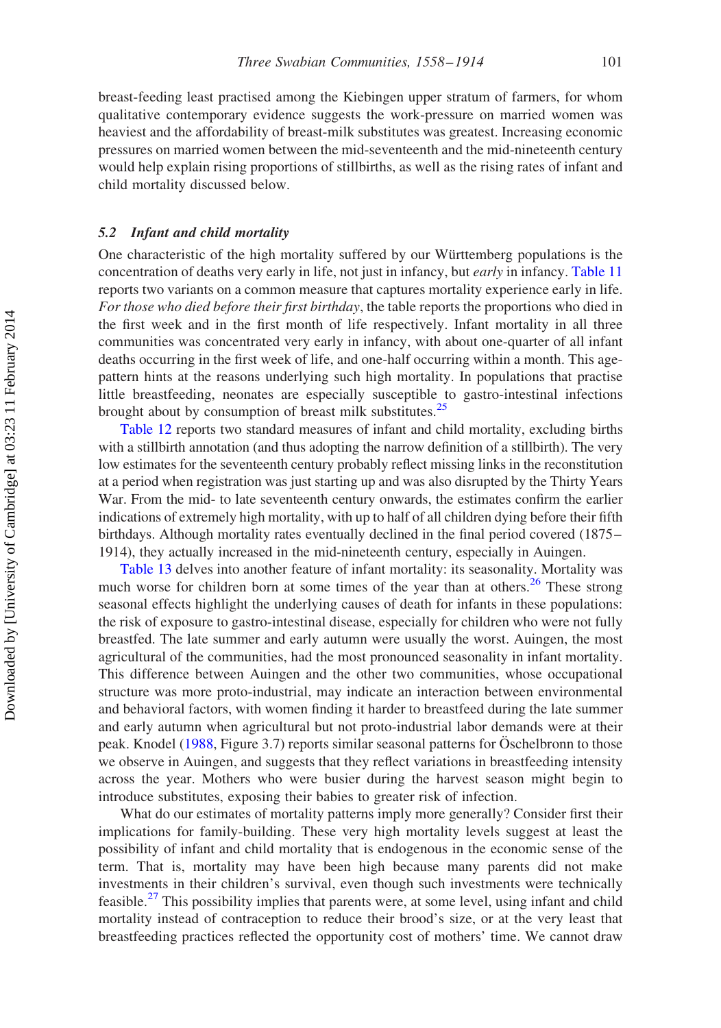breast-feeding least practised among the Kiebingen upper stratum of farmers, for whom qualitative contemporary evidence suggests the work-pressure on married women was heaviest and the affordability of breast-milk substitutes was greatest. Increasing economic pressures on married women between the mid-seventeenth and the mid-nineteenth century would help explain rising proportions of stillbirths, as well as the rising rates of infant and child mortality discussed below.

### 5.2 *Infant and child mortality*

One characteristic of the high mortality suffered by our Württemberg populations is the concentration of deaths very early in life, not just in infancy, but *early* in infancy. Table 11 reports two variants on a common measure that captures mortality experience early in life. *For those who died before their first birthday*, the table reports the proportions who died in the first week and in the first month of life respectively. Infant mortality in all three communities was concentrated very early in infancy, with about one-quarter of all infant deaths occurring in the first week of life, and one-half occurring within a month. This age-pattern hints at the reasons underlying such high mortality. In populations that practise little breastfeeding, neonates are especially susceptible to gastro-intestinal infections brought about by consumption of breast milk substitutes.[25]

Table 12 reports two standard measures of infant and child mortality, excluding births with a stillbirth annotation (and thus adopting the narrow definition of a stillbirth). The very low estimates for the seventeenth century probably reflect missing links in the reconstitution at a period when registration was just starting up and was also disrupted by the Thirty Years War. From the mid- to late seventeenth century onwards, the estimates confirm the earlier indications of extremely high mortality, with up to half of all children dying before their fifth birthdays. Although mortality rates eventually declined in the final period covered (1875–1914), they actually increased in the mid-nineteenth century, especially in Auingen.

Table 13 delves into another feature of infant mortality: its seasonality. Mortality was much worse for children born at some times of the year than at others.[26] These strong seasonal effects highlight the underlying causes of death for infants in these populations: the risk of exposure to gastro-intestinal disease, especially for children who were not fully breastfed. The late summer and early autumn were usually the worst. Auingen, the most agricultural of the communities, had the most pronounced seasonality in infant mortality. This difference between Auingen and the other two communities, whose occupational structure was more proto-industrial, may indicate an interaction between environmental and behavioral factors, with women finding it harder to breastfeed during the late summer and early autumn when agricultural but not proto-industrial labor demands were at their peak. Knodel (1988, Figure 3.7) reports similar seasonal patterns for Öschelbronn to those we observe in Auingen, and suggests that they reflect variations in breastfeeding intensity across the year. Mothers who were busier during the harvest season might begin to introduce substitutes, exposing their babies to greater risk of infection.

What do our estimates of mortality patterns imply more generally? Consider first their implications for family-building. These very high mortality levels suggest at least the possibility of infant and child mortality that is endogenous in the economic sense of the term. That is, mortality may have been high because many parents did not make investments in their children's survival, even though such investments were technically feasible.[27] This possibility implies that parents were, at some level, using infant and child mortality instead of contraception to reduce their brood's size, or at the very least that breastfeeding practices reflected the opportunity cost of mothers' time. We cannot draw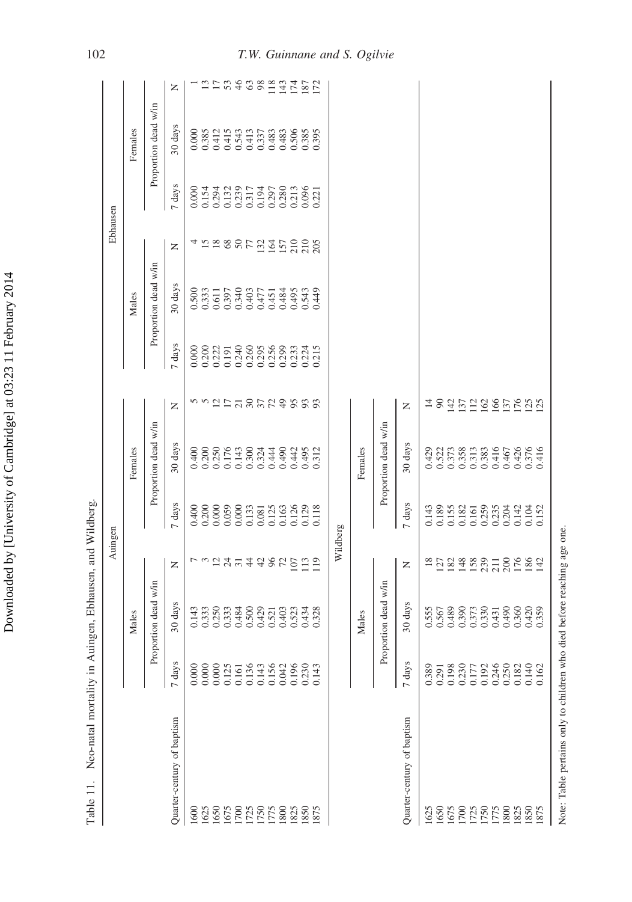Table 11. Neo-natal mortality in Auingen, Ebhausen, and Wildberg.

| | Auingen | | | | | | Ebhausen | | | | | |
|---|---|---|---|---|---|---|---|---|---|---|---|---|
| | Males | | | Females | | | Males | | | Females | | |
| | Proportion dead w/in | | | Proportion dead w/in | | | Proportion dead w/in | | | Proportion dead w/in | | |
| Quarter-century of baptism | 7 days | 30 days | N | 7 days | 30 days | N | 7 days | 30 days | N | 7 days | 30 days | N |
| 1600 | 0.000 | 0.143 | 7 | 0.400 | 0.400 | 5 | 0.000 | 0.500 | 4 | 0.000 | 0.000 | 1 |
| 1625 | 0.000 | 0.333 | 3 | 0.200 | 0.200 | 5 | 0.200 | 0.333 | 15 | 0.154 | 0.385 | 13 |
| 1650 | 0.000 | 0.250 | 12 | 0.000 | 0.250 | 12 | 0.222 | 0.611 | 18 | 0.294 | 0.412 | 17 |
| 1675 | 0.125 | 0.333 | 24 | 0.059 | 0.176 | 17 | 0.191 | 0.397 | 68 | 0.132 | 0.415 | 53 |
| 1700 | 0.161 | 0.484 | 31 | 0.000 | 0.143 | 21 | 0.240 | 0.340 | 50 | 0.239 | 0.543 | 46 |
| 1725 | 0.136 | 0.500 | 44 | 0.133 | 0.300 | 30 | 0.260 | 0.403 | 77 | 0.317 | 0.413 | 63 |
| 1750 | 0.143 | 0.429 | 42 | 0.081 | 0.324 | 37 | 0.295 | 0.477 | 132 | 0.194 | 0.337 | 98 |
| 1775 | 0.156 | 0.521 | 96 | 0.125 | 0.444 | 72 | 0.256 | 0.451 | 164 | 0.297 | 0.483 | 118 |
| 1800 | 0.042 | 0.403 | 72 | 0.163 | 0.490 | 49 | 0.299 | 0.484 | 157 | 0.280 | 0.483 | 143 |
| 1825 | 0.196 | 0.523 | 107 | 0.126 | 0.442 | 95 | 0.233 | 0.495 | 210 | 0.213 | 0.506 | 174 |
| 1850 | 0.230 | 0.434 | 113 | 0.129 | 0.495 | 93 | 0.224 | 0.543 | 210 | 0.096 | 0.385 | 187 |
| 1875 | 0.143 | 0.328 | 119 | 0.118 | 0.312 | 93 | 0.215 | 0.449 | 205 | 0.221 | 0.395 | 172 |

| | Wildberg | | | | | |
|---|---|---|---|---|---|---|
| | Males | | | Females | | |
| | Proportion dead w/in | | | Proportion dead w/in | | |
| Quarter-century of baptism | 7 days | 30 days | N | 7 days | 30 days | N |
| 1625 | 0.389 | 0.555 | 18 | 0.143 | 0.429 | 14 |
| 1650 | 0.291 | 0.567 | 127 | 0.189 | 0.522 | 90 |
| 1675 | 0.198 | 0.489 | 182 | 0.155 | 0.373 | 142 |
| 1700 | 0.230 | 0.390 | 148 | 0.182 | 0.358 | 137 |
| 1725 | 0.177 | 0.373 | 158 | 0.161 | 0.313 | 112 |
| 1750 | 0.192 | 0.330 | 239 | 0.259 | 0.383 | 162 |
| 1775 | 0.246 | 0.431 | 211 | 0.235 | 0.416 | 166 |
| 1800 | 0.250 | 0.490 | 200 | 0.204 | 0.467 | 137 |
| 1825 | 0.182 | 0.360 | 176 | 0.142 | 0.426 | 176 |
| 1850 | 0.140 | 0.420 | 186 | 0.104 | 0.376 | 125 |
| 1875 | 0.162 | 0.359 | 142 | 0.152 | 0.416 | 125 |

Note: Table pertains only to children who died before reaching age one.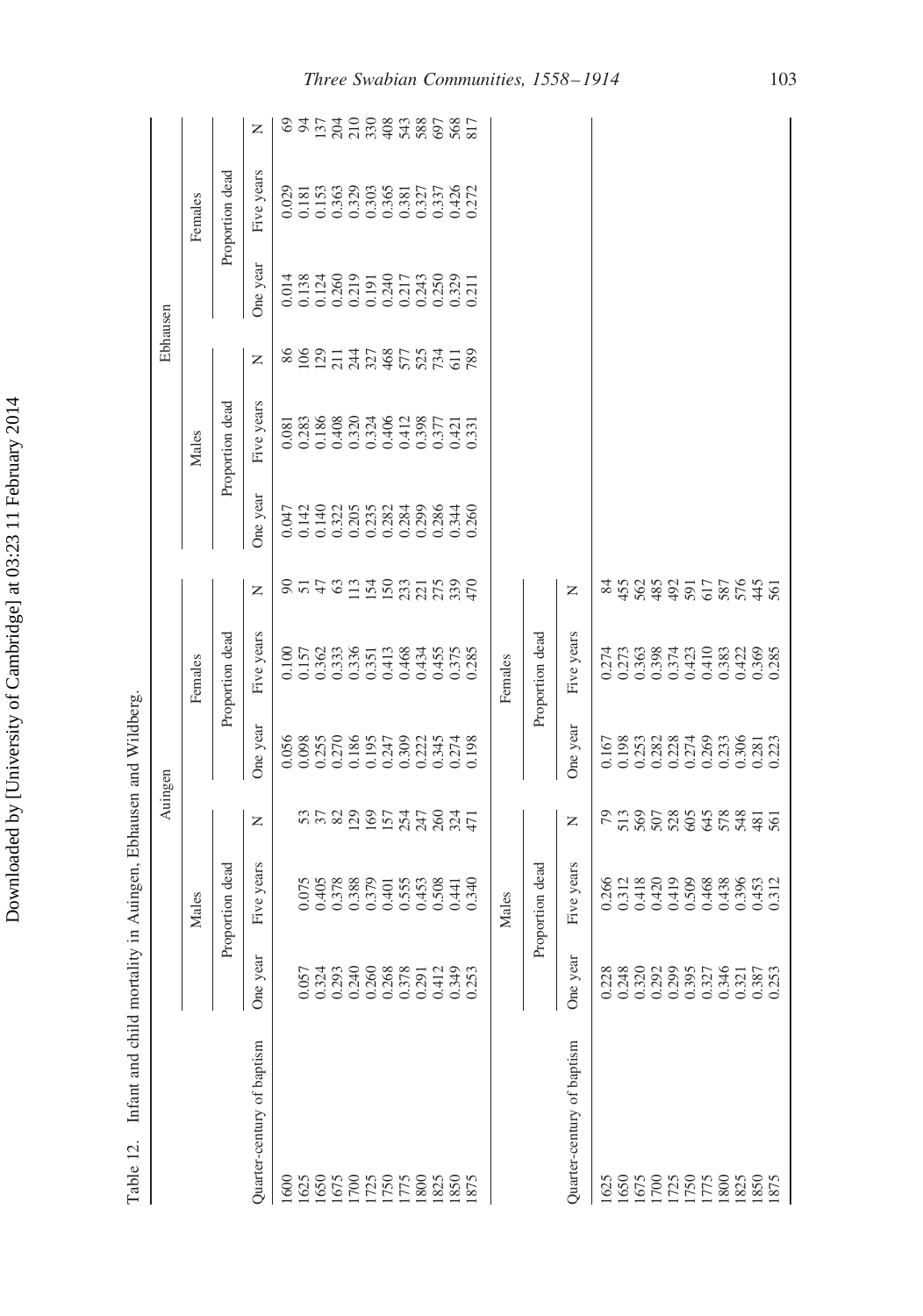Table 12. Infant and child mortality in Auingen, Ebhausen and Wildberg.

| | Auingen | | | | | | Ebhausen | | | | | |
|---|---|---|---|---|---|---|---|---|---|---|---|---|
| | Males | | | Females | | | Males | | | Females | | |
| | Proportion dead | | | Proportion dead | | | Proportion dead | | | Proportion dead | | |
| Quarter-century of baptism | One year | Five years | N | One year | Five years | N | One year | Five years | N | One year | Five years | N |
| 1600 | | | | 0.056 | 0.100 | 90 | 0.047 | 0.081 | 86 | 0.014 | 0.029 | 69 |
| 1625 | 0.057 | 0.075 | 53 | 0.098 | 0.157 | 51 | 0.142 | 0.283 | 106 | 0.138 | 0.181 | 94 |
| 1650 | 0.324 | 0.405 | 37 | 0.255 | 0.362 | 47 | 0.140 | 0.186 | 129 | 0.124 | 0.153 | 137 |
| 1675 | 0.293 | 0.378 | 82 | 0.270 | 0.333 | 63 | 0.322 | 0.408 | 211 | 0.260 | 0.363 | 204 |
| 1700 | 0.240 | 0.388 | 129 | 0.186 | 0.336 | 113 | 0.205 | 0.320 | 244 | 0.219 | 0.329 | 210 |
| 1725 | 0.260 | 0.379 | 169 | 0.195 | 0.351 | 154 | 0.235 | 0.324 | 327 | 0.191 | 0.303 | 330 |
| 1750 | 0.268 | 0.401 | 157 | 0.247 | 0.413 | 150 | 0.282 | 0.406 | 468 | 0.240 | 0.365 | 408 |
| 1775 | 0.378 | 0.555 | 254 | 0.309 | 0.468 | 233 | 0.284 | 0.412 | 577 | 0.217 | 0.381 | 543 |
| 1800 | 0.291 | 0.453 | 247 | 0.222 | 0.434 | 221 | 0.299 | 0.398 | 525 | 0.243 | 0.327 | 588 |
| 1825 | 0.412 | 0.508 | 260 | 0.345 | 0.455 | 275 | 0.286 | 0.377 | 734 | 0.250 | 0.337 | 697 |
| 1850 | 0.349 | 0.441 | 324 | 0.274 | 0.375 | 339 | 0.344 | 0.421 | 611 | 0.329 | 0.426 | 568 |
| 1875 | 0.253 | 0.340 | 471 | 0.198 | 0.285 | 470 | 0.260 | 0.331 | 789 | 0.211 | 0.272 | 817 |

| | Wildberg | | | | | |
|---|---|---|---|---|---|---|
| | Males | | | Females | | |
| | Proportion dead | | | Proportion dead | | |
| Quarter-century of baptism | One year | Five years | N | One year | Five years | N |
| 1625 | 0.228 | 0.266 | 79 | 0.167 | 0.274 | 84 |
| 1650 | 0.248 | 0.312 | 513 | 0.198 | 0.273 | 455 |
| 1675 | 0.320 | 0.418 | 569 | 0.253 | 0.363 | 562 |
| 1700 | 0.292 | 0.420 | 507 | 0.282 | 0.398 | 485 |
| 1725 | 0.299 | 0.419 | 528 | 0.228 | 0.374 | 492 |
| 1750 | 0.395 | 0.509 | 605 | 0.274 | 0.423 | 591 |
| 1775 | 0.327 | 0.468 | 645 | 0.269 | 0.410 | 617 |
| 1800 | 0.346 | 0.438 | 578 | 0.233 | 0.383 | 587 |
| 1825 | 0.321 | 0.396 | 548 | 0.306 | 0.422 | 576 |
| 1850 | 0.387 | 0.453 | 481 | 0.281 | 0.369 | 445 |
| 1875 | 0.253 | 0.312 | 561 | 0.223 | 0.285 | 561 |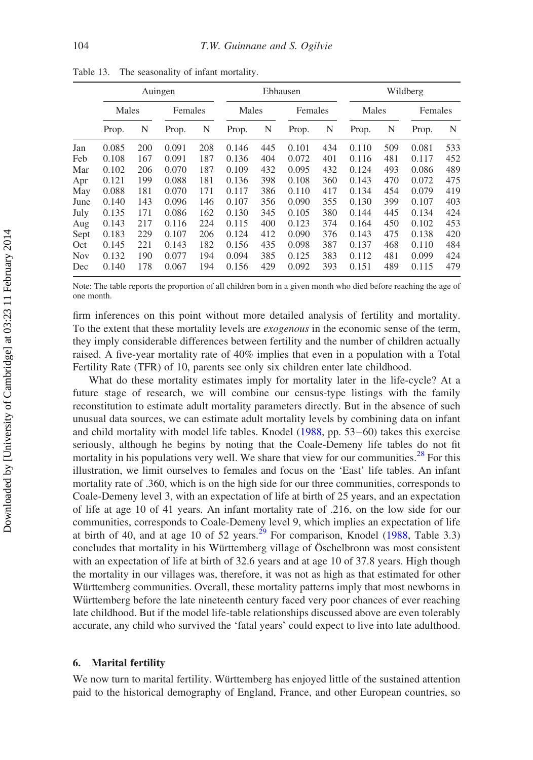Table 13. The seasonality of infant mortality.

| | Auingen | | | | Ebhausen | | | | Wildberg | | | |
|---|---|---|---|---|---|---|---|---|---|---|---|---|
| | Males | | Females | | Males | | Females | | Males | | Females | |
| | Prop. | N | Prop. | N | Prop. | N | Prop. | N | Prop. | N | Prop. | N |
| Jan | 0.085 | 200 | 0.091 | 208 | 0.146 | 445 | 0.101 | 434 | 0.110 | 509 | 0.081 | 533 |
| Feb | 0.108 | 167 | 0.091 | 187 | 0.136 | 404 | 0.072 | 401 | 0.116 | 481 | 0.117 | 452 |
| Mar | 0.102 | 206 | 0.070 | 187 | 0.109 | 432 | 0.095 | 432 | 0.124 | 493 | 0.086 | 489 |
| Apr | 0.121 | 199 | 0.088 | 181 | 0.136 | 398 | 0.108 | 360 | 0.143 | 470 | 0.072 | 475 |
| May | 0.088 | 181 | 0.070 | 171 | 0.117 | 386 | 0.110 | 417 | 0.134 | 454 | 0.079 | 419 |
| June | 0.140 | 143 | 0.096 | 146 | 0.107 | 356 | 0.090 | 355 | 0.130 | 399 | 0.107 | 403 |
| July | 0.135 | 171 | 0.086 | 162 | 0.130 | 345 | 0.105 | 380 | 0.144 | 445 | 0.134 | 424 |
| Aug | 0.143 | 217 | 0.116 | 224 | 0.115 | 400 | 0.123 | 374 | 0.164 | 450 | 0.102 | 453 |
| Sept | 0.183 | 229 | 0.107 | 206 | 0.124 | 412 | 0.090 | 376 | 0.143 | 475 | 0.138 | 420 |
| Oct | 0.145 | 221 | 0.143 | 182 | 0.156 | 435 | 0.098 | 387 | 0.137 | 468 | 0.110 | 484 |
| Nov | 0.132 | 190 | 0.077 | 194 | 0.094 | 385 | 0.125 | 383 | 0.112 | 481 | 0.099 | 424 |
| Dec | 0.140 | 178 | 0.067 | 194 | 0.156 | 429 | 0.092 | 393 | 0.151 | 489 | 0.115 | 479 |

Note: The table reports the proportion of all children born in a given month who died before reaching the age of one month.

firm inferences on this point without more detailed analysis of fertility and mortality. To the extent that these mortality levels are *exogenous* in the economic sense of the term, they imply considerable differences between fertility and the number of children actually raised. A five-year mortality rate of 40% implies that even in a population with a Total Fertility Rate (TFR) of 10, parents see only six children enter late childhood.

What do these mortality estimates imply for mortality later in the life-cycle? At a future stage of research, we will combine our census-type listings with the family reconstitution to estimate adult mortality parameters directly. But in the absence of such unusual data sources, we can estimate adult mortality levels by combining data on infant and child mortality with model life tables. Knodel (1988, pp. 53–60) takes this exercise seriously, although he begins by noting that the Coale-Demeny life tables do not fit mortality in his populations very well. We share that view for our communities.[28] For this illustration, we limit ourselves to females and focus on the 'East' life tables. An infant mortality rate of .360, which is on the high side for our three communities, corresponds to Coale-Demeny level 3, with an expectation of life at birth of 25 years, and an expectation of life at age 10 of 41 years. An infant mortality rate of .216, on the low side for our communities, corresponds to Coale-Demeny level 9, which implies an expectation of life at birth of 40, and at age 10 of 52 years.[29] For comparison, Knodel (1988, Table 3.3) concludes that mortality in his Württemberg village of Öschelbronn was most consistent with an expectation of life at birth of 32.6 years and at age 10 of 37.8 years. High though the mortality in our villages was, therefore, it was not as high as that estimated for other Württemberg communities. Overall, these mortality patterns imply that most newborns in Württemberg before the late nineteenth century faced very poor chances of ever reaching late childhood. But if the model life-table relationships discussed above are even tolerably accurate, any child who survived the 'fatal years' could expect to live into late adulthood.

## 6. Marital fertility

We now turn to marital fertility. Württemberg has enjoyed little of the sustained attention paid to the historical demography of England, France, and other European countries, so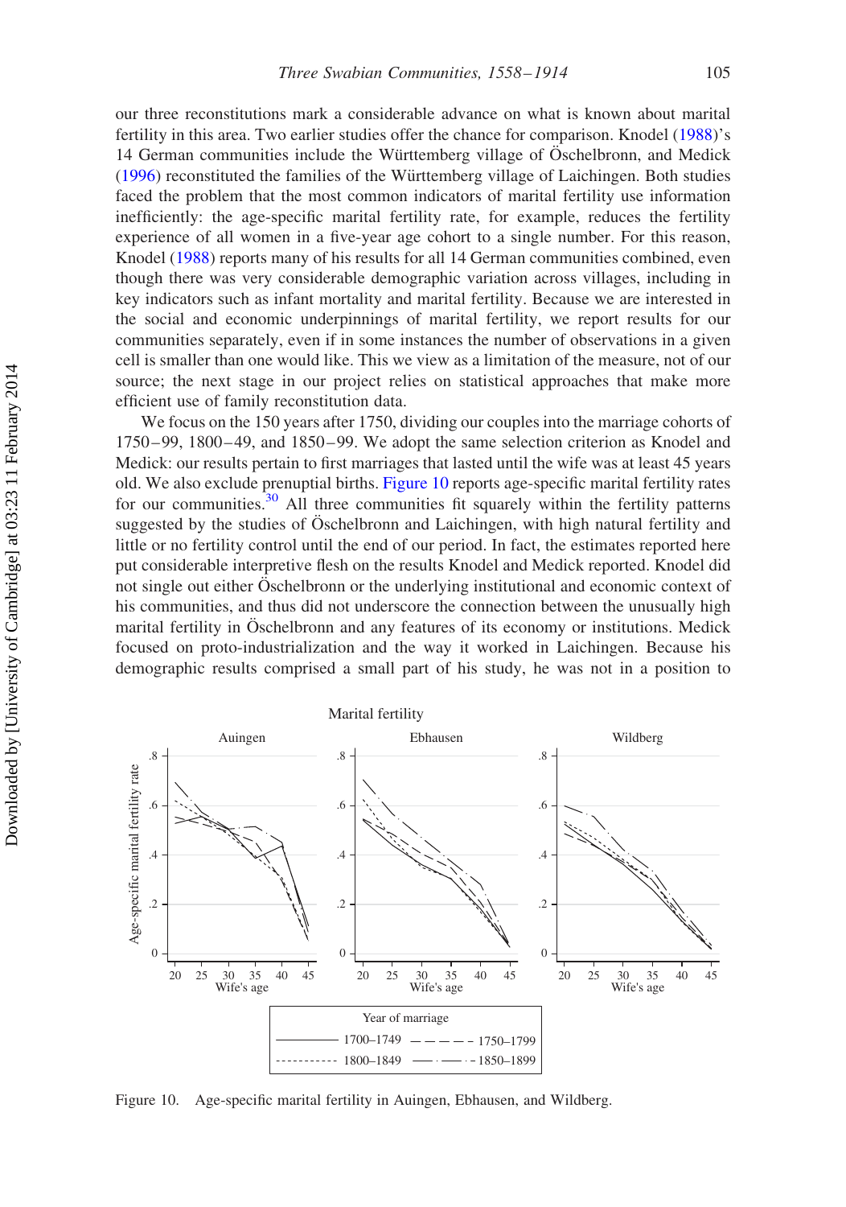our three reconstitutions mark a considerable advance on what is known about marital fertility in this area. Two earlier studies offer the chance for comparison. Knodel (1988)'s 14 German communities include the Württemberg village of Öschelbronn, and Medick (1996) reconstituted the families of the Württemberg village of Laichingen. Both studies faced the problem that the most common indicators of marital fertility use information inefficiently: the age-specific marital fertility rate, for example, reduces the fertility experience of all women in a five-year age cohort to a single number. For this reason, Knodel (1988) reports many of his results for all 14 German communities combined, even though there was very considerable demographic variation across villages, including in key indicators such as infant mortality and marital fertility. Because we are interested in the social and economic underpinnings of marital fertility, we report results for our communities separately, even if in some instances the number of observations in a given cell is smaller than one would like. This we view as a limitation of the measure, not of our source; the next stage in our project relies on statistical approaches that make more efficient use of family reconstitution data.

We focus on the 150 years after 1750, dividing our couples into the marriage cohorts of 1750–99, 1800–49, and 1850–99. We adopt the same selection criterion as Knodel and Medick: our results pertain to first marriages that lasted until the wife was at least 45 years old. We also exclude prenuptial births. Figure 10 reports age-specific marital fertility rates for our communities.[30] All three communities fit squarely within the fertility patterns suggested by the studies of Öschelbronn and Laichingen, with high natural fertility and little or no fertility control until the end of our period. In fact, the estimates reported here put considerable interpretive flesh on the results Knodel and Medick reported. Knodel did not single out either Öschelbronn or the underlying institutional and economic context of his communities, and thus did not underscore the connection between the unusually high marital fertility in Öschelbronn and any features of its economy or institutions. Medick focused on proto-industrialization and the way it worked in Laichingen. Because his demographic results comprised a small part of his study, he was not in a position to

Figure 10. Age-specific marital fertility in Auingen, Ebhausen, and Wildberg.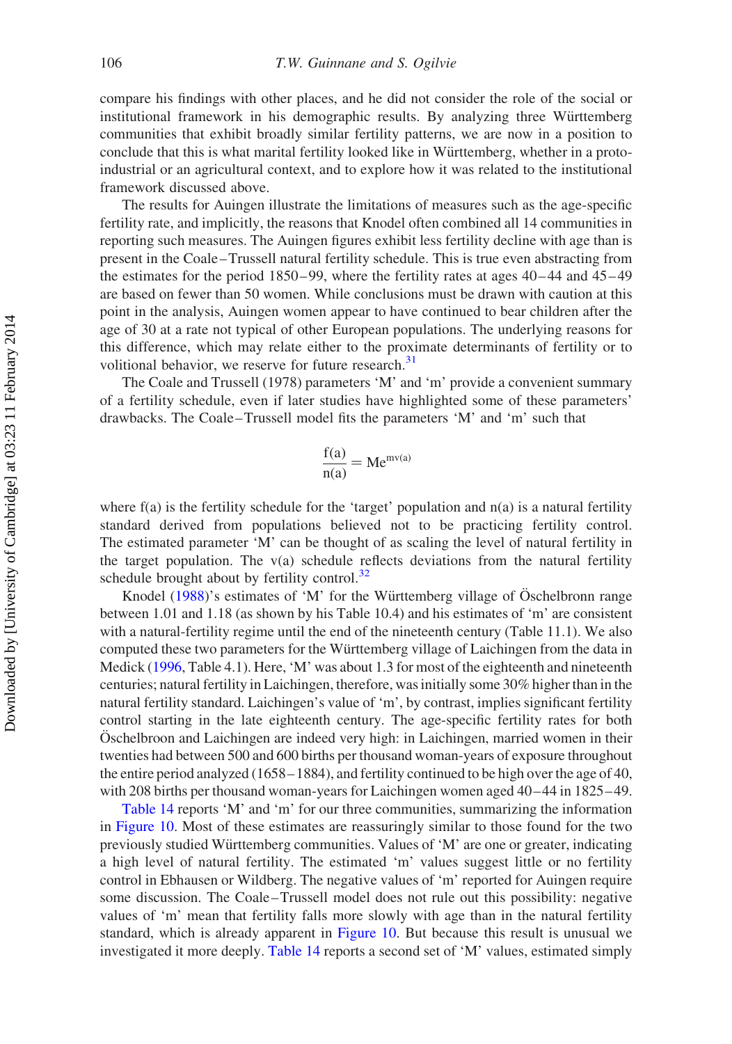compare his findings with other places, and he did not consider the role of the social or institutional framework in his demographic results. By analyzing three Württemberg communities that exhibit broadly similar fertility patterns, we are now in a position to conclude that this is what marital fertility looked like in Württemberg, whether in a proto-industrial or an agricultural context, and to explore how it was related to the institutional framework discussed above.

The results for Auingen illustrate the limitations of measures such as the age-specific fertility rate, and implicitly, the reasons that Knodel often combined all 14 communities in reporting such measures. The Auingen figures exhibit less fertility decline with age than is present in the Coale–Trussell natural fertility schedule. This is true even abstracting from the estimates for the period 1850–99, where the fertility rates at ages 40–44 and 45–49 are based on fewer than 50 women. While conclusions must be drawn with caution at this point in the analysis, Auingen women appear to have continued to bear children after the age of 30 at a rate not typical of other European populations. The underlying reasons for this difference, which may relate either to the proximate determinants of fertility or to volitional behavior, we reserve for future research.[31]

The Coale and Trussell (1978) parameters 'M' and 'm' provide a convenient summary of a fertility schedule, even if later studies have highlighted some of these parameters' drawbacks. The Coale–Trussell model fits the parameters 'M' and 'm' such that

$$\frac{f(a)}{n(a)} = Me^{mv(a)}$$

where f(a) is the fertility schedule for the 'target' population and n(a) is a natural fertility standard derived from populations believed not to be practicing fertility control. The estimated parameter 'M' can be thought of as scaling the level of natural fertility in the target population. The v(a) schedule reflects deviations from the natural fertility schedule brought about by fertility control.[32]

Knodel (1988)'s estimates of 'M' for the Württemberg village of Öschelbronn range between 1.01 and 1.18 (as shown by his Table 10.4) and his estimates of 'm' are consistent with a natural-fertility regime until the end of the nineteenth century (Table 11.1). We also computed these two parameters for the Württemberg village of Laichingen from the data in Medick (1996, Table 4.1). Here, 'M' was about 1.3 for most of the eighteenth and nineteenth centuries; natural fertility in Laichingen, therefore, was initially some 30% higher than in the natural fertility standard. Laichingen's value of 'm', by contrast, implies significant fertility control starting in the late eighteenth century. The age-specific fertility rates for both Öschelbroon and Laichingen are indeed very high: in Laichingen, married women in their twenties had between 500 and 600 births per thousand woman-years of exposure throughout the entire period analyzed (1658–1884), and fertility continued to be high over the age of 40, with 208 births per thousand woman-years for Laichingen women aged 40–44 in 1825–49.

Table 14 reports 'M' and 'm' for our three communities, summarizing the information in Figure 10. Most of these estimates are reassuringly similar to those found for the two previously studied Württemberg communities. Values of 'M' are one or greater, indicating a high level of natural fertility. The estimated 'm' values suggest little or no fertility control in Ebhausen or Wildberg. The negative values of 'm' reported for Auingen require some discussion. The Coale–Trussell model does not rule out this possibility: negative values of 'm' mean that fertility falls more slowly with age than in the natural fertility standard, which is already apparent in Figure 10. But because this result is unusual we investigated it more deeply. Table 14 reports a second set of 'M' values, estimated simply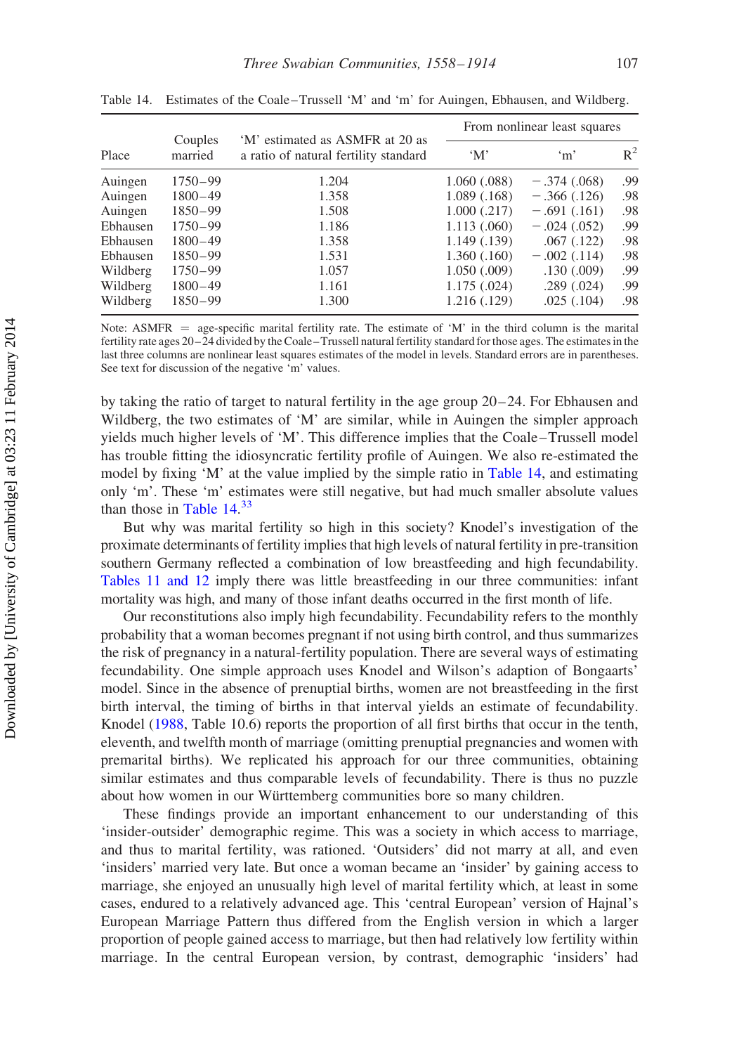Table 14. Estimates of the Coale–Trussell 'M' and 'm' for Auingen, Ebhausen, and Wildberg.

| Place | Couples married | 'M' estimated as ASMFR at 20 as a ratio of natural fertility standard | From nonlinear least squares | | |
|---|---|---|---|---|---|
| | | | 'M' | 'm' | $R^2$ |
| Auingen | 1750–99 | 1.204 | 1.060 (.088) | −.374 (.068) | .99 |
| Auingen | 1800–49 | 1.358 | 1.089 (.168) | −.366 (.126) | .98 |
| Auingen | 1850–99 | 1.508 | 1.000 (.217) | −.691 (.161) | .98 |
| Ebhausen | 1750–99 | 1.186 | 1.113 (.060) | −.024 (.052) | .99 |
| Ebhausen | 1800–49 | 1.358 | 1.149 (.139) | .067 (.122) | .98 |
| Ebhausen | 1850–99 | 1.531 | 1.360 (.160) | −.002 (.114) | .98 |
| Wildberg | 1750–99 | 1.057 | 1.050 (.009) | .130 (.009) | .99 |
| Wildberg | 1800–49 | 1.161 | 1.175 (.024) | .289 (.024) | .99 |
| Wildberg | 1850–99 | 1.300 | 1.216 (.129) | .025 (.104) | .98 |

Note: ASMFR = age-specific marital fertility rate. The estimate of 'M' in the third column is the marital fertility rate ages 20–24 divided by the Coale–Trussell natural fertility standard for those ages. The estimates in the last three columns are nonlinear least squares estimates of the model in levels. Standard errors are in parentheses. See text for discussion of the negative 'm' values.

by taking the ratio of target to natural fertility in the age group 20–24. For Ebhausen and Wildberg, the two estimates of 'M' are similar, while in Auingen the simpler approach yields much higher levels of 'M'. This difference implies that the Coale–Trussell model has trouble fitting the idiosyncratic fertility profile of Auingen. We also re-estimated the model by fixing 'M' at the value implied by the simple ratio in Table 14, and estimating only 'm'. These 'm' estimates were still negative, but had much smaller absolute values than those in Table 14.[33]

But why was marital fertility so high in this society? Knodel's investigation of the proximate determinants of fertility implies that high levels of natural fertility in pre-transition southern Germany reflected a combination of low breastfeeding and high fecundability. Tables 11 and 12 imply there was little breastfeeding in our three communities: infant mortality was high, and many of those infant deaths occurred in the first month of life.

Our reconstitutions also imply high fecundability. Fecundability refers to the monthly probability that a woman becomes pregnant if not using birth control, and thus summarizes the risk of pregnancy in a natural-fertility population. There are several ways of estimating fecundability. One simple approach uses Knodel and Wilson's adaption of Bongaarts' model. Since in the absence of prenuptial births, women are not breastfeeding in the first birth interval, the timing of births in that interval yields an estimate of fecundability. Knodel (1988, Table 10.6) reports the proportion of all first births that occur in the tenth, eleventh, and twelfth month of marriage (omitting prenuptial pregnancies and women with premarital births). We replicated his approach for our three communities, obtaining similar estimates and thus comparable levels of fecundability. There is thus no puzzle about how women in our Württemberg communities bore so many children.

These findings provide an important enhancement to our understanding of this 'insider-outsider' demographic regime. This was a society in which access to marriage, and thus to marital fertility, was rationed. 'Outsiders' did not marry at all, and even 'insiders' married very late. But once a woman became an 'insider' by gaining access to marriage, she enjoyed an unusually high level of marital fertility which, at least in some cases, endured to a relatively advanced age. This 'central European' version of Hajnal's European Marriage Pattern thus differed from the English version in which a larger proportion of people gained access to marriage, but then had relatively low fertility within marriage. In the central European version, by contrast, demographic 'insiders' had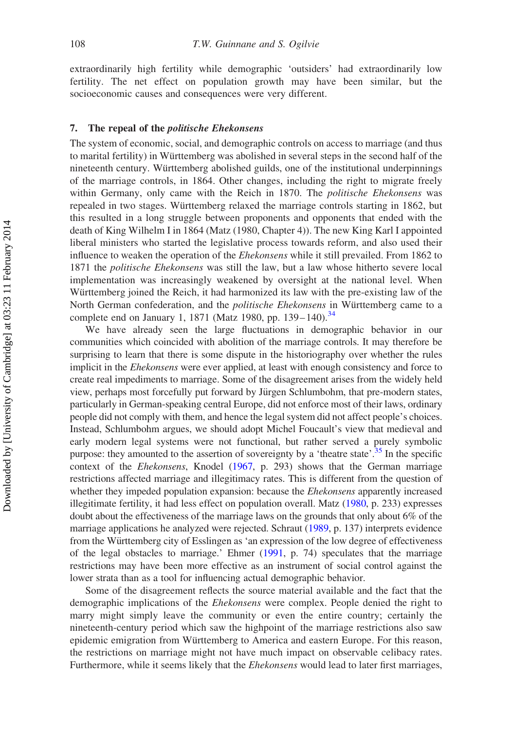extraordinarily high fertility while demographic 'outsiders' had extraordinarily low fertility. The net effect on population growth may have been similar, but the socioeconomic causes and consequences were very different.

## 7. The repeal of the *politische Ehekonsens*

The system of economic, social, and demographic controls on access to marriage (and thus to marital fertility) in Württemberg was abolished in several steps in the second half of the nineteenth century. Württemberg abolished guilds, one of the institutional underpinnings of the marriage controls, in 1864. Other changes, including the right to migrate freely within Germany, only came with the Reich in 1870. The *politische Ehekonsens* was repealed in two stages. Württemberg relaxed the marriage controls starting in 1862, but this resulted in a long struggle between proponents and opponents that ended with the death of King Wilhelm I in 1864 (Matz (1980, Chapter 4)). The new King Karl I appointed liberal ministers who started the legislative process towards reform, and also used their influence to weaken the operation of the *Ehekonsens* while it still prevailed. From 1862 to 1871 the *politische Ehekonsens* was still the law, but a law whose hitherto severe local implementation was increasingly weakened by oversight at the national level. When Württemberg joined the Reich, it had harmonized its law with the pre-existing law of the North German confederation, and the *politische Ehekonsens* in Württemberg came to a complete end on January 1, 1871 (Matz 1980, pp. 139–140).[34]

We have already seen the large fluctuations in demographic behavior in our communities which coincided with abolition of the marriage controls. It may therefore be surprising to learn that there is some dispute in the historiography over whether the rules implicit in the *Ehekonsens* were ever applied, at least with enough consistency and force to create real impediments to marriage. Some of the disagreement arises from the widely held view, perhaps most forcefully put forward by Jürgen Schlumbohm, that pre-modern states, particularly in German-speaking central Europe, did not enforce most of their laws, ordinary people did not comply with them, and hence the legal system did not affect people's choices. Instead, Schlumbohm argues, we should adopt Michel Foucault's view that medieval and early modern legal systems were not functional, but rather served a purely symbolic purpose: they amounted to the assertion of sovereignty by a 'theatre state'.[35] In the specific context of the *Ehekonsens*, Knodel (1967, p. 293) shows that the German marriage restrictions affected marriage and illegitimacy rates. This is different from the question of whether they impeded population expansion: because the *Ehekonsens* apparently increased illegitimate fertility, it had less effect on population overall. Matz (1980, p. 233) expresses doubt about the effectiveness of the marriage laws on the grounds that only about 6% of the marriage applications he analyzed were rejected. Schraut (1989, p. 137) interprets evidence from the Württemberg city of Esslingen as 'an expression of the low degree of effectiveness of the legal obstacles to marriage.' Ehmer (1991, p. 74) speculates that the marriage restrictions may have been more effective as an instrument of social control against the lower strata than as a tool for influencing actual demographic behavior.

Some of the disagreement reflects the source material available and the fact that the demographic implications of the *Ehekonsens* were complex. People denied the right to marry might simply leave the community or even the entire country; certainly the nineteenth-century period which saw the highpoint of the marriage restrictions also saw epidemic emigration from Württemberg to America and eastern Europe. For this reason, the restrictions on marriage might not have much impact on observable celibacy rates. Furthermore, while it seems likely that the *Ehekonsens* would lead to later first marriages,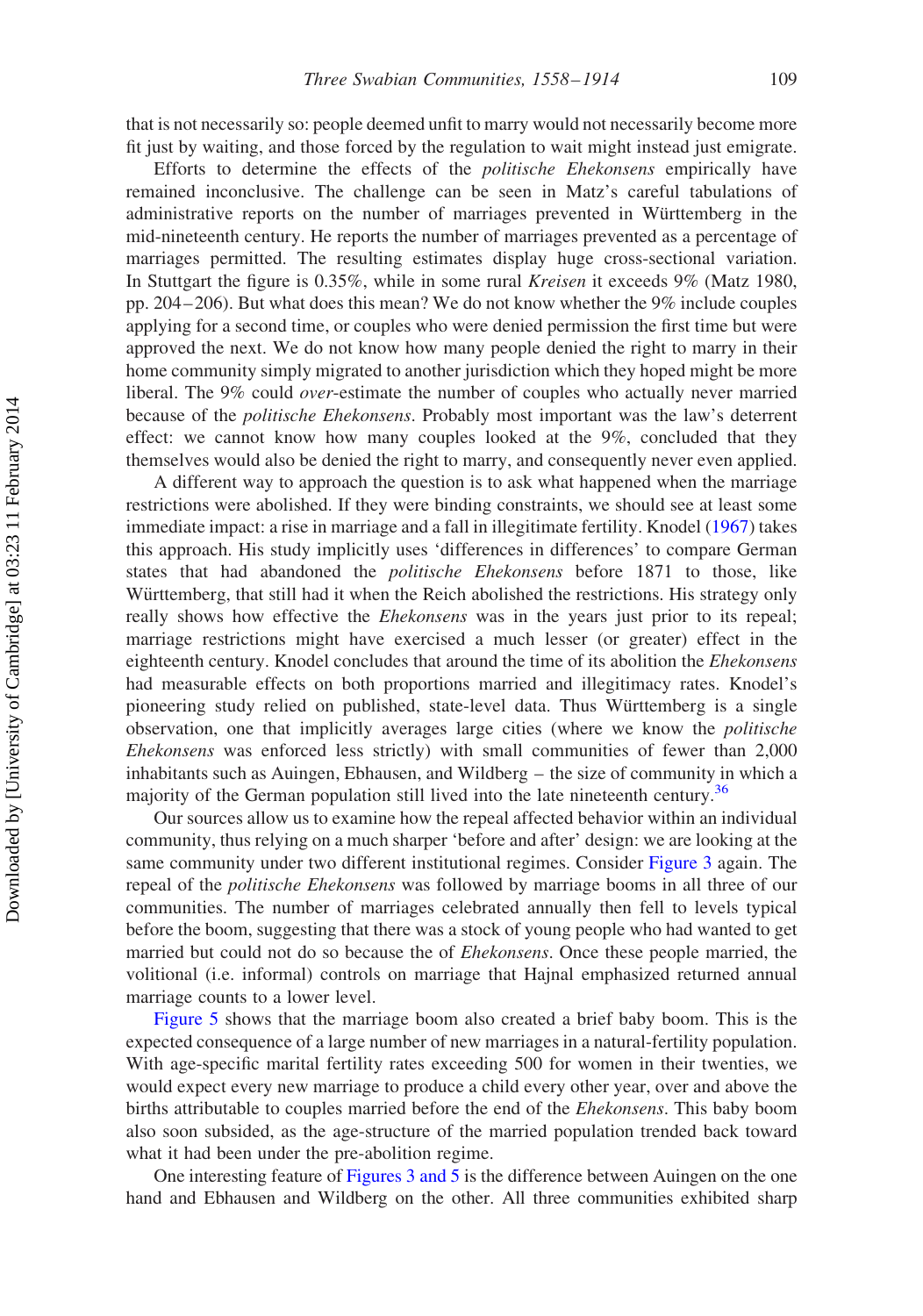that is not necessarily so: people deemed unfit to marry would not necessarily become more fit just by waiting, and those forced by the regulation to wait might instead just emigrate.

Efforts to determine the effects of the *politische Ehekonsens* empirically have remained inconclusive. The challenge can be seen in Matz's careful tabulations of administrative reports on the number of marriages prevented in Württemberg in the mid-nineteenth century. He reports the number of marriages prevented as a percentage of marriages permitted. The resulting estimates display huge cross-sectional variation. In Stuttgart the figure is 0.35%, while in some rural *Kreisen* it exceeds 9% (Matz 1980, pp. 204–206). But what does this mean? We do not know whether the 9% include couples applying for a second time, or couples who were denied permission the first time but were approved the next. We do not know how many people denied the right to marry in their home community simply migrated to another jurisdiction which they hoped might be more liberal. The 9% could *over*-estimate the number of couples who actually never married because of the *politische Ehekonsens*. Probably most important was the law's deterrent effect: we cannot know how many couples looked at the 9%, concluded that they themselves would also be denied the right to marry, and consequently never even applied.

A different way to approach the question is to ask what happened when the marriage restrictions were abolished. If they were binding constraints, we should see at least some immediate impact: a rise in marriage and a fall in illegitimate fertility. Knodel (1967) takes this approach. His study implicitly uses 'differences in differences' to compare German states that had abandoned the *politische Ehekonsens* before 1871 to those, like Württemberg, that still had it when the Reich abolished the restrictions. His strategy only really shows how effective the *Ehekonsens* was in the years just prior to its repeal; marriage restrictions might have exercised a much lesser (or greater) effect in the eighteenth century. Knodel concludes that around the time of its abolition the *Ehekonsens* had measurable effects on both proportions married and illegitimacy rates. Knodel's pioneering study relied on published, state-level data. Thus Württemberg is a single observation, one that implicitly averages large cities (where we know the *politische Ehekonsens* was enforced less strictly) with small communities of fewer than 2,000 inhabitants such as Auingen, Ebhausen, and Wildberg – the size of community in which a majority of the German population still lived into the late nineteenth century.[36]

Our sources allow us to examine how the repeal affected behavior within an individual community, thus relying on a much sharper 'before and after' design: we are looking at the same community under two different institutional regimes. Consider Figure 3 again. The repeal of the *politische Ehekonsens* was followed by marriage booms in all three of our communities. The number of marriages celebrated annually then fell to levels typical before the boom, suggesting that there was a stock of young people who had wanted to get married but could not do so because the of *Ehekonsens*. Once these people married, the volitional (i.e. informal) controls on marriage that Hajnal emphasized returned annual marriage counts to a lower level.

Figure 5 shows that the marriage boom also created a brief baby boom. This is the expected consequence of a large number of new marriages in a natural-fertility population. With age-specific marital fertility rates exceeding 500 for women in their twenties, we would expect every new marriage to produce a child every other year, over and above the births attributable to couples married before the end of the *Ehekonsens*. This baby boom also soon subsided, as the age-structure of the married population trended back toward what it had been under the pre-abolition regime.

One interesting feature of Figures 3 and 5 is the difference between Auingen on the one hand and Ebhausen and Wildberg on the other. All three communities exhibited sharp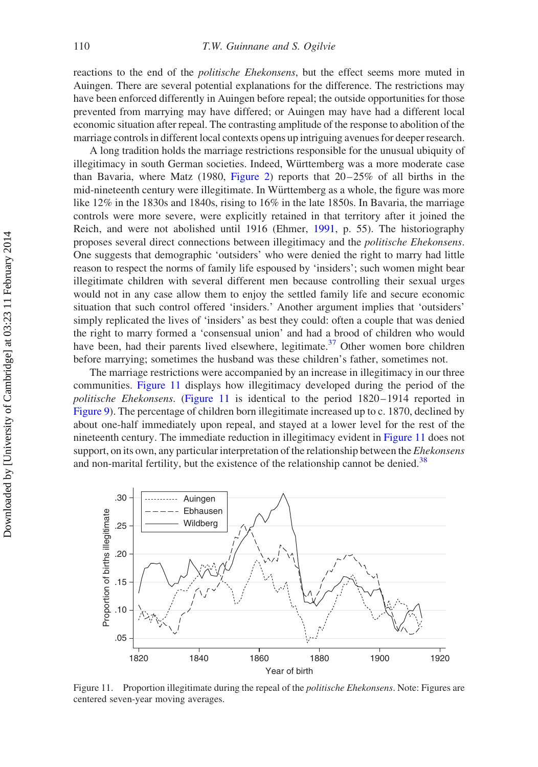reactions to the end of the *politische Ehekonsens*, but the effect seems more muted in Auingen. There are several potential explanations for the difference. The restrictions may have been enforced differently in Auingen before repeal; the outside opportunities for those prevented from marrying may have differed; or Auingen may have had a different local economic situation after repeal. The contrasting amplitude of the response to abolition of the marriage controls in different local contexts opens up intriguing avenues for deeper research.

A long tradition holds the marriage restrictions responsible for the unusual ubiquity of illegitimacy in south German societies. Indeed, Württemberg was a more moderate case than Bavaria, where Matz (1980, Figure 2) reports that 20–25% of all births in the mid-nineteenth century were illegitimate. In Württemberg as a whole, the figure was more like 12% in the 1830s and 1840s, rising to 16% in the late 1850s. In Bavaria, the marriage controls were more severe, were explicitly retained in that territory after it joined the Reich, and were not abolished until 1916 (Ehmer, 1991, p. 55). The historiography proposes several direct connections between illegitimacy and the *politische Ehekonsens*. One suggests that demographic 'outsiders' who were denied the right to marry had little reason to respect the norms of family life espoused by 'insiders'; such women might bear illegitimate children with several different men because controlling their sexual urges would not in any case allow them to enjoy the settled family life and secure economic situation that such control offered 'insiders.' Another argument implies that 'outsiders' simply replicated the lives of 'insiders' as best they could: often a couple that was denied the right to marry formed a 'consensual union' and had a brood of children who would have been, had their parents lived elsewhere, legitimate.[37] Other women bore children before marrying; sometimes the husband was these children's father, sometimes not.

The marriage restrictions were accompanied by an increase in illegitimacy in our three communities. Figure 11 displays how illegitimacy developed during the period of the *politische Ehekonsens*. (Figure 11 is identical to the period 1820–1914 reported in Figure 9). The percentage of children born illegitimate increased up to c. 1870, declined by about one-half immediately upon repeal, and stayed at a lower level for the rest of the nineteenth century. The immediate reduction in illegitimacy evident in Figure 11 does not support, on its own, any particular interpretation of the relationship between the *Ehekonsens* and non-marital fertility, but the existence of the relationship cannot be denied.[38]

Figure 11. Proportion illegitimate during the repeal of the *politische Ehekonsens*. Note: Figures are centered seven-year moving averages.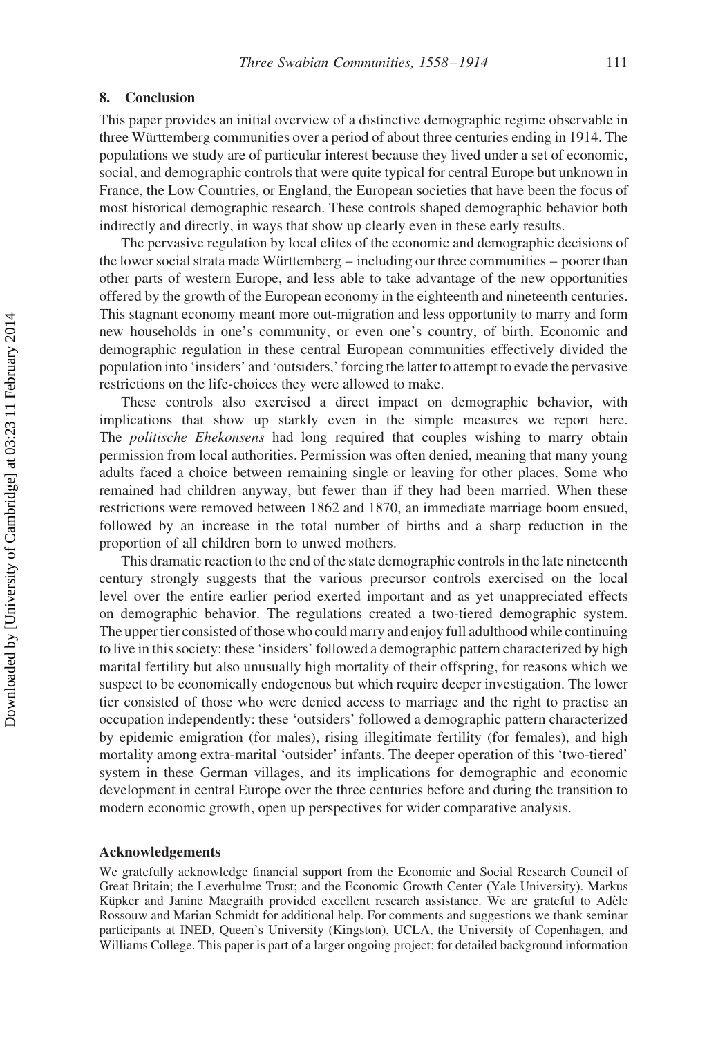## 8. Conclusion

This paper provides an initial overview of a distinctive demographic regime observable in three Württemberg communities over a period of about three centuries ending in 1914. The populations we study are of particular interest because they lived under a set of economic, social, and demographic controls that were quite typical for central Europe but unknown in France, the Low Countries, or England, the European societies that have been the focus of most historical demographic research. These controls shaped demographic behavior both indirectly and directly, in ways that show up clearly even in these early results.

The pervasive regulation by local elites of the economic and demographic decisions of the lower social strata made Württemberg – including our three communities – poorer than other parts of western Europe, and less able to take advantage of the new opportunities offered by the growth of the European economy in the eighteenth and nineteenth centuries. This stagnant economy meant more out-migration and less opportunity to marry and form new households in one's community, or even one's country, of birth. Economic and demographic regulation in these central European communities effectively divided the population into 'insiders' and 'outsiders,' forcing the latter to attempt to evade the pervasive restrictions on the life-choices they were allowed to make.

These controls also exercised a direct impact on demographic behavior, with implications that show up starkly even in the simple measures we report here. The *politische Ehekonsens* had long required that couples wishing to marry obtain permission from local authorities. Permission was often denied, meaning that many young adults faced a choice between remaining single or leaving for other places. Some who remained had children anyway, but fewer than if they had been married. When these restrictions were removed between 1862 and 1870, an immediate marriage boom ensued, followed by an increase in the total number of births and a sharp reduction in the proportion of all children born to unwed mothers.

This dramatic reaction to the end of the state demographic controls in the late nineteenth century strongly suggests that the various precursor controls exercised on the local level over the entire earlier period exerted important and as yet unappreciated effects on demographic behavior. The regulations created a two-tiered demographic system. The upper tier consisted of those who could marry and enjoy full adulthood while continuing to live in this society: these 'insiders' followed a demographic pattern characterized by high marital fertility but also unusually high mortality of their offspring, for reasons which we suspect to be economically endogenous but which require deeper investigation. The lower tier consisted of those who were denied access to marriage and the right to practise an occupation independently: these 'outsiders' followed a demographic pattern characterized by epidemic emigration (for males), rising illegitimate fertility (for females), and high mortality among extra-marital 'outsider' infants. The deeper operation of this 'two-tiered' system in these German villages, and its implications for demographic and economic development in central Europe over the three centuries before and during the transition to modern economic growth, open up perspectives for wider comparative analysis.

### Acknowledgements

We gratefully acknowledge financial support from the Economic and Social Research Council of Great Britain; the Leverhulme Trust; and the Economic Growth Center (Yale University). Markus Küpker and Janine Maegraith provided excellent research assistance. We are grateful to Adèle Rossouw and Marian Schmidt for additional help. For comments and suggestions we thank seminar participants at INED, Queen's University (Kingston), UCLA, the University of Copenhagen, and Williams College. This paper is part of a larger ongoing project; for detailed background information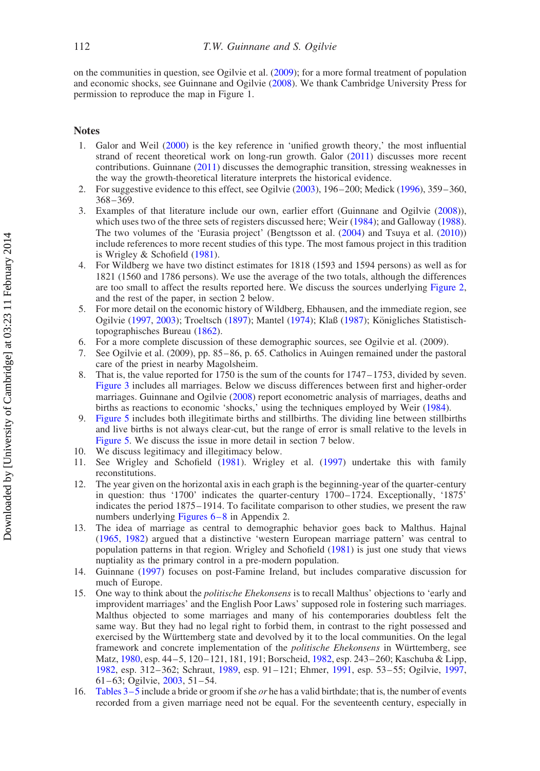on the communities in question, see Ogilvie et al. (2009); for a more formal treatment of population and economic shocks, see Guinnane and Ogilvie (2008). We thank Cambridge University Press for permission to reproduce the map in Figure 1.

## Notes

1. Galor and Weil (2000) is the key reference in 'unified growth theory,' the most influential strand of recent theoretical work on long-run growth. Galor (2011) discusses more recent contributions. Guinnane (2011) discusses the demographic transition, stressing weaknesses in the way the growth-theoretical literature interprets the historical evidence.
2. For suggestive evidence to this effect, see Ogilvie (2003), 196–200; Medick (1996), 359–360, 368–369.
3. Examples of that literature include our own, earlier effort (Guinnane and Ogilvie (2008)), which uses two of the three sets of registers discussed here; Weir (1984); and Galloway (1988). The two volumes of the 'Eurasia project' (Bengtsson et al. (2004) and Tsuya et al. (2010)) include references to more recent studies of this type. The most famous project in this tradition is Wrigley & Schofield (1981).
4. For Wildberg we have two distinct estimates for 1818 (1593 and 1594 persons) as well as for 1821 (1560 and 1786 persons). We use the average of the two totals, although the differences are too small to affect the results reported here. We discuss the sources underlying Figure 2, and the rest of the paper, in section 2 below.
5. For more detail on the economic history of Wildberg, Ebhausen, and the immediate region, see Ogilvie (1997, 2003); Troeltsch (1897); Mantel (1974); Klaß (1987); Königliches Statistisch-topographisches Bureau (1862).
6. For a more complete discussion of these demographic sources, see Ogilvie et al. (2009).
7. See Ogilvie et al. (2009), pp. 85–86, p. 65. Catholics in Auingen remained under the pastoral care of the priest in nearby Magolsheim.
8. That is, the value reported for 1750 is the sum of the counts for 1747–1753, divided by seven. Figure 3 includes all marriages. Below we discuss differences between first and higher-order marriages. Guinnane and Ogilvie (2008) report econometric analysis of marriages, deaths and births as reactions to economic 'shocks,' using the techniques employed by Weir (1984).
9. Figure 5 includes both illegitimate births and stillbirths. The dividing line between stillbirths and live births is not always clear-cut, but the range of error is small relative to the levels in Figure 5. We discuss the issue in more detail in section 7 below.
10. We discuss legitimacy and illegitimacy below.
11. See Wrigley and Schofield (1981). Wrigley et al. (1997) undertake this with family reconstitutions.
12. The year given on the horizontal axis in each graph is the beginning-year of the quarter-century in question: thus '1700' indicates the quarter-century 1700–1724. Exceptionally, '1875' indicates the period 1875–1914. To facilitate comparison to other studies, we present the raw numbers underlying Figures 6–8 in Appendix 2.
13. The idea of marriage as central to demographic behavior goes back to Malthus. Hajnal (1965, 1982) argued that a distinctive 'western European marriage pattern' was central to population patterns in that region. Wrigley and Schofield (1981) is just one study that views nuptiality as the primary control in a pre-modern population.
14. Guinnane (1997) focuses on post-Famine Ireland, but includes comparative discussion for much of Europe.
15. One way to think about the *politische Ehekonsens* is to recall Malthus' objections to 'early and improvident marriages' and the English Poor Laws' supposed role in fostering such marriages. Malthus objected to some marriages and many of his contemporaries doubtless felt the same way. But they had no legal right to forbid them, in contrast to the right possessed and exercised by the Württemberg state and devolved by it to the local communities. On the legal framework and concrete implementation of the *politische Ehekonsens* in Württemberg, see Matz, 1980, esp. 44–5, 120–121, 181, 191; Borscheid, 1982, esp. 243–260; Kaschuba & Lipp, 1982, esp. 312–362; Schraut, 1989, esp. 91–121; Ehmer, 1991, esp. 53–55; Ogilvie, 1997, 61–63; Ogilvie, 2003, 51–54.
16. Tables 3–5 include a bride or groom if she *or* he has a valid birthdate; that is, the number of events recorded from a given marriage need not be equal. For the seventeenth century, especially in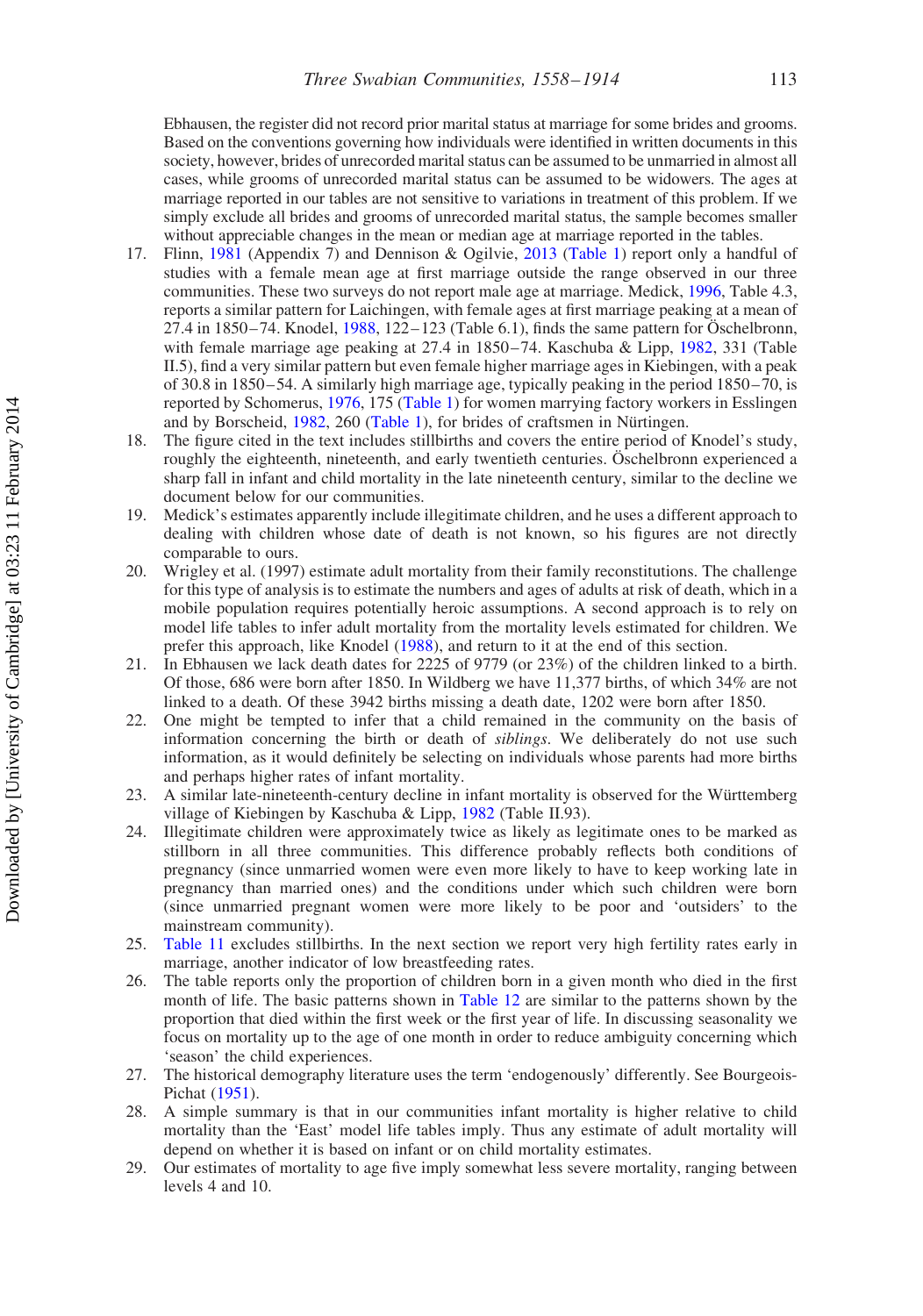Ebhausen, the register did not record prior marital status at marriage for some brides and grooms. Based on the conventions governing how individuals were identified in written documents in this society, however, brides of unrecorded marital status can be assumed to be unmarried in almost all cases, while grooms of unrecorded marital status can be assumed to be widowers. The ages at marriage reported in our tables are not sensitive to variations in treatment of this problem. If we simply exclude all brides and grooms of unrecorded marital status, the sample becomes smaller without appreciable changes in the mean or median age at marriage reported in the tables.

17. Flinn, 1981 (Appendix 7) and Dennison & Ogilvie, 2013 (Table 1) report only a handful of studies with a female mean age at first marriage outside the range observed in our three communities. These two surveys do not report male age at marriage. Medick, 1996, Table 4.3, reports a similar pattern for Laichingen, with female ages at first marriage peaking at a mean of 27.4 in 1850–74. Knodel, 1988, 122–123 (Table 6.1), finds the same pattern for Öschelbronn, with female marriage age peaking at 27.4 in 1850–74. Kaschuba & Lipp, 1982, 331 (Table II.5), find a very similar pattern but even female higher marriage ages in Kiebingen, with a peak of 30.8 in 1850–54. A similarly high marriage age, typically peaking in the period 1850–70, is reported by Schomerus, 1976, 175 (Table 1) for women marrying factory workers in Esslingen and by Borscheid, 1982, 260 (Table 1), for brides of craftsmen in Nürtingen.
18. The figure cited in the text includes stillbirths and covers the entire period of Knodel's study, roughly the eighteenth, nineteenth, and early twentieth centuries. Öschelbronn experienced a sharp fall in infant and child mortality in the late nineteenth century, similar to the decline we document below for our communities.
19. Medick's estimates apparently include illegitimate children, and he uses a different approach to dealing with children whose date of death is not known, so his figures are not directly comparable to ours.
20. Wrigley et al. (1997) estimate adult mortality from their family reconstitutions. The challenge for this type of analysis is to estimate the numbers and ages of adults at risk of death, which in a mobile population requires potentially heroic assumptions. A second approach is to rely on model life tables to infer adult mortality from the mortality levels estimated for children. We prefer this approach, like Knodel (1988), and return to it at the end of this section.
21. In Ebhausen we lack death dates for 2225 of 9779 (or 23%) of the children linked to a birth. Of those, 686 were born after 1850. In Wildberg we have 11,377 births, of which 34% are not linked to a death. Of these 3942 births missing a death date, 1202 were born after 1850.
22. One might be tempted to infer that a child remained in the community on the basis of information concerning the birth or death of *siblings*. We deliberately do not use such information, as it would definitely be selecting on individuals whose parents had more births and perhaps higher rates of infant mortality.
23. A similar late-nineteenth-century decline in infant mortality is observed for the Württemberg village of Kiebingen by Kaschuba & Lipp, 1982 (Table II.93).
24. Illegitimate children were approximately twice as likely as legitimate ones to be marked as stillborn in all three communities. This difference probably reflects both conditions of pregnancy (since unmarried women were even more likely to have to keep working late in pregnancy than married ones) and the conditions under which such children were born (since unmarried pregnant women were more likely to be poor and 'outsiders' to the mainstream community).
25. Table 11 excludes stillbirths. In the next section we report very high fertility rates early in marriage, another indicator of low breastfeeding rates.
26. The table reports only the proportion of children born in a given month who died in the first month of life. The basic patterns shown in Table 12 are similar to the patterns shown by the proportion that died within the first week or the first year of life. In discussing seasonality we focus on mortality up to the age of one month in order to reduce ambiguity concerning which 'season' the child experiences.
27. The historical demography literature uses the term 'endogenously' differently. See Bourgeois-Pichat (1951).
28. A simple summary is that in our communities infant mortality is higher relative to child mortality than the 'East' model life tables imply. Thus any estimate of adult mortality will depend on whether it is based on infant or on child mortality estimates.
29. Our estimates of mortality to age five imply somewhat less severe mortality, ranging between levels 4 and 10.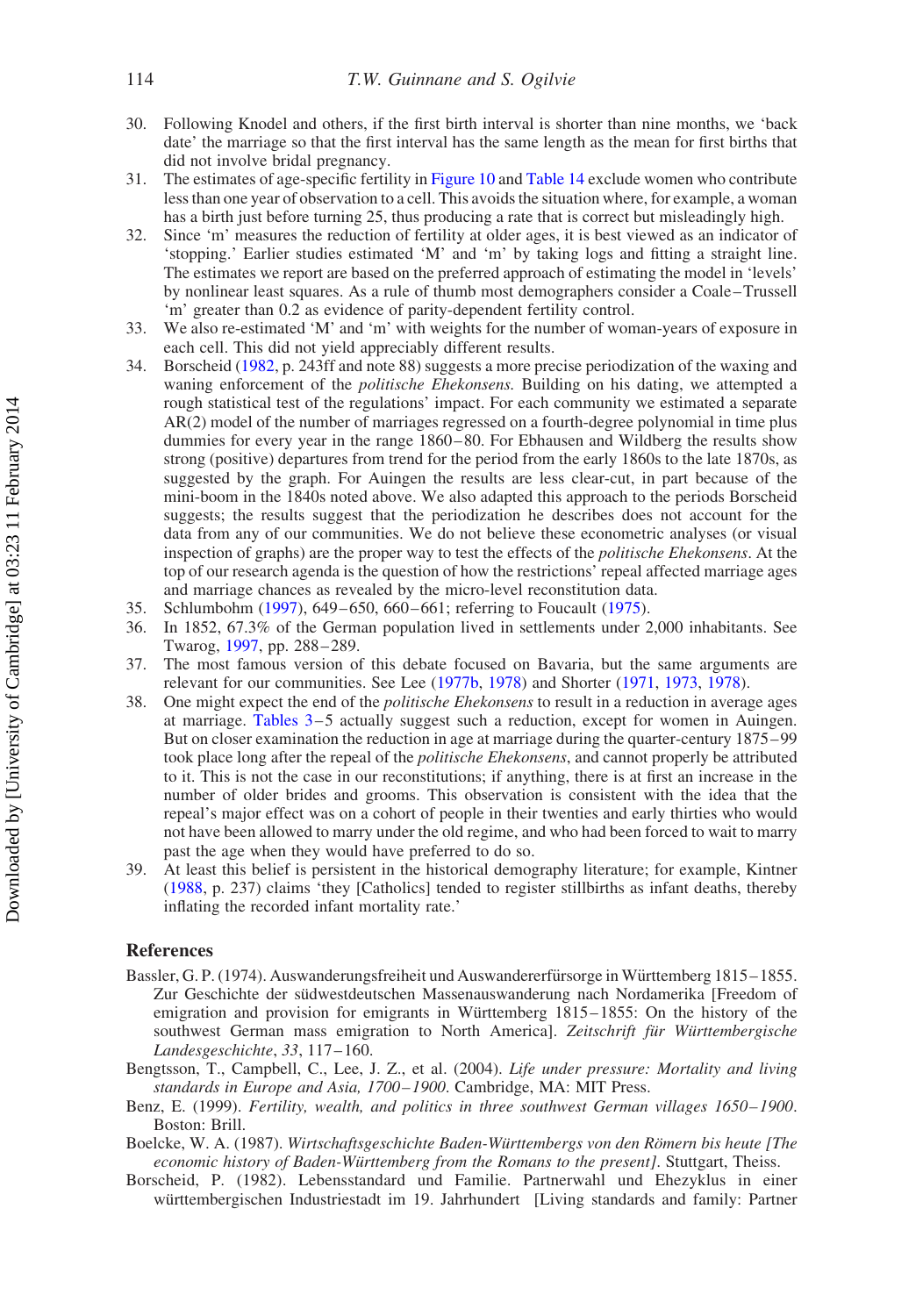30. Following Knodel and others, if the first birth interval is shorter than nine months, we 'back date' the marriage so that the first interval has the same length as the mean for first births that did not involve bridal pregnancy.
31. The estimates of age-specific fertility in Figure 10 and Table 14 exclude women who contribute less than one year of observation to a cell. This avoids the situation where, for example, a woman has a birth just before turning 25, thus producing a rate that is correct but misleadingly high.
32. Since 'm' measures the reduction of fertility at older ages, it is best viewed as an indicator of 'stopping.' Earlier studies estimated 'M' and 'm' by taking logs and fitting a straight line. The estimates we report are based on the preferred approach of estimating the model in 'levels' by nonlinear least squares. As a rule of thumb most demographers consider a Coale–Trussell 'm' greater than 0.2 as evidence of parity-dependent fertility control.
33. We also re-estimated 'M' and 'm' with weights for the number of woman-years of exposure in each cell. This did not yield appreciably different results.
34. Borscheid (1982, p. 243ff and note 88) suggests a more precise periodization of the waxing and waning enforcement of the *politische Ehekonsens.* Building on his dating, we attempted a rough statistical test of the regulations' impact. For each community we estimated a separate AR(2) model of the number of marriages regressed on a fourth-degree polynomial in time plus dummies for every year in the range 1860–80. For Ebhausen and Wildberg the results show strong (positive) departures from trend for the period from the early 1860s to the late 1870s, as suggested by the graph. For Auingen the results are less clear-cut, in part because of the mini-boom in the 1840s noted above. We also adapted this approach to the periods Borscheid suggests; the results suggest that the periodization he describes does not account for the data from any of our communities. We do not believe these econometric analyses (or visual inspection of graphs) are the proper way to test the effects of the *politische Ehekonsens*. At the top of our research agenda is the question of how the restrictions' repeal affected marriage ages and marriage chances as revealed by the micro-level reconstitution data.
35. Schlumbohm (1997), 649–650, 660–661; referring to Foucault (1975).
36. In 1852, 67.3% of the German population lived in settlements under 2,000 inhabitants. See Twarog, 1997, pp. 288–289.
37. The most famous version of this debate focused on Bavaria, but the same arguments are relevant for our communities. See Lee (1977b, 1978) and Shorter (1971, 1973, 1978).
38. One might expect the end of the *politische Ehekonsens* to result in a reduction in average ages at marriage. Tables 3–5 actually suggest such a reduction, except for women in Auingen. But on closer examination the reduction in age at marriage during the quarter-century 1875–99 took place long after the repeal of the *politische Ehekonsens*, and cannot properly be attributed to it. This is not the case in our reconstitutions; if anything, there is at first an increase in the number of older brides and grooms. This observation is consistent with the idea that the repeal's major effect was on a cohort of people in their twenties and early thirties who would not have been allowed to marry under the old regime, and who had been forced to wait to marry past the age when they would have preferred to do so.
39. At least this belief is persistent in the historical demography literature; for example, Kintner (1988, p. 237) claims 'they [Catholics] tended to register stillbirths as infant deaths, thereby inflating the recorded infant mortality rate.'

## References

Bassler, G. P. (1974). Auswanderungsfreiheit und Auswandererfürsorge in Württemberg 1815–1855. Zur Geschichte der südwestdeutschen Massenauswanderung nach Nordamerika [Freedom of emigration and provision for emigrants in Württemberg 1815–1855: On the history of the southwest German mass emigration to North America]. *Zeitschrift für Württembergische Landesgeschichte*, *33*, 117–160.

Bengtsson, T., Campbell, C., Lee, J. Z., et al. (2004). *Life under pressure: Mortality and living standards in Europe and Asia, 1700–1900*. Cambridge, MA: MIT Press.

Benz, E. (1999). *Fertility, wealth, and politics in three southwest German villages 1650–1900*. Boston: Brill.

Boelcke, W. A. (1987). *Wirtschaftsgeschichte Baden-Württembergs von den Römern bis heute [The economic history of Baden-Württemberg from the Romans to the present]*. Stuttgart, Theiss.

Borscheid, P. (1982). Lebensstandard und Familie. Partnerwahl und Ehezyklus in einer württembergischen Industriestadt im 19. Jahrhundert [Living standards and family: Partner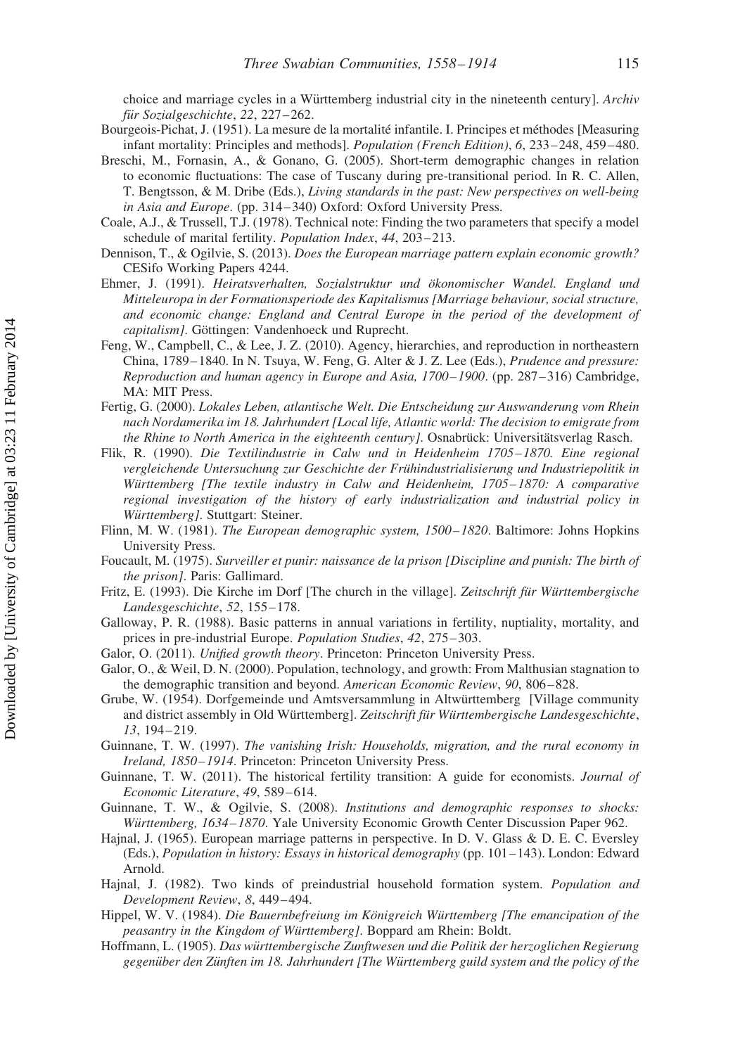choice and marriage cycles in a Württemberg industrial city in the nineteenth century]. *Archiv für Sozialgeschichte*, *22*, 227–262.

Bourgeois-Pichat, J. (1951). La mesure de la mortalité infantile. I. Principes et méthodes [Measuring infant mortality: Principles and methods]. *Population (French Edition)*, *6*, 233–248, 459–480.

Breschi, M., Fornasin, A., & Gonano, G. (2005). Short-term demographic changes in relation to economic fluctuations: The case of Tuscany during pre-transitional period. In R. C. Allen, T. Bengtsson, & M. Dribe (Eds.), *Living standards in the past: New perspectives on well-being in Asia and Europe*. (pp. 314–340) Oxford: Oxford University Press.

Coale, A.J., & Trussell, T.J. (1978). Technical note: Finding the two parameters that specify a model schedule of marital fertility. *Population Index*, *44*, 203–213.

Dennison, T., & Ogilvie, S. (2013). *Does the European marriage pattern explain economic growth?* CESifo Working Papers 4244.

Ehmer, J. (1991). *Heiratsverhalten, Sozialstruktur und ökonomischer Wandel. England und Mitteleuropa in der Formationsperiode des Kapitalismus [Marriage behaviour, social structure, and economic change: England and Central Europe in the period of the development of capitalism]*. Göttingen: Vandenhoeck und Ruprecht.

Feng, W., Campbell, C., & Lee, J. Z. (2010). Agency, hierarchies, and reproduction in northeastern China, 1789–1840. In N. Tsuya, W. Feng, G. Alter & J. Z. Lee (Eds.), *Prudence and pressure: Reproduction and human agency in Europe and Asia, 1700–1900*. (pp. 287–316) Cambridge, MA: MIT Press.

Fertig, G. (2000). *Lokales Leben, atlantische Welt. Die Entscheidung zur Auswanderung vom Rhein nach Nordamerika im 18. Jahrhundert [Local life, Atlantic world: The decision to emigrate from the Rhine to North America in the eighteenth century]*. Osnabrück: Universitätsverlag Rasch.

Flik, R. (1990). *Die Textilindustrie in Calw und in Heidenheim 1705–1870. Eine regional vergleichende Untersuchung zur Geschichte der Frühindustrialisierung und Industriepolitik in Württemberg [The textile industry in Calw and Heidenheim, 1705–1870: A comparative regional investigation of the history of early industrialization and industrial policy in Württemberg]*. Stuttgart: Steiner.

Flinn, M. W. (1981). *The European demographic system, 1500–1820*. Baltimore: Johns Hopkins University Press.

Foucault, M. (1975). *Surveiller et punir: naissance de la prison [Discipline and punish: The birth of the prison]*. Paris: Gallimard.

Fritz, E. (1993). Die Kirche im Dorf [The church in the village]. *Zeitschrift für Württembergische Landesgeschichte*, *52*, 155–178.

Galloway, P. R. (1988). Basic patterns in annual variations in fertility, nuptiality, mortality, and prices in pre-industrial Europe. *Population Studies*, *42*, 275–303.

Galor, O. (2011). *Unified growth theory*. Princeton: Princeton University Press.

Galor, O., & Weil, D. N. (2000). Population, technology, and growth: From Malthusian stagnation to the demographic transition and beyond. *American Economic Review*, *90*, 806–828.

Grube, W. (1954). Dorfgemeinde und Amtsversammlung in Altwürttemberg [Village community and district assembly in Old Württemberg]. *Zeitschrift für Württembergische Landesgeschichte*, *13*, 194–219.

Guinnane, T. W. (1997). *The vanishing Irish: Households, migration, and the rural economy in Ireland, 1850–1914*. Princeton: Princeton University Press.

Guinnane, T. W. (2011). The historical fertility transition: A guide for economists. *Journal of Economic Literature*, *49*, 589–614.

Guinnane, T. W., & Ogilvie, S. (2008). *Institutions and demographic responses to shocks: Württemberg, 1634–1870*. Yale University Economic Growth Center Discussion Paper 962.

Hajnal, J. (1965). European marriage patterns in perspective. In D. V. Glass & D. E. C. Eversley (Eds.), *Population in history: Essays in historical demography* (pp. 101–143). London: Edward Arnold.

Hajnal, J. (1982). Two kinds of preindustrial household formation system. *Population and Development Review*, *8*, 449–494.

Hippel, W. V. (1984). *Die Bauernbefreiung im Königreich Württemberg [The emancipation of the peasantry in the Kingdom of Württemberg]*. Boppard am Rhein: Boldt.

Hoffmann, L. (1905). *Das württembergische Zunftwesen und die Politik der herzoglichen Regierung gegenüber den Zünften im 18. Jahrhundert [The Württemberg guild system and the policy of the*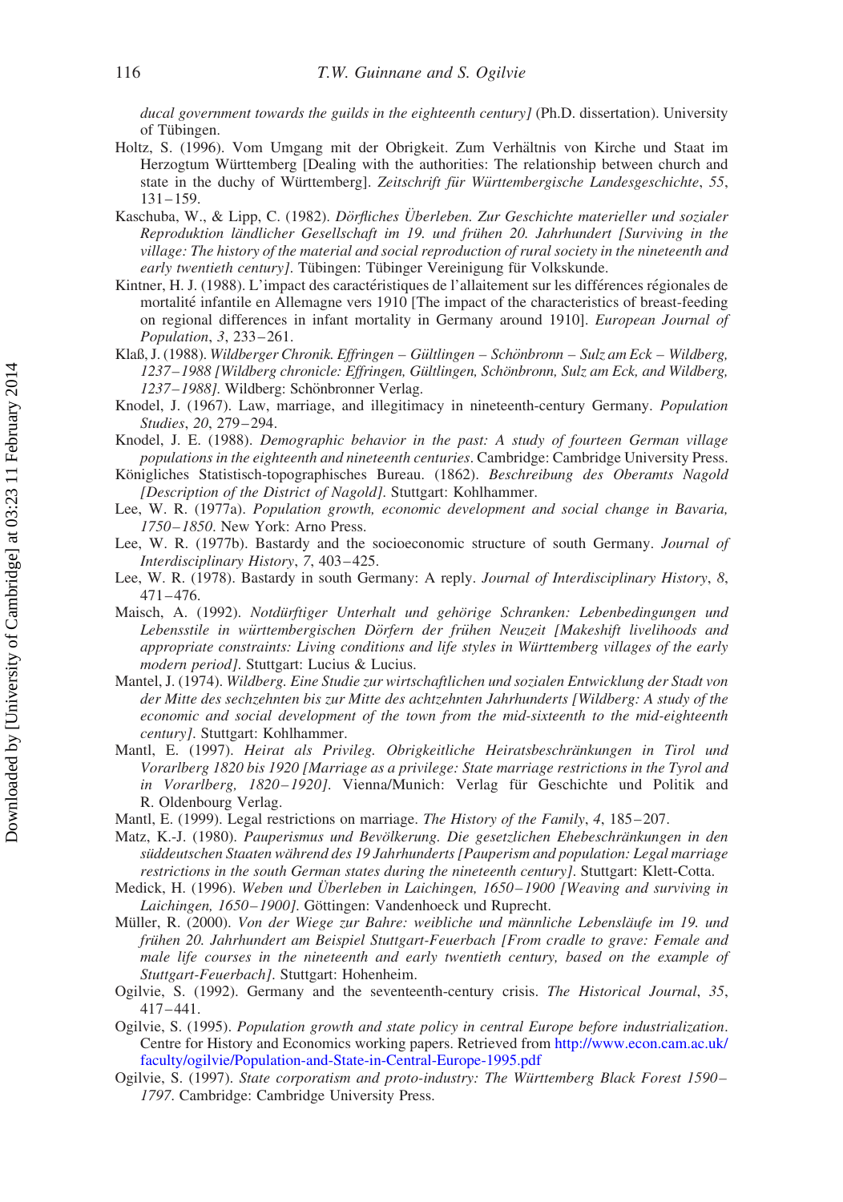*ducal government towards the guilds in the eighteenth century]* (Ph.D. dissertation). University of Tübingen.

Holtz, S. (1996). Vom Umgang mit der Obrigkeit. Zum Verhältnis von Kirche und Staat im Herzogtum Württemberg [Dealing with the authorities: The relationship between church and state in the duchy of Württemberg]. *Zeitschrift für Württembergische Landesgeschichte*, *55*, 131–159.

Kaschuba, W., & Lipp, C. (1982). *Dörfliches Überleben. Zur Geschichte materieller und sozialer Reproduktion ländlicher Gesellschaft im 19. und frühen 20. Jahrhundert [Surviving in the village: The history of the material and social reproduction of rural society in the nineteenth and early twentieth century]*. Tübingen: Tübinger Vereinigung für Volkskunde.

Kintner, H. J. (1988). L'impact des caractéristiques de l'allaitement sur les différences régionales de mortalité infantile en Allemagne vers 1910 [The impact of the characteristics of breast-feeding on regional differences in infant mortality in Germany around 1910]. *European Journal of Population*, *3*, 233–261.

Klaß, J. (1988). *Wildberger Chronik. Effringen – Gültlingen – Schönbronn – Sulz am Eck – Wildberg, 1237–1988 [Wildberg chronicle: Effringen, Gültlingen, Schönbronn, Sulz am Eck, and Wildberg, 1237–1988]*. Wildberg: Schönbronner Verlag.

Knodel, J. (1967). Law, marriage, and illegitimacy in nineteenth-century Germany. *Population Studies*, *20*, 279–294.

Knodel, J. E. (1988). *Demographic behavior in the past: A study of fourteen German village populations in the eighteenth and nineteenth centuries*. Cambridge: Cambridge University Press.

Königliches Statistisch-topographisches Bureau. (1862). *Beschreibung des Oberamts Nagold [Description of the District of Nagold]*. Stuttgart: Kohlhammer.

Lee, W. R. (1977a). *Population growth, economic development and social change in Bavaria, 1750–1850*. New York: Arno Press.

Lee, W. R. (1977b). Bastardy and the socioeconomic structure of south Germany. *Journal of Interdisciplinary History*, *7*, 403–425.

Lee, W. R. (1978). Bastardy in south Germany: A reply. *Journal of Interdisciplinary History*, *8*, 471–476.

Maisch, A. (1992). *Notdürftiger Unterhalt und gehörige Schranken: Lebenbedingungen und Lebensstile in württembergischen Dörfern der frühen Neuzeit [Makeshift livelihoods and appropriate constraints: Living conditions and life styles in Württemberg villages of the early modern period]*. Stuttgart: Lucius & Lucius.

Mantel, J. (1974). *Wildberg. Eine Studie zur wirtschaftlichen und sozialen Entwicklung der Stadt von der Mitte des sechzehnten bis zur Mitte des achtzehnten Jahrhunderts [Wildberg: A study of the economic and social development of the town from the mid-sixteenth to the mid-eighteenth century]*. Stuttgart: Kohlhammer.

Mantl, E. (1997). *Heirat als Privileg. Obrigkeitliche Heiratsbeschränkungen in Tirol und Vorarlberg 1820 bis 1920 [Marriage as a privilege: State marriage restrictions in the Tyrol and in Vorarlberg, 1820–1920]*. Vienna/Munich: Verlag für Geschichte und Politik and R. Oldenbourg Verlag.

Mantl, E. (1999). Legal restrictions on marriage. *The History of the Family*, *4*, 185–207.

Matz, K.-J. (1980). *Pauperismus und Bevölkerung. Die gesetzlichen Ehebeschränkungen in den süddeutschen Staaten während des 19 Jahrhunderts [Pauperism and population: Legal marriage restrictions in the south German states during the nineteenth century]*. Stuttgart: Klett-Cotta.

Medick, H. (1996). *Weben und Überleben in Laichingen, 1650–1900 [Weaving and surviving in Laichingen, 1650–1900]*. Göttingen: Vandenhoeck und Ruprecht.

Müller, R. (2000). *Von der Wiege zur Bahre: weibliche und männliche Lebensläufe im 19. und frühen 20. Jahrhundert am Beispiel Stuttgart-Feuerbach [From cradle to grave: Female and male life courses in the nineteenth and early twentieth century, based on the example of Stuttgart-Feuerbach]*. Stuttgart: Hohenheim.

Ogilvie, S. (1992). Germany and the seventeenth-century crisis. *The Historical Journal*, *35*, 417–441.

Ogilvie, S. (1995). *Population growth and state policy in central Europe before industrialization*. Centre for History and Economics working papers. Retrieved from http://www.econ.cam.ac.uk/faculty/ogilvie/Population-and-State-in-Central-Europe-1995.pdf

Ogilvie, S. (1997). *State corporatism and proto-industry: The Württemberg Black Forest 1590–1797*. Cambridge: Cambridge University Press.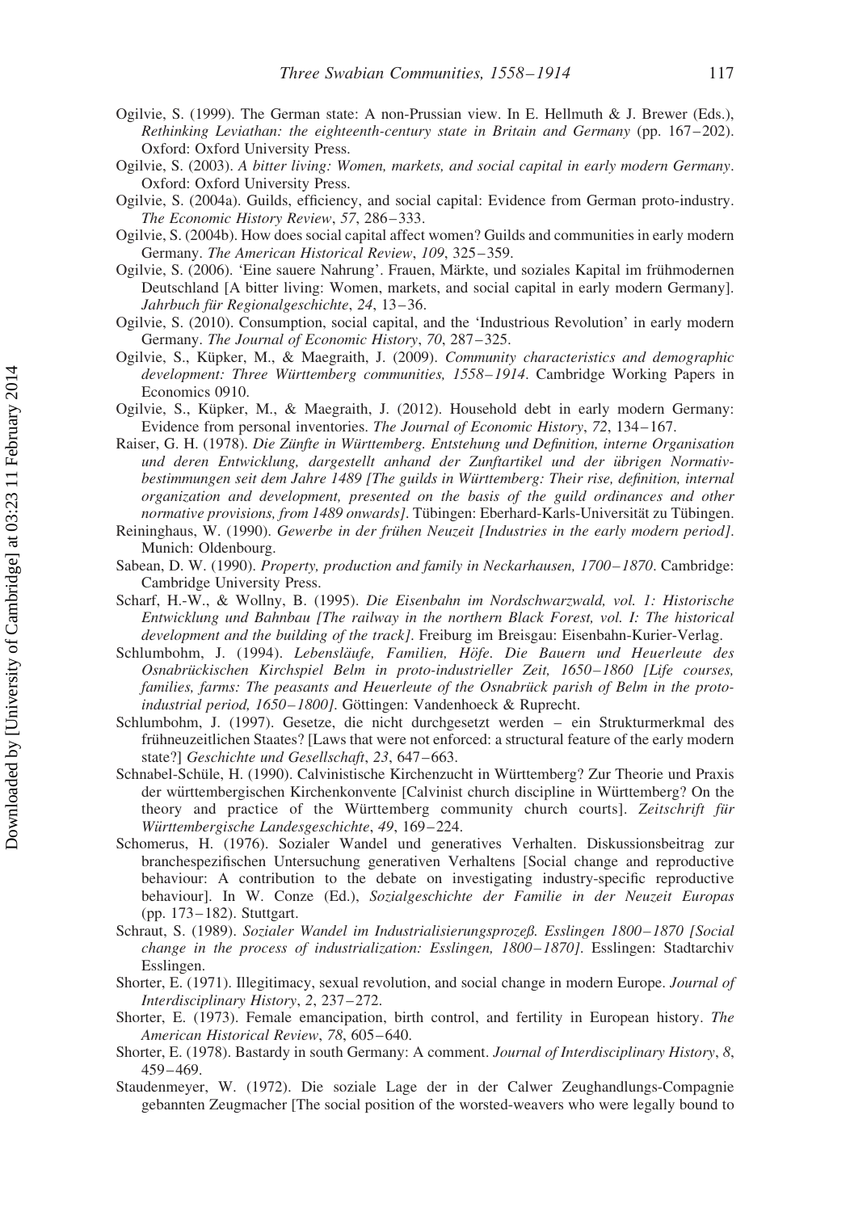Ogilvie, S. (1999). The German state: A non-Prussian view. In E. Hellmuth & J. Brewer (Eds.), *Rethinking Leviathan: the eighteenth-century state in Britain and Germany* (pp. 167–202). Oxford: Oxford University Press.

Ogilvie, S. (2003). *A bitter living: Women, markets, and social capital in early modern Germany*. Oxford: Oxford University Press.

Ogilvie, S. (2004a). Guilds, efficiency, and social capital: Evidence from German proto-industry. *The Economic History Review*, *57*, 286–333.

Ogilvie, S. (2004b). How does social capital affect women? Guilds and communities in early modern Germany. *The American Historical Review*, *109*, 325–359.

Ogilvie, S. (2006). 'Eine sauere Nahrung'. Frauen, Märkte, und soziales Kapital im frühmodernen Deutschland [A bitter living: Women, markets, and social capital in early modern Germany]. *Jahrbuch für Regionalgeschichte*, *24*, 13–36.

Ogilvie, S. (2010). Consumption, social capital, and the 'Industrious Revolution' in early modern Germany. *The Journal of Economic History*, *70*, 287–325.

Ogilvie, S., Küpker, M., & Maegraith, J. (2009). *Community characteristics and demographic development: Three Württemberg communities, 1558–1914*. Cambridge Working Papers in Economics 0910.

Ogilvie, S., Küpker, M., & Maegraith, J. (2012). Household debt in early modern Germany: Evidence from personal inventories. *The Journal of Economic History*, *72*, 134–167.

Raiser, G. H. (1978). *Die Zünfte in Württemberg. Entstehung und Definition, interne Organisation und deren Entwicklung, dargestellt anhand der Zunftartikel und der übrigen Normativbestimmungen seit dem Jahre 1489 [The guilds in Württemberg: Their rise, definition, internal organization and development, presented on the basis of the guild ordinances and other normative provisions, from 1489 onwards]*. Tübingen: Eberhard-Karls-Universität zu Tübingen.

Reininghaus, W. (1990). *Gewerbe in der frühen Neuzeit [Industries in the early modern period]*. Munich: Oldenbourg.

Sabean, D. W. (1990). *Property, production and family in Neckarhausen, 1700–1870*. Cambridge: Cambridge University Press.

Scharf, H.-W., & Wollny, B. (1995). *Die Eisenbahn im Nordschwarzwald, vol. 1: Historische Entwicklung und Bahnbau [The railway in the northern Black Forest, vol. I: The historical development and the building of the track]*. Freiburg im Breisgau: Eisenbahn-Kurier-Verlag.

Schlumbohm, J. (1994). *Lebensläufe, Familien, Höfe. Die Bauern und Heuerleute des Osnabrückischen Kirchspiel Belm in proto-industrieller Zeit, 1650–1860 [Life courses, families, farms: The peasants and Heuerleute of the Osnabrück parish of Belm in the proto-industrial period, 1650–1800]*. Göttingen: Vandenhoeck & Ruprecht.

Schlumbohm, J. (1997). Gesetze, die nicht durchgesetzt werden – ein Strukturmerkmal des frühneuzeitlichen Staates? [Laws that were not enforced: a structural feature of the early modern state?] *Geschichte und Gesellschaft*, *23*, 647–663.

Schnabel-Schüle, H. (1990). Calvinistische Kirchenzucht in Württemberg? Zur Theorie und Praxis der württembergischen Kirchenkonvente [Calvinist church discipline in Württemberg? On the theory and practice of the Württemberg community church courts]. *Zeitschrift für Württembergische Landesgeschichte*, *49*, 169–224.

Schomerus, H. (1976). Sozialer Wandel und generatives Verhalten. Diskussionsbeitrag zur branchespezifischen Untersuchung generativen Verhaltens [Social change and reproductive behaviour: A contribution to the debate on investigating industry-specific reproductive behaviour]. In W. Conze (Ed.), *Sozialgeschichte der Familie in der Neuzeit Europas* (pp. 173–182). Stuttgart.

Schraut, S. (1989). *Sozialer Wandel im Industrialisierungsprozeß. Esslingen 1800–1870 [Social change in the process of industrialization: Esslingen, 1800–1870]*. Esslingen: Stadtarchiv Esslingen.

Shorter, E. (1971). Illegitimacy, sexual revolution, and social change in modern Europe. *Journal of Interdisciplinary History*, *2*, 237–272.

Shorter, E. (1973). Female emancipation, birth control, and fertility in European history. *The American Historical Review*, *78*, 605–640.

Shorter, E. (1978). Bastardy in south Germany: A comment. *Journal of Interdisciplinary History*, *8*, 459–469.

Staudenmeyer, W. (1972). Die soziale Lage der in der Calwer Zeughandlungs-Compagnie gebannten Zeugmacher [The social position of the worsted-weavers who were legally bound to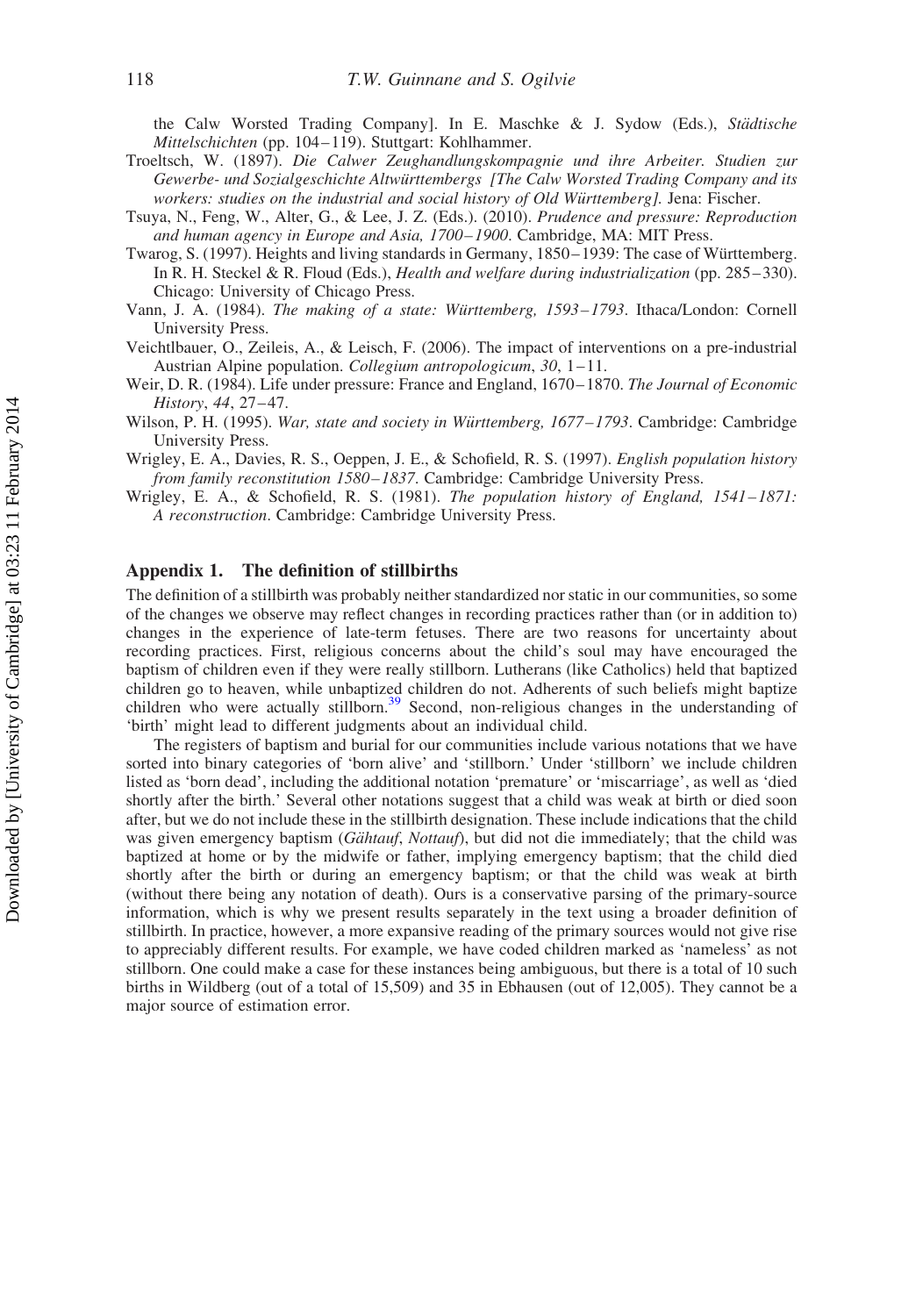the Calw Worsted Trading Company]. In E. Maschke & J. Sydow (Eds.), *Städtische Mittelschichten* (pp. 104–119). Stuttgart: Kohlhammer.

Troeltsch, W. (1897). *Die Calwer Zeughandlungskompagnie und ihre Arbeiter. Studien zur Gewerbe- und Sozialgeschichte Altwürttembergs [The Calw Worsted Trading Company and its workers: studies on the industrial and social history of Old Württemberg].* Jena: Fischer.

Tsuya, N., Feng, W., Alter, G., & Lee, J. Z. (Eds.). (2010). *Prudence and pressure: Reproduction and human agency in Europe and Asia, 1700–1900*. Cambridge, MA: MIT Press.

Twarog, S. (1997). Heights and living standards in Germany, 1850–1939: The case of Württemberg. In R. H. Steckel & R. Floud (Eds.), *Health and welfare during industrialization* (pp. 285–330). Chicago: University of Chicago Press.

Vann, J. A. (1984). *The making of a state: Württemberg, 1593–1793*. Ithaca/London: Cornell University Press.

Veichtlbauer, O., Zeileis, A., & Leisch, F. (2006). The impact of interventions on a pre-industrial Austrian Alpine population. *Collegium antropologicum*, *30*, 1–11.

Weir, D. R. (1984). Life under pressure: France and England, 1670–1870. *The Journal of Economic History*, *44*, 27–47.

Wilson, P. H. (1995). *War, state and society in Württemberg, 1677–1793*. Cambridge: Cambridge University Press.

Wrigley, E. A., Davies, R. S., Oeppen, J. E., & Schofield, R. S. (1997). *English population history from family reconstitution 1580–1837*. Cambridge: Cambridge University Press.

Wrigley, E. A., & Schofield, R. S. (1981). *The population history of England, 1541–1871: A reconstruction*. Cambridge: Cambridge University Press.

## Appendix 1. The definition of stillbirths

The definition of a stillbirth was probably neither standardized nor static in our communities, so some of the changes we observe may reflect changes in recording practices rather than (or in addition to) changes in the experience of late-term fetuses. There are two reasons for uncertainty about recording practices. First, religious concerns about the child's soul may have encouraged the baptism of children even if they were really stillborn. Lutherans (like Catholics) held that baptized children go to heaven, while unbaptized children do not. Adherents of such beliefs might baptize children who were actually stillborn.[39] Second, non-religious changes in the understanding of 'birth' might lead to different judgments about an individual child.

The registers of baptism and burial for our communities include various notations that we have sorted into binary categories of 'born alive' and 'stillborn.' Under 'stillborn' we include children listed as 'born dead', including the additional notation 'premature' or 'miscarriage', as well as 'died shortly after the birth.' Several other notations suggest that a child was weak at birth or died soon after, but we do not include these in the stillbirth designation. These include indications that the child was given emergency baptism (*Gähtauf*, *Nottauf*), but did not die immediately; that the child was baptized at home or by the midwife or father, implying emergency baptism; that the child died shortly after the birth or during an emergency baptism; or that the child was weak at birth (without there being any notation of death). Ours is a conservative parsing of the primary-source information, which is why we present results separately in the text using a broader definition of stillbirth. In practice, however, a more expansive reading of the primary sources would not give rise to appreciably different results. For example, we have coded children marked as 'nameless' as not stillborn. One could make a case for these instances being ambiguous, but there is a total of 10 such births in Wildberg (out of a total of 15,509) and 35 in Ebhausen (out of 12,005). They cannot be a major source of estimation error.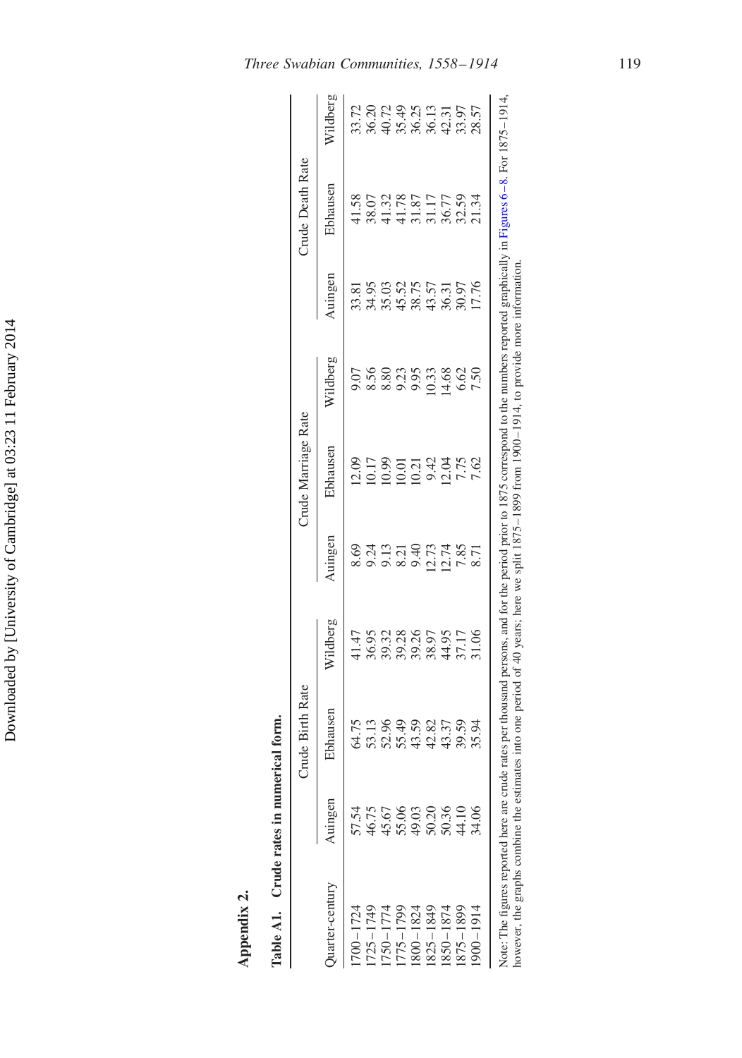## Appendix 2.

**Table A1. Crude rates in numerical form.**

| | Crude Birth Rate | | | Crude Marriage Rate | | | Crude Death Rate | | |
|---|---|---|---|---|---|---|---|---|---|
| Quarter-century | Auingen | Ebhausen | Wildberg | Auingen | Ebhausen | Wildberg | Auingen | Ebhausen | Wildberg |
| 1700–1724 | 57.54 | 64.75 | 41.47 | 8.69 | 12.09 | 9.07 | 33.81 | 41.58 | 33.72 |
| 1725–1749 | 46.75 | 53.13 | 36.95 | 9.24 | 10.17 | 8.56 | 34.95 | 38.07 | 36.20 |
| 1750–1774 | 45.67 | 52.96 | 39.32 | 9.13 | 10.99 | 8.80 | 35.03 | 41.32 | 40.72 |
| 1775–1799 | 55.06 | 55.49 | 39.28 | 8.21 | 10.01 | 9.23 | 45.52 | 41.78 | 35.49 |
| 1800–1824 | 49.03 | 43.59 | 39.26 | 9.40 | 10.21 | 9.95 | 38.75 | 31.87 | 36.25 |
| 1825–1849 | 50.20 | 42.82 | 38.97 | 12.73 | 9.42 | 10.33 | 43.57 | 31.17 | 36.13 |
| 1850–1874 | 50.36 | 43.37 | 44.95 | 12.74 | 12.04 | 14.68 | 36.31 | 36.77 | 42.31 |
| 1875–1899 | 44.10 | 39.59 | 37.17 | 7.85 | 7.75 | 6.62 | 30.97 | 32.59 | 33.97 |
| 1900–1914 | 34.06 | 35.94 | 31.06 | 8.71 | 7.62 | 7.50 | 17.76 | 21.34 | 28.57 |

Note: The figures reported here are crude rates per thousand persons, and for the period prior to 1875 correspond to the numbers reported graphically in Figures 6–8. For 1875–1914, however, the graphs combine the estimates into one period of 40 years; here we split 1875–1899 from 1900–1914, to provide more information.